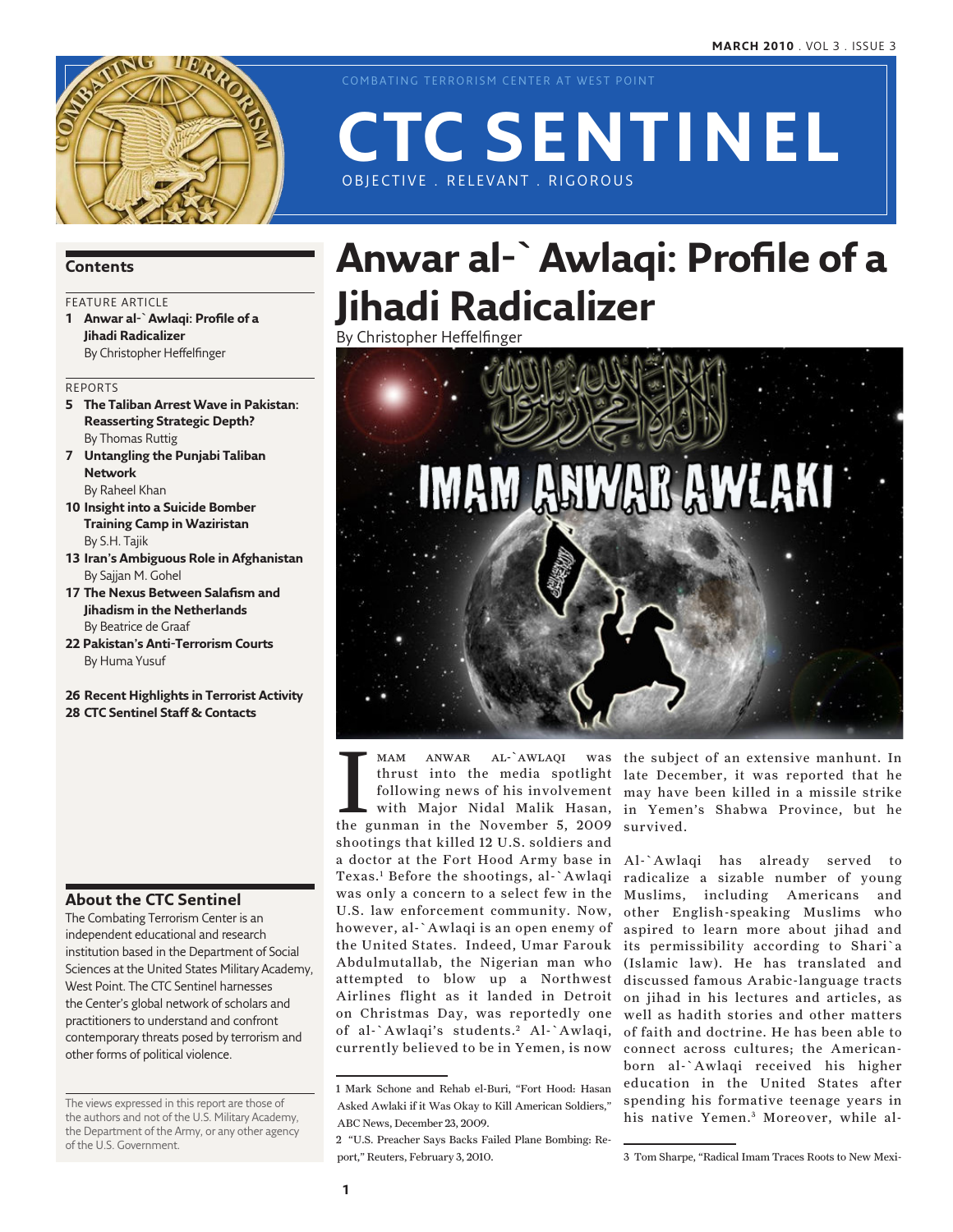# CTC SENTINEL

COMBATING TERRORISM CENTER AT WEST POINT

OBJECTIVE . RELEVANT . RIGOROUS

MARCH 2010 . VOL 3 . ISSUE 3

## Contents

FEATURE ARTICLE

**1 Anwar al-`Awlaqi: Profile of a Jihadi Radicalizer**
By Christopher Heffelfinger

REPORTS

**5 The Taliban Arrest Wave in Pakistan: Reasserting Strategic Depth?**
By Thomas Ruttig

**7 Untangling the Punjabi Taliban Network**
By Raheel Khan

**10 Insight into a Suicide Bomber Training Camp in Waziristan**
By S.H. Tajik

**13 Iran's Ambiguous Role in Afghanistan**
By Sajjan M. Gohel

**17 The Nexus Between Salafism and Jihadism in the Netherlands**
By Beatrice de Graaf

**22 Pakistan's Anti-Terrorism Courts**
By Huma Yusuf

**26 Recent Highlights in Terrorist Activity**

**28 CTC Sentinel Staff & Contacts**

## About the CTC Sentinel

The Combating Terrorism Center is an independent educational and research institution based in the Department of Social Sciences at the United States Military Academy, West Point. The CTC Sentinel harnesses the Center's global network of scholars and practitioners to understand and confront contemporary threats posed by terrorism and other forms of political violence.

The views expressed in this report are those of the authors and not of the U.S. Military Academy, the Department of the Army, or any other agency of the U.S. Government.

# Anwar al-`Awlaqi: Profile of a Jihadi Radicalizer

By Christopher Heffelfinger

Imam Anwar al-`Awlaqi was thrust into the media spotlight following news of his involvement with Major Nidal Malik Hasan, the gunman in the November 5, 2009 shootings that killed 12 U.S. soldiers and a doctor at the Fort Hood Army base in Texas.[1] Before the shootings, al-`Awlaqi was only a concern to a select few in the U.S. law enforcement community. Now, however, al-`Awlaqi is an open enemy of the United States. Indeed, Umar Farouk Abdulmutallab, the Nigerian man who attempted to blow up a Northwest Airlines flight as it landed in Detroit on Christmas Day, was reportedly one of al-`Awlaqi's students.[2] Al-`Awlaqi, currently believed to be in Yemen, is now the subject of an extensive manhunt. In late December, it was reported that he may have been killed in a missile strike in Yemen's Shabwa Province, but he survived.

Al-`Awlaqi has already served to radicalize a sizable number of young Muslims, including Americans and other English-speaking Muslims who aspired to learn more about jihad and its permissibility according to Shari`a (Islamic law). He has translated and discussed famous Arabic-language tracts on jihad in his lectures and articles, as well as hadith stories and other matters of faith and doctrine. He has been able to connect across cultures; the American-born al-`Awlaqi received his higher education in the United States after spending his formative teenage years in his native Yemen.[3] Moreover, while al-

---

1 Mark Schone and Rehab el-Buri, "Fort Hood: Hasan Asked Awlaki if it Was Okay to Kill American Soldiers," ABC News, December 23, 2009.

2 "U.S. Preacher Says Backs Failed Plane Bombing: Report," Reuters, February 3, 2010.

3 Tom Sharpe, "Radical Imam Traces Roots to New Mexi-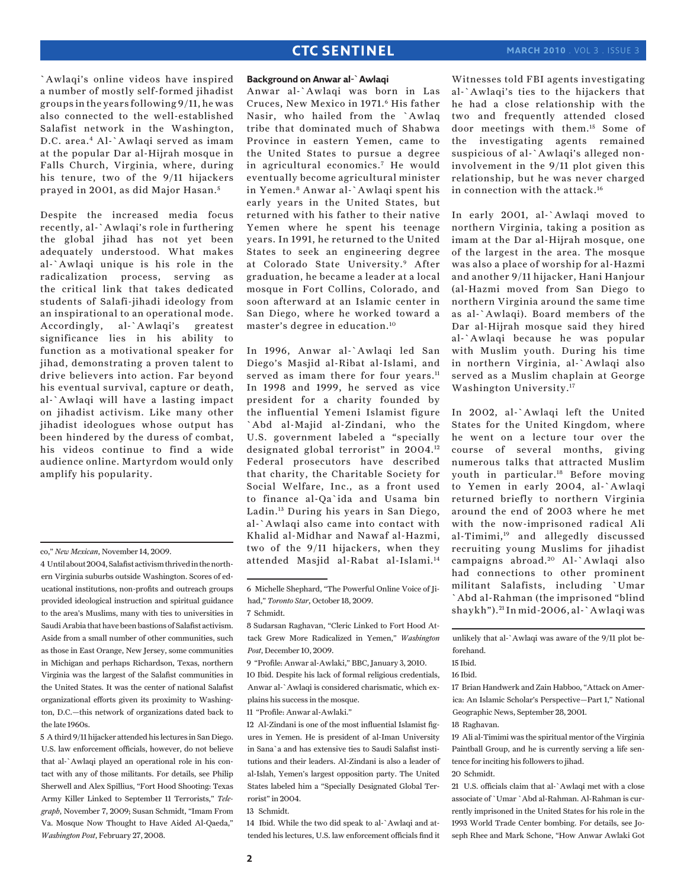`Awlaqi's online videos have inspired a number of mostly self-formed jihadist groups in the years following 9/11, he was also connected to the well-established Salafist network in the Washington, D.C. area.[4] Al-`Awlaqi served as imam at the popular Dar al-Hijrah mosque in Falls Church, Virginia, where, during his tenure, two of the 9/11 hijackers prayed in 2001, as did Major Hasan.[5]

Despite the increased media focus recently, al-`Awlaqi's role in furthering the global jihad has not yet been adequately understood. What makes al-`Awlaqi unique is his role in the radicalization process, serving as the critical link that takes dedicated students of Salafi-jihadi ideology from an inspirational to an operational mode. Accordingly, al-`Awlaqi's greatest significance lies in his ability to function as a motivational speaker for jihad, demonstrating a proven talent to drive believers into action. Far beyond his eventual survival, capture or death, al-`Awlaqi will have a lasting impact on jihadist activism. Like many other jihadist ideologues whose output has been hindered by the duress of combat, his videos continue to find a wide audience online. Martyrdom would only amplify his popularity.

### Background on Anwar al-`Awlaqi

Anwar al-`Awlaqi was born in Las Cruces, New Mexico in 1971.[6] His father Nasir, who hailed from the `Awlaq tribe that dominated much of Shabwa Province in eastern Yemen, came to the United States to pursue a degree in agricultural economics.[7] He would eventually become agricultural minister in Yemen.[8] Anwar al-`Awlaqi spent his early years in the United States, but returned with his father to their native Yemen where he spent his teenage years. In 1991, he returned to the United States to seek an engineering degree at Colorado State University.[9] After graduation, he became a leader at a local mosque in Fort Collins, Colorado, and soon afterward at an Islamic center in San Diego, where he worked toward a master's degree in education.[10]

In 1996, Anwar al-`Awlaqi led San Diego's Masjid al-Ribat al-Islami, and served as imam there for four years.[11] In 1998 and 1999, he served as vice president for a charity founded by the influential Yemeni Islamist figure `Abd al-Majid al-Zindani, who the U.S. government labeled a "specially designated global terrorist" in 2004.[12] Federal prosecutors have described that charity, the Charitable Society for Social Welfare, Inc., as a front used to finance al-Qa`ida and Usama bin Ladin.[13] During his years in San Diego, al-`Awlaqi also came into contact with Khalid al-Midhar and Nawaf al-Hazmi, two of the 9/11 hijackers, when they attended Masjid al-Rabat al-Islami.[14] Witnesses told FBI agents investigating al-`Awlaqi's ties to the hijackers that he had a close relationship with the two and frequently attended closed door meetings with them.[15] Some of the investigating agents remained suspicious of al-`Awlaqi's alleged non-involvement in the 9/11 plot given this relationship, but he was never charged in connection with the attack.[16]

In early 2001, al-`Awlaqi moved to northern Virginia, taking a position as imam at the Dar al-Hijrah mosque, one of the largest in the area. The mosque was also a place of worship for al-Hazmi and another 9/11 hijacker, Hani Hanjour (al-Hazmi moved from San Diego to northern Virginia around the same time as al-`Awlaqi). Board members of the Dar al-Hijrah mosque said they hired al-`Awlaqi because he was popular with Muslim youth. During his time in northern Virginia, al-`Awlaqi also served as a Muslim chaplain at George Washington University.[17]

In 2002, al-`Awlaqi left the United States for the United Kingdom, where he went on a lecture tour over the course of several months, giving numerous talks that attracted Muslim youth in particular.[18] Before moving to Yemen in early 2004, al-`Awlaqi returned briefly to northern Virginia around the end of 2003 where he met with the now-imprisoned radical Ali al-Timimi,[19] and allegedly discussed recruiting young Muslims for jihadist campaigns abroad.[20] Al-`Awlaqi also had connections to other prominent militant Salafists, including `Umar `Abd al-Rahman (the imprisoned "blind shaykh").[21] In mid-2006, al-`Awlaqi was

---

co," *New Mexican*, November 14, 2009.

4 Until about 2004, Salafist activism thrived in the northern Virginia suburbs outside Washington. Scores of educational institutions, non-profits and outreach groups provided ideological instruction and spiritual guidance to the area's Muslims, many with ties to universities in Saudi Arabia that have been bastions of Salafist activism. Aside from a small number of other communities, such as those in East Orange, New Jersey, some communities in Michigan and perhaps Richardson, Texas, northern Virginia was the largest of the Salafist communities in the United States. It was the center of national Salafist organizational efforts given its proximity to Washington, D.C.—this network of organizations dated back to the late 1960s.

5 A third 9/11 hijacker attended his lectures in San Diego. U.S. law enforcement officials, however, do not believe that al-`Awlaqi played an operational role in his contact with any of those militants. For details, see Philip Sherwell and Alex Spillius, "Fort Hood Shooting: Texas Army Killer Linked to September 11 Terrorists," *Telegraph*, November 7, 2009; Susan Schmidt, "Imam From Va. Mosque Now Thought to Have Aided Al-Qaeda," *Washington Post*, February 27, 2008.

6 Michelle Shephard, "The Powerful Online Voice of Jihad," *Toronto Star*, October 18, 2009.

7 Schmidt.

8 Sudarsan Raghavan, "Cleric Linked to Fort Hood Attack Grew More Radicalized in Yemen," *Washington Post*, December 10, 2009.

9 "Profile: Anwar al-Awlaki," BBC, January 3, 2010.

10 Ibid. Despite his lack of formal religious credentials, Anwar al-`Awlaqi is considered charismatic, which explains his success in the mosque.

11 "Profile: Anwar al-Awlaki."

12 Al-Zindani is one of the most influential Islamist figures in Yemen. He is president of al-Iman University in Sana`a and has extensive ties to Saudi Salafist institutions and their leaders. Al-Zindani is also a leader of al-Islah, Yemen's largest opposition party. The United States labeled him a "Specially Designated Global Terrorist" in 2004.

13 Schmidt.

14 Ibid. While the two did speak to al-`Awlaqi and attended his lectures, U.S. law enforcement officials find it unlikely that al-`Awlaqi was aware of the 9/11 plot beforehand.

15 Ibid.

16 Ibid.

17 Brian Handwerk and Zain Habboo, "Attack on America: An Islamic Scholar's Perspective—Part 1," National Geographic News, September 28, 2001.

18 Raghavan.

19 Ali al-Timimi was the spiritual mentor of the Virginia Paintball Group, and he is currently serving a life sentence for inciting his followers to jihad.

20 Schmidt.

21 U.S. officials claim that al-`Awlaqi met with a close associate of `Umar `Abd al-Rahman. Al-Rahman is currently imprisoned in the United States for his role in the 1993 World Trade Center bombing. For details, see Joseph Rhee and Mark Schone, "How Anwar Awlaki Got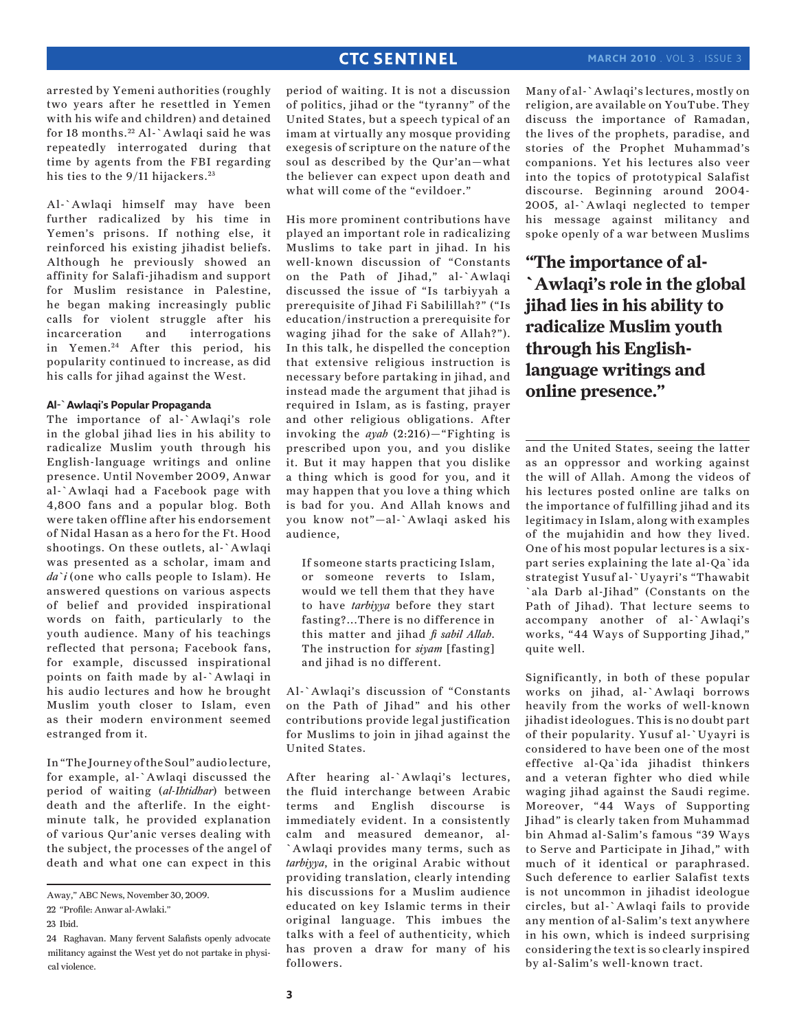arrested by Yemeni authorities (roughly two years after he resettled in Yemen with his wife and children) and detained for 18 months.[22] Al-`Awlaqi said he was repeatedly interrogated during that time by agents from the FBI regarding his ties to the 9/11 hijackers.[23]

Al-`Awlaqi himself may have been further radicalized by his time in Yemen's prisons. If nothing else, it reinforced his existing jihadist beliefs. Although he previously showed an affinity for Salafi-jihadism and support for Muslim resistance in Palestine, he began making increasingly public calls for violent struggle after his incarceration and interrogations in Yemen.[24] After this period, his popularity continued to increase, as did his calls for jihad against the West.

### Al-`Awlaqi's Popular Propaganda

The importance of al-`Awlaqi's role in the global jihad lies in his ability to radicalize Muslim youth through his English-language writings and online presence. Until November 2009, Anwar al-`Awlaqi had a Facebook page with 4,800 fans and a popular blog. Both were taken offline after his endorsement of Nidal Hasan as a hero for the Ft. Hood shootings. On these outlets, al-`Awlaqi was presented as a scholar, imam and *da`i* (one who calls people to Islam). He answered questions on various aspects of belief and provided inspirational words on faith, particularly to the youth audience. Many of his teachings reflected that persona; Facebook fans, for example, discussed inspirational points on faith made by al-`Awlaqi in his audio lectures and how he brought Muslim youth closer to Islam, even as their modern environment seemed estranged from it.

In "The Journey of the Soul" audio lecture, for example, al-`Awlaqi discussed the period of waiting (*al-Ihtidhar*) between death and the afterlife. In the eight-minute talk, he provided explanation of various Qur'anic verses dealing with the subject, the processes of the angel of death and what one can expect in this period of waiting. It is not a discussion of politics, jihad or the "tyranny" of the United States, but a speech typical of an imam at virtually any mosque providing exegesis of scripture on the nature of the soul as described by the Qur'an—what the believer can expect upon death and what will come of the "evildoer."

His more prominent contributions have played an important role in radicalizing Muslims to take part in jihad. In his well-known discussion of "Constants on the Path of Jihad," al-`Awlaqi discussed the issue of "Is tarbiyyah a prerequisite of Jihad Fi Sabilillah?" ("Is education/instruction a prerequisite for waging jihad for the sake of Allah?"). In this talk, he dispelled the conception that extensive religious instruction is necessary before partaking in jihad, and instead made the argument that jihad is required in Islam, as is fasting, prayer and other religious obligations. After invoking the *ayah* (2:216)—"Fighting is prescribed upon you, and you dislike it. But it may happen that you dislike a thing which is good for you, and it may happen that you love a thing which is bad for you. And Allah knows and you know not"—al-`Awlaqi asked his audience,

> If someone starts practicing Islam, or someone reverts to Islam, would we tell them that they have to have *tarbiyya* before they start fasting?...There is no difference in this matter and jihad *fi sabil Allah*. The instruction for *siyam* [fasting] and jihad is no different.

Al-`Awlaqi's discussion of "Constants on the Path of Jihad" and his other contributions provide legal justification for Muslims to join in jihad against the United States.

After hearing al-`Awlaqi's lectures, the fluid interchange between Arabic terms and English discourse is immediately evident. In a consistently calm and measured demeanor, al-`Awlaqi provides many terms, such as *tarbiyya*, in the original Arabic without providing translation, clearly intending his discussions for a Muslim audience educated on key Islamic terms in their original language. This imbues the talks with a feel of authenticity, which has proven a draw for many of his followers.

Many of al-`Awlaqi's lectures, mostly on religion, are available on YouTube. They discuss the importance of Ramadan, the lives of the prophets, paradise, and stories of the Prophet Muhammad's companions. Yet his lectures also veer into the topics of prototypical Salafist discourse. Beginning around 2004-2005, al-`Awlaqi neglected to temper his message against militancy and spoke openly of a war between Muslims and the United States, seeing the latter as an oppressor and working against the will of Allah. Among the videos of his lectures posted online are talks on the importance of fulfilling jihad and its legitimacy in Islam, along with examples of the mujahidin and how they lived. One of his most popular lectures is a six-part series explaining the late al-Qa`ida strategist Yusuf al-`Uyayri's "Thawabit `ala Darb al-Jihad" (Constants on the Path of Jihad). That lecture seems to accompany another of al-`Awlaqi's works, "44 Ways of Supporting Jihad," quite well.

**"The importance of al-`Awlaqi's role in the global jihad lies in his ability to radicalize Muslim youth through his English-language writings and online presence."**

Significantly, in both of these popular works on jihad, al-`Awlaqi borrows heavily from the works of well-known jihadist ideologues. This is no doubt part of their popularity. Yusuf al-`Uyayri is considered to have been one of the most effective al-Qa`ida jihadist thinkers and a veteran fighter who died while waging jihad against the Saudi regime. Moreover, "44 Ways of Supporting Jihad" is clearly taken from Muhammad bin Ahmad al-Salim's famous "39 Ways to Serve and Participate in Jihad," with much of it identical or paraphrased. Such deference to earlier Salafist texts is not uncommon in jihadist ideologue circles, but al-`Awlaqi fails to provide any mention of al-Salim's text anywhere in his own, which is indeed surprising considering the text is so clearly inspired by al-Salim's well-known tract.

---

Away," ABC News, November 30, 2009.

22 "Profile: Anwar al-Awlaki."

23 Ibid.

24 Raghavan. Many fervent Salafists openly advocate militancy against the West yet do not partake in physical violence.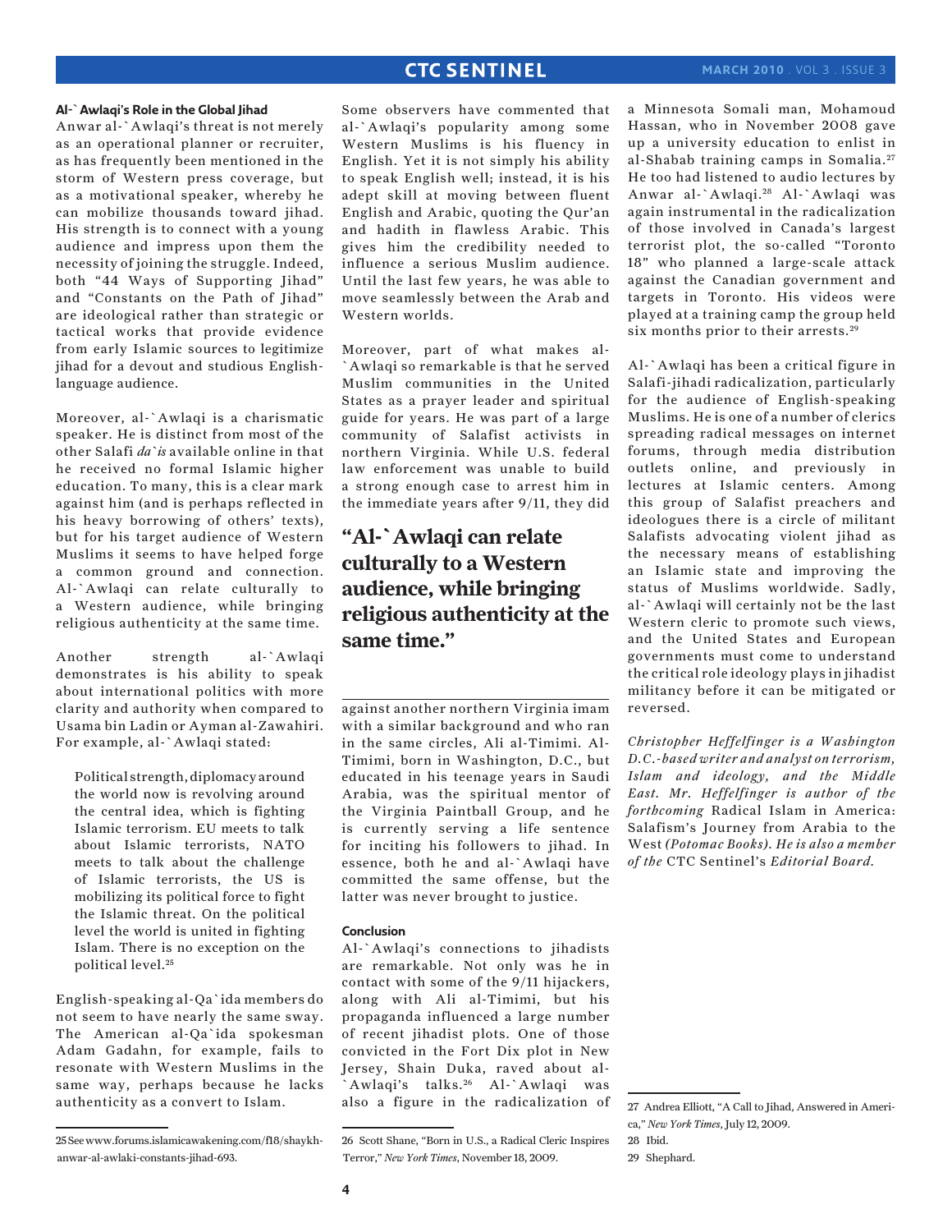### Al-`Awlaqi's Role in the Global Jihad

Anwar al-`Awlaqi's threat is not merely as an operational planner or recruiter, as has frequently been mentioned in the storm of Western press coverage, but as a motivational speaker, whereby he can mobilize thousands toward jihad. His strength is to connect with a young audience and impress upon them the necessity of joining the struggle. Indeed, both "44 Ways of Supporting Jihad" and "Constants on the Path of Jihad" are ideological rather than strategic or tactical works that provide evidence from early Islamic sources to legitimize jihad for a devout and studious English-language audience.

Moreover, al-`Awlaqi is a charismatic speaker. He is distinct from most of the other Salafi *da`is* available online in that he received no formal Islamic higher education. To many, this is a clear mark against him (and is perhaps reflected in his heavy borrowing of others' texts), but for his target audience of Western Muslims it seems to have helped forge a common ground and connection. Al-`Awlaqi can relate culturally to a Western audience, while bringing religious authenticity at the same time.

Another strength al-`Awlaqi demonstrates is his ability to speak about international politics with more clarity and authority when compared to Usama bin Ladin or Ayman al-Zawahiri. For example, al-`Awlaqi stated:

> Political strength, diplomacy around the world now is revolving around the central idea, which is fighting Islamic terrorism. EU meets to talk about Islamic terrorists, NATO meets to talk about the challenge of Islamic terrorists, the US is mobilizing its political force to fight the Islamic threat. On the political level the world is united in fighting Islam. There is no exception on the political level.[25]

English-speaking al-Qa`ida members do not seem to have nearly the same sway. The American al-Qa`ida spokesman Adam Gadahn, for example, fails to resonate with Western Muslims in the same way, perhaps because he lacks authenticity as a convert to Islam.

Some observers have commented that al-`Awlaqi's popularity among some Western Muslims is his fluency in English. Yet it is not simply his ability to speak English well; instead, it is his adept skill at moving between fluent English and Arabic, quoting the Qur'an and hadith in flawless Arabic. This gives him the credibility needed to influence a serious Muslim audience. Until the last few years, he was able to move seamlessly between the Arab and Western worlds.

Moreover, part of what makes al-`Awlaqi so remarkable is that he served Muslim communities in the United States as a prayer leader and spiritual guide for years. He was part of a large community of Salafist activists in northern Virginia. While U.S. federal law enforcement was unable to build a strong enough case to arrest him in the immediate years after 9/11, they did against another northern Virginia imam with a similar background and who ran in the same circles, Ali al-Timimi. Al-Timimi, born in Washington, D.C., but educated in his teenage years in Saudi Arabia, was the spiritual mentor of the Virginia Paintball Group, and he is currently serving a life sentence for inciting his followers to jihad. In essence, both he and al-`Awlaqi have committed the same offense, but the latter was never brought to justice.

**"Al-`Awlaqi can relate culturally to a Western audience, while bringing religious authenticity at the same time."**

### Conclusion

Al-`Awlaqi's connections to jihadists are remarkable. Not only was he in contact with some of the 9/11 hijackers, along with Ali al-Timimi, but his propaganda influenced a large number of recent jihadist plots. One of those convicted in the Fort Dix plot in New Jersey, Shain Duka, raved about al-`Awlaqi's talks.[26] Al-`Awlaqi was also a figure in the radicalization of a Minnesota Somali man, Mohamoud Hassan, who in November 2008 gave up a university education to enlist in al-Shabab training camps in Somalia.[27] He too had listened to audio lectures by Anwar al-`Awlaqi.[28] Al-`Awlaqi was again instrumental in the radicalization of those involved in Canada's largest terrorist plot, the so-called "Toronto 18" who planned a large-scale attack against the Canadian government and targets in Toronto. His videos were played at a training camp the group held six months prior to their arrests.[29]

Al-`Awlaqi has been a critical figure in Salafi-jihadi radicalization, particularly for the audience of English-speaking Muslims. He is one of a number of clerics spreading radical messages on internet forums, through media distribution outlets online, and previously in lectures at Islamic centers. Among this group of Salafist preachers and ideologues there is a circle of militant Salafists advocating violent jihad as the necessary means of establishing an Islamic state and improving the status of Muslims worldwide. Sadly, al-`Awlaqi will certainly not be the last Western cleric to promote such views, and the United States and European governments must come to understand the critical role ideology plays in jihadist militancy before it can be mitigated or reversed.

*Christopher Heffelfinger is a Washington D.C.-based writer and analyst on terrorism, Islam and ideology, and the Middle East. Mr. Heffelfinger is author of the forthcoming* Radical Islam in America: Salafism's Journey from Arabia to the West *(Potomac Books). He is also a member of the* CTC Sentinel*'s Editorial Board.*

---

25 See www.forums.islamicawakening.com/f18/shaykh-anwar-al-awlaki-constants-jihad-693.

26 Scott Shane, "Born in U.S., a Radical Cleric Inspires Terror," *New York Times*, November 18, 2009.

27 Andrea Elliott, "A Call to Jihad, Answered in America," *New York Times*, July 12, 2009.

28 Ibid.

29 Shephard.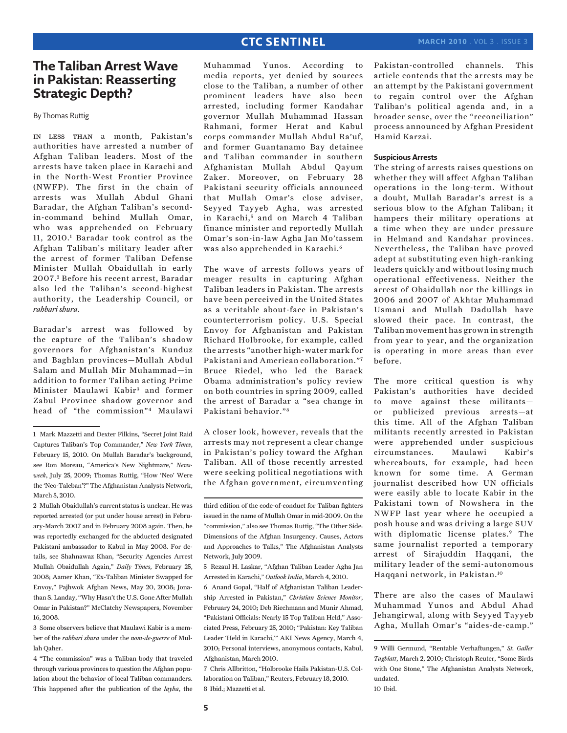# The Taliban Arrest Wave in Pakistan: Reasserting Strategic Depth?

By Thomas Ruttig

In less than a month, Pakistan's authorities have arrested a number of Afghan Taliban leaders. Most of the arrests have taken place in Karachi and in the North-West Frontier Province (NWFP). The first in the chain of arrests was Mullah Abdul Ghani Baradar, the Afghan Taliban's second-in-command behind Mullah Omar, who was apprehended on February 11, 2010.[1] Baradar took control as the Afghan Taliban's military leader after the arrest of former Taliban Defense Minister Mullah Obaidullah in early 2007.[2] Before his recent arrest, Baradar also led the Taliban's second-highest authority, the Leadership Council, or *rahbari shura*.

Baradar's arrest was followed by the capture of the Taliban's shadow governors for Afghanistan's Kunduz and Baghlan provinces—Mullah Abdul Salam and Mullah Mir Muhammad—in addition to former Taliban acting Prime Minister Maulawi Kabir[3] and former Zabul Province shadow governor and head of "the commission"[4] Maulawi Muhammad Yunos. According to media reports, yet denied by sources close to the Taliban, a number of other prominent leaders have also been arrested, including former Kandahar governor Mullah Muhammad Hassan Rahmani, former Herat and Kabul corps commander Mullah Abdul Ra'uf, and former Guantanamo Bay detainee and Taliban commander in southern Afghanistan Mullah Abdul Qayum Zaker. Moreover, on February 28 Pakistani security officials announced that Mullah Omar's close adviser, Seyyed Tayyeb Agha, was arrested in Karachi,[5] and on March 4 Taliban finance minister and reportedly Mullah Omar's son-in-law Agha Jan Mo'tassem was also apprehended in Karachi.[6]

The wave of arrests follows years of meager results in capturing Afghan Taliban leaders in Pakistan. The arrests have been perceived in the United States as a veritable about-face in Pakistan's counterterrorism policy. U.S. Special Envoy for Afghanistan and Pakistan Richard Holbrooke, for example, called the arrests "another high-water mark for Pakistani and American collaboration."[7] Bruce Riedel, who led the Barack Obama administration's policy review on both countries in spring 2009, called the arrest of Baradar a "sea change in Pakistani behavior."[8]

A closer look, however, reveals that the arrests may not represent a clear change in Pakistan's policy toward the Afghan Taliban. All of those recently arrested were seeking political negotiations with the Afghan government, circumventing Pakistan-controlled channels. This article contends that the arrests may be an attempt by the Pakistani government to regain control over the Afghan Taliban's political agenda and, in a broader sense, over the "reconciliation" process announced by Afghan President Hamid Karzai.

### Suspicious Arrests

The string of arrests raises questions on whether they will affect Afghan Taliban operations in the long-term. Without a doubt, Mullah Baradar's arrest is a serious blow to the Afghan Taliban; it hampers their military operations at a time when they are under pressure in Helmand and Kandahar provinces. Nevertheless, the Taliban have proved adept at substituting even high-ranking leaders quickly and without losing much operational effectiveness. Neither the arrest of Obaidullah nor the killings in 2006 and 2007 of Akhtar Muhammad Usmani and Mullah Dadullah have slowed their pace. In contrast, the Taliban movement has grown in strength from year to year, and the organization is operating in more areas than ever before.

The more critical question is why Pakistan's authorities have decided to move against these militants—or publicized previous arrests—at this time. All of the Afghan Taliban militants recently arrested in Pakistan were apprehended under suspicious circumstances. Maulawi Kabir's whereabouts, for example, had been known for some time. A German journalist described how UN officials were easily able to locate Kabir in the Pakistani town of Nowshera in the NWFP last year where he occupied a posh house and was driving a large SUV with diplomatic license plates.[9] The same journalist reported a temporary arrest of Sirajuddin Haqqani, the military leader of the semi-autonomous Haqqani network, in Pakistan.[10]

There are also the cases of Maulawi Muhammad Yunos and Abdul Ahad Jehangirwal, along with Seyyed Tayyeb Agha, Mullah Omar's "aides-de-camp."

---

1 Mark Mazzetti and Dexter Filkins, "Secret Joint Raid Captures Taliban's Top Commander," *New York Times*, February 15, 2010. On Mullah Baradar's background, see Ron Moreau, "America's New Nightmare," *Newsweek*, July 25, 2009; Thomas Ruttig, "How 'Neo' Were the 'Neo-Taleban'?" The Afghanistan Analysts Network, March 5, 2010.

2 Mullah Obaidullah's current status is unclear. He was reported arrested (or put under house arrest) in February-March 2007 and in February 2008 again. Then, he was reportedly exchanged for the abducted designated Pakistani ambassador to Kabul in May 2008. For details, see Shahnawaz Khan, "Security Agencies Arrest Mullah Obaidullah Again," *Daily Times*, February 25, 2008; Aamer Khan, "Ex-Taliban Minister Swapped for Envoy," Pajhwok Afghan News, May 20, 2008; Jonathan S. Landay, "Why Hasn't the U.S. Gone After Mullah Omar in Pakistan?" McClatchy Newspapers, November 16, 2008.

3 Some observers believe that Maulawi Kabir is a member of the *rahbari shura* under the *nom-de-guerre* of Mullah Qaher.

4 "The commission" was a Taliban body that traveled through various provinces to question the Afghan population about the behavior of local Taliban commanders. This happened after the publication of the *layha*, the third edition of the code-of-conduct for Taliban fighters issued in the name of Mullah Omar in mid-2009. On the "commission," also see Thomas Ruttig, "The Other Side: Dimensions of the Afghan Insurgency. Causes, Actors and Approaches to Talks," The Afghanistan Analysts Network, July 2009.

5 Rezaul H. Laskar, "Afghan Taliban Leader Agha Jan Arrested in Karachi," *Outlook India*, March 4, 2010.

6 Anand Gopal, "Half of Afghanistan Taliban Leadership Arrested in Pakistan," *Christian Science Monitor*, February 24, 2010; Deb Riechmann and Munir Ahmad, "Pakistani Officials: Nearly 15 Top Taliban Held," Associated Press, February 25, 2010; "Pakistan: Key Taliban Leader 'Held in Karachi,'" AKI News Agency, March 4, 2010; Personal interviews, anonymous contacts, Kabul, Afghanistan, March 2010.

7 Chris Allbritton, "Holbrooke Hails Pakistan-U.S. Collaboration on Taliban," Reuters, February 18, 2010.

8 Ibid.; Mazzetti et al.

9 Willi Germund, "Rentable Verhaftungen," *St. Galler Tagblatt*, March 2, 2010; Christoph Reuter, "Some Birds with One Stone," The Afghanistan Analysts Network, undated.

10 Ibid.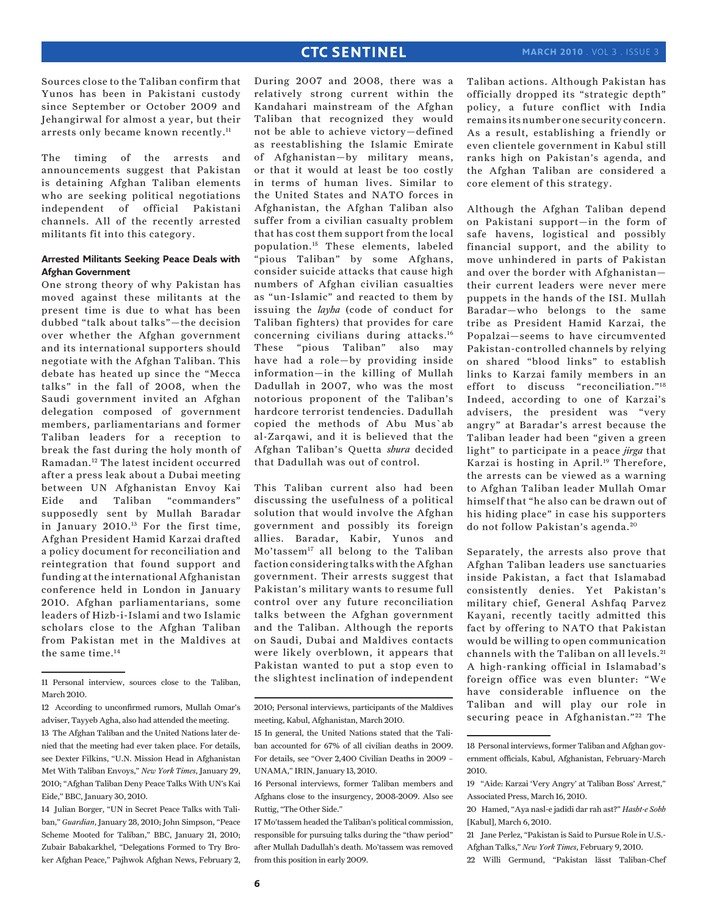Sources close to the Taliban confirm that Yunos has been in Pakistani custody since September or October 2009 and Jehangirwal for almost a year, but their arrests only became known recently.[11]

The timing of the arrests and announcements suggest that Pakistan is detaining Afghan Taliban elements who are seeking political negotiations independent of official Pakistani channels. All of the recently arrested militants fit into this category.

**Arrested Militants Seeking Peace Deals with Afghan Government**

One strong theory of why Pakistan has moved against these militants at the present time is due to what has been dubbed "talk about talks"—the decision over whether the Afghan government and its international supporters should negotiate with the Afghan Taliban. This debate has heated up since the "Mecca talks" in the fall of 2008, when the Saudi government invited an Afghan delegation composed of government members, parliamentarians and former Taliban leaders for a reception to break the fast during the holy month of Ramadan.[12] The latest incident occurred after a press leak about a Dubai meeting between UN Afghanistan Envoy Kai Eide and Taliban "commanders" supposedly sent by Mullah Baradar in January 2010.[13] For the first time, Afghan President Hamid Karzai drafted a policy document for reconciliation and reintegration that found support and funding at the international Afghanistan conference held in London in January 2010. Afghan parliamentarians, some leaders of Hizb-i-Islami and two Islamic scholars close to the Afghan Taliban from Pakistan met in the Maldives at the same time.[14]

During 2007 and 2008, there was a relatively strong current within the Kandahari mainstream of the Afghan Taliban that recognized they would not be able to achieve victory—defined as reestablishing the Islamic Emirate of Afghanistan—by military means, or that it would at least be too costly in terms of human lives. Similar to the United States and NATO forces in Afghanistan, the Afghan Taliban also suffer from a civilian casualty problem that has cost them support from the local population.[15] These elements, labeled "pious Taliban" by some Afghans, consider suicide attacks that cause high numbers of Afghan civilian casualties as "un-Islamic" and reacted to them by issuing the *layha* (code of conduct for Taliban fighters) that provides for care concerning civilians during attacks.[16] These "pious Taliban" also may have had a role—by providing inside information—in the killing of Mullah Dadullah in 2007, who was the most notorious proponent of the Taliban's hardcore terrorist tendencies. Dadullah copied the methods of Abu Mus`ab al-Zarqawi, and it is believed that the Afghan Taliban's Quetta *shura* decided that Dadullah was out of control.

This Taliban current also had been discussing the usefulness of a political solution that would involve the Afghan government and possibly its foreign allies. Baradar, Kabir, Yunos and Mo'tassem[17] all belong to the Taliban faction considering talks with the Afghan government. Their arrests suggest that Pakistan's military wants to resume full control over any future reconciliation talks between the Afghan government and the Taliban. Although the reports on Saudi, Dubai and Maldives contacts were likely overblown, it appears that Pakistan wanted to put a stop even to the slightest inclination of independent Taliban actions. Although Pakistan has officially dropped its "strategic depth" policy, a future conflict with India remains its number one security concern. As a result, establishing a friendly or even clientele government in Kabul still ranks high on Pakistan's agenda, and the Afghan Taliban are considered a core element of this strategy.

Although the Afghan Taliban depend on Pakistani support—in the form of safe havens, logistical and possibly financial support, and the ability to move unhindered in parts of Pakistan and over the border with Afghanistan—their current leaders were never mere puppets in the hands of the ISI. Mullah Baradar—who belongs to the same tribe as President Hamid Karzai, the Popalzai—seems to have circumvented Pakistan-controlled channels by relying on shared "blood links" to establish links to Karzai family members in an effort to discuss "reconciliation."[18] Indeed, according to one of Karzai's advisers, the president was "very angry" at Baradar's arrest because the Taliban leader had been "given a green light" to participate in a peace *jirga* that Karzai is hosting in April.[19] Therefore, the arrests can be viewed as a warning to Afghan Taliban leader Mullah Omar himself that "he also can be drawn out of his hiding place" in case his supporters do not follow Pakistan's agenda.[20]

Separately, the arrests also prove that Afghan Taliban leaders use sanctuaries inside Pakistan, a fact that Islamabad consistently denies. Yet Pakistan's military chief, General Ashfaq Parvez Kayani, recently tacitly admitted this fact by offering to NATO that Pakistan would be willing to open communication channels with the Taliban on all levels.[21] A high-ranking official in Islamabad's foreign office was even blunter: "We have considerable influence on the Taliban and will play our role in securing peace in Afghanistan."[22] The

---

11 Personal interview, sources close to the Taliban, March 2010.

12 According to unconfirmed rumors, Mullah Omar's adviser, Tayyeb Agha, also had attended the meeting.

13 The Afghan Taliban and the United Nations later denied that the meeting had ever taken place. For details, see Dexter Filkins, "U.N. Mission Head in Afghanistan Met With Taliban Envoys," *New York Times*, January 29, 2010; "Afghan Taliban Deny Peace Talks With UN's Kai Eide," BBC, January 30, 2010.

14 Julian Borger, "UN in Secret Peace Talks with Taliban," *Guardian*, January 28, 2010; John Simpson, "Peace Scheme Mooted for Taliban," BBC, January 21, 2010; Zubair Babakarkhel, "Delegations Formed to Try Broker Afghan Peace," Pajhwok Afghan News, February 2, 2010; Personal interviews, participants of the Maldives meeting, Kabul, Afghanistan, March 2010.

15 In general, the United Nations stated that the Taliban accounted for 67% of all civilian deaths in 2009. For details, see "Over 2,400 Civilian Deaths in 2009 – UNAMA," IRIN, January 13, 2010.

16 Personal interviews, former Taliban members and Afghans close to the insurgency, 2008-2009. Also see Ruttig, "The Other Side."

17 Mo'tassem headed the Taliban's political commission, responsible for pursuing talks during the "thaw period" after Mullah Dadullah's death. Mo'tassem was removed from this position in early 2009.

18 Personal interviews, former Taliban and Afghan government officials, Kabul, Afghanistan, February-March 2010.

19 "Aide: Karzai 'Very Angry' at Taliban Boss' Arrest," Associated Press, March 16, 2010.

20 Hamed, "Aya nasl-e jadidi dar rah ast?" *Hasht-e Sobh* [Kabul], March 6, 2010.

21 Jane Perlez, "Pakistan is Said to Pursue Role in U.S.-Afghan Talks," *New York Times*, February 9, 2010.

22 Willi Germund, "Pakistan lässt Taliban-Chef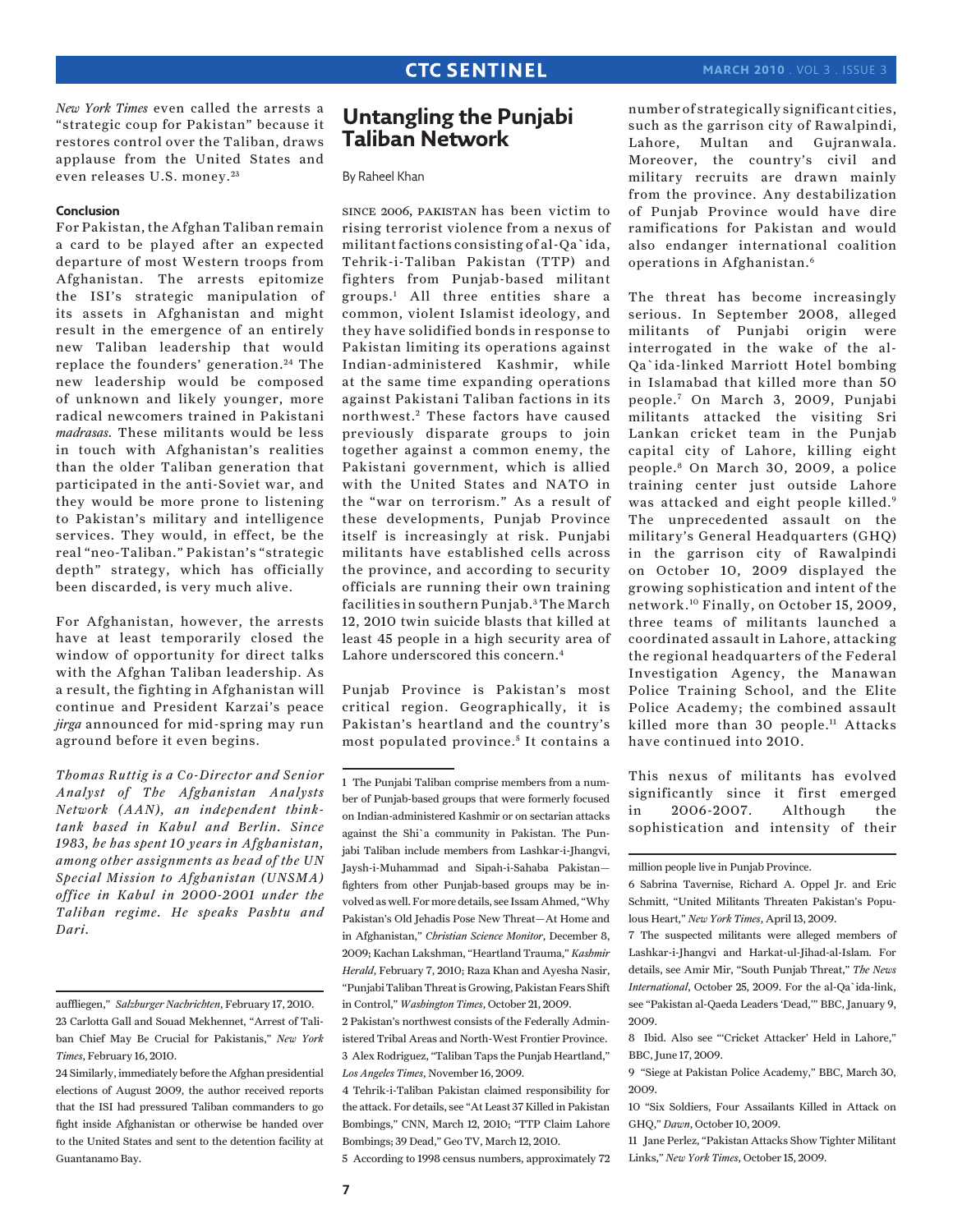*New York Times* even called the arrests a "strategic coup for Pakistan" because it restores control over the Taliban, draws applause from the United States and even releases U.S. money.[23]

### Conclusion

For Pakistan, the Afghan Taliban remain a card to be played after an expected departure of most Western troops from Afghanistan. The arrests epitomize the ISI's strategic manipulation of its assets in Afghanistan and might result in the emergence of an entirely new Taliban leadership that would replace the founders' generation.[24] The new leadership would be composed of unknown and likely younger, more radical newcomers trained in Pakistani *madrasas*. These militants would be less in touch with Afghanistan's realities than the older Taliban generation that participated in the anti-Soviet war, and they would be more prone to listening to Pakistan's military and intelligence services. They would, in effect, be the real "neo-Taliban." Pakistan's "strategic depth" strategy, which has officially been discarded, is very much alive.

For Afghanistan, however, the arrests have at least temporarily closed the window of opportunity for direct talks with the Afghan Taliban leadership. As a result, the fighting in Afghanistan will continue and President Karzai's peace *jirga* announced for mid-spring may run aground before it even begins.

*Thomas Ruttig is a Co-Director and Senior Analyst of The Afghanistan Analysts Network (AAN), an independent think-tank based in Kabul and Berlin. Since 1983, he has spent 10 years in Afghanistan, among other assignments as head of the UN Special Mission to Afghanistan (UNSMA) office in Kabul in 2000-2001 under the Taliban regime. He speaks Pashtu and Dari.*

auffliegen," *Salzburger Nachrichten*, February 17, 2010.

23 Carlotta Gall and Souad Mekhennet, "Arrest of Taliban Chief May Be Crucial for Pakistanis," *New York Times*, February 16, 2010.

24 Similarly, immediately before the Afghan presidential elections of August 2009, the author received reports that the ISI had pressured Taliban commanders to go fight inside Afghanistan or otherwise be handed over to the United States and sent to the detention facility at Guantanamo Bay.

# Untangling the Punjabi Taliban Network

By Raheel Khan

Since 2006, Pakistan has been victim to rising terrorist violence from a nexus of militant factions consisting of al-Qa`ida, Tehrik-i-Taliban Pakistan (TTP) and fighters from Punjab-based militant groups.[1] All three entities share a common, violent Islamist ideology, and they have solidified bonds in response to Pakistan limiting its operations against Indian-administered Kashmir, while at the same time expanding operations against Pakistani Taliban factions in its northwest.[2] These factors have caused previously disparate groups to join together against a common enemy, the Pakistani government, which is allied with the United States and NATO in the "war on terrorism." As a result of these developments, Punjab Province itself is increasingly at risk. Punjabi militants have established cells across the province, and according to security officials are running their own training facilities in southern Punjab.[3] The March 12, 2010 twin suicide blasts that killed at least 45 people in a high security area of Lahore underscored this concern.[4]

Punjab Province is Pakistan's most critical region. Geographically, it is Pakistan's heartland and the country's most populated province.[5] It contains a number of strategically significant cities, such as the garrison city of Rawalpindi, Lahore, Multan and Gujranwala. Moreover, the country's civil and military recruits are drawn mainly from the province. Any destabilization of Punjab Province would have dire ramifications for Pakistan and would also endanger international coalition operations in Afghanistan.[6]

The threat has become increasingly serious. In September 2008, alleged militants of Punjabi origin were interrogated in the wake of the al-Qa`ida-linked Marriott Hotel bombing in Islamabad that killed more than 50 people.[7] On March 3, 2009, Punjabi militants attacked the visiting Sri Lankan cricket team in the Punjab capital city of Lahore, killing eight people.[8] On March 30, 2009, a police training center just outside Lahore was attacked and eight people killed.[9] The unprecedented assault on the military's General Headquarters (GHQ) in the garrison city of Rawalpindi on October 10, 2009 displayed the growing sophistication and intent of the network.[10] Finally, on October 15, 2009, three teams of militants launched a coordinated assault in Lahore, attacking the regional headquarters of the Federal Investigation Agency, the Manawan Police Training School, and the Elite Police Academy; the combined assault killed more than 30 people.[11] Attacks have continued into 2010.

This nexus of militants has evolved significantly since it first emerged in 2006-2007. Although the sophistication and intensity of their

1 The Punjabi Taliban comprise members from a number of Punjab-based groups that were formerly focused on Indian-administered Kashmir or on sectarian attacks against the Shi`a community in Pakistan. The Punjabi Taliban include members from Lashkar-i-Jhangvi, Jaysh-i-Muhammad and Sipah-i-Sahaba Pakistan—fighters from other Punjab-based groups may be involved as well. For more details, see Issam Ahmed, "Why Pakistan's Old Jehadis Pose New Threat—At Home and in Afghanistan," *Christian Science Monitor*, December 8, 2009; Kachan Lakshman, "Heartland Trauma," *Kashmir Herald*, February 7, 2010; Raza Khan and Ayesha Nasir, "Punjabi Taliban Threat is Growing, Pakistan Fears Shift in Control," *Washington Times*, October 21, 2009.

2 Pakistan's northwest consists of the Federally Administered Tribal Areas and North-West Frontier Province.

3 Alex Rodriguez, "Taliban Taps the Punjab Heartland," *Los Angeles Times*, November 16, 2009.

4 Tehrik-i-Taliban Pakistan claimed responsibility for the attack. For details, see "At Least 37 Killed in Pakistan Bombings," CNN, March 12, 2010; "TTP Claim Lahore Bombings; 39 Dead," Geo TV, March 12, 2010.

5 According to 1998 census numbers, approximately 72 million people live in Punjab Province.

6 Sabrina Tavernise, Richard A. Oppel Jr. and Eric Schmitt, "United Militants Threaten Pakistan's Populous Heart," *New York Times*, April 13, 2009.

7 The suspected militants were alleged members of Lashkar-i-Jhangvi and Harkat-ul-Jihad-al-Islam. For details, see Amir Mir, "South Punjab Threat," *The News International*, October 25, 2009. For the al-Qa`ida-link, see "Pakistan al-Qaeda Leaders 'Dead,'" BBC, January 9, 2009.

8 Ibid. Also see "'Cricket Attacker' Held in Lahore," BBC, June 17, 2009.

9 "Siege at Pakistan Police Academy," BBC, March 30, 2009.

10 "Six Soldiers, Four Assailants Killed in Attack on GHQ," *Dawn*, October 10, 2009.

11 Jane Perlez, "Pakistan Attacks Show Tighter Militant Links," *New York Times*, October 15, 2009.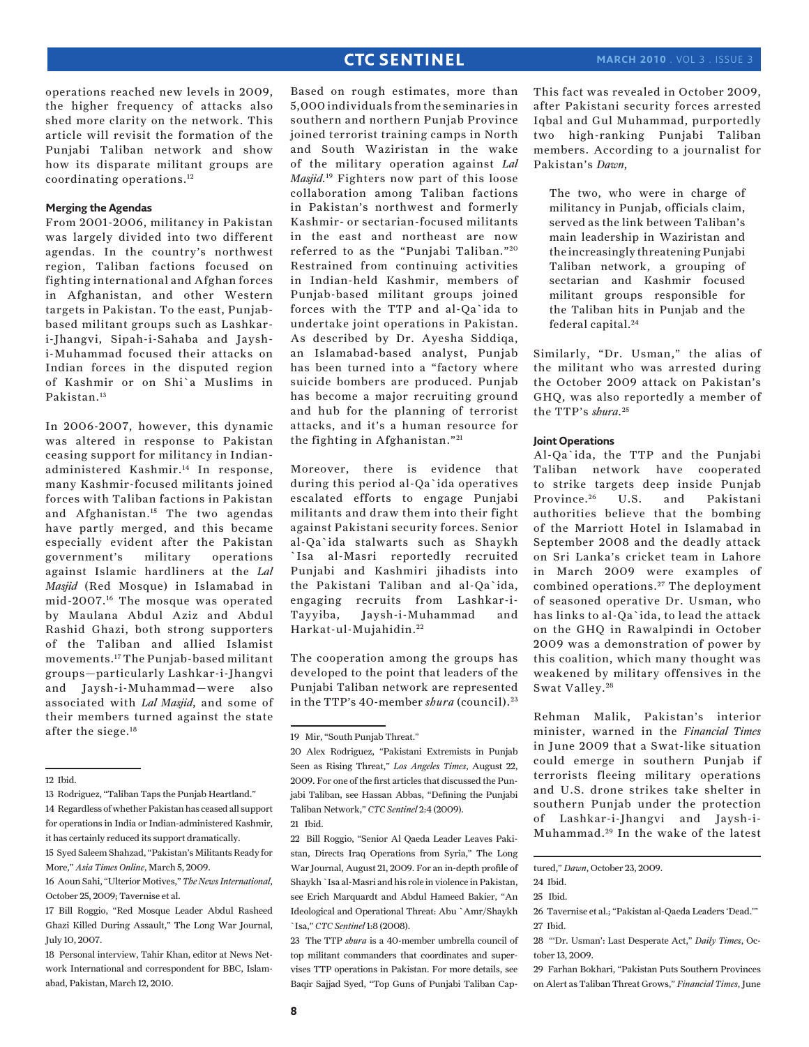operations reached new levels in 2009, the higher frequency of attacks also shed more clarity on the network. This article will revisit the formation of the Punjabi Taliban network and show how its disparate militant groups are coordinating operations.[12]

### Merging the Agendas

From 2001-2006, militancy in Pakistan was largely divided into two different agendas. In the country's northwest region, Taliban factions focused on fighting international and Afghan forces in Afghanistan, and other Western targets in Pakistan. To the east, Punjab-based militant groups such as Lashkar-i-Jhangvi, Sipah-i-Sahaba and Jaysh-i-Muhammad focused their attacks on Indian forces in the disputed region of Kashmir or on Shi`a Muslims in Pakistan.[13]

In 2006-2007, however, this dynamic was altered in response to Pakistan ceasing support for militancy in Indian-administered Kashmir.[14] In response, many Kashmir-focused militants joined forces with Taliban factions in Pakistan and Afghanistan.[15] The two agendas have partly merged, and this became especially evident after the Pakistan government's military operations against Islamic hardliners at the *Lal Masjid* (Red Mosque) in Islamabad in mid-2007.[16] The mosque was operated by Maulana Abdul Aziz and Abdul Rashid Ghazi, both strong supporters of the Taliban and allied Islamist movements.[17] The Punjab-based militant groups—particularly Lashkar-i-Jhangvi and Jaysh-i-Muhammad—were also associated with *Lal Masjid*, and some of their members turned against the state after the siege.[18]

Based on rough estimates, more than 5,000 individuals from the seminaries in southern and northern Punjab Province joined terrorist training camps in North and South Waziristan in the wake of the military operation against *Lal Masjid*.[19] Fighters now part of this loose collaboration among Taliban factions in Pakistan's northwest and formerly Kashmir- or sectarian-focused militants in the east and northeast are now referred to as the "Punjabi Taliban."[20] Restrained from continuing activities in Indian-held Kashmir, members of Punjab-based militant groups joined forces with the TTP and al-Qa`ida to undertake joint operations in Pakistan. As described by Dr. Ayesha Siddiqa, an Islamabad-based analyst, Punjab has been turned into a "factory where suicide bombers are produced. Punjab has become a major recruiting ground and hub for the planning of terrorist attacks, and it's a human resource for the fighting in Afghanistan."[21]

Moreover, there is evidence that during this period al-Qa`ida operatives escalated efforts to engage Punjabi militants and draw them into their fight against Pakistani security forces. Senior al-Qa`ida stalwarts such as Shaykh `Isa al-Masri reportedly recruited Punjabi and Kashmiri jihadists into the Pakistani Taliban and al-Qa`ida, engaging recruits from Lashkar-i-Tayyiba, Jaysh-i-Muhammad and Harkat-ul-Mujahidin.[22]

The cooperation among the groups has developed to the point that leaders of the Punjabi Taliban network are represented in the TTP's 40-member *shura* (council).[23] This fact was revealed in October 2009, after Pakistani security forces arrested Iqbal and Gul Muhammad, purportedly two high-ranking Punjabi Taliban members. According to a journalist for Pakistan's *Dawn*,

> The two, who were in charge of militancy in Punjab, officials claim, served as the link between Taliban's main leadership in Waziristan and the increasingly threatening Punjabi Taliban network, a grouping of sectarian and Kashmir focused militant groups responsible for the Taliban hits in Punjab and the federal capital.[24]

Similarly, "Dr. Usman," the alias of the militant who was arrested during the October 2009 attack on Pakistan's GHQ, was also reportedly a member of the TTP's *shura*.[25]

### Joint Operations

Al-Qa`ida, the TTP and the Punjabi Taliban network have cooperated to strike targets deep inside Punjab Province.[26] U.S. and Pakistani authorities believe that the bombing of the Marriott Hotel in Islamabad in September 2008 and the deadly attack on Sri Lanka's cricket team in Lahore in March 2009 were examples of combined operations.[27] The deployment of seasoned operative Dr. Usman, who has links to al-Qa`ida, to lead the attack on the GHQ in Rawalpindi in October 2009 was a demonstration of power by this coalition, which many thought was weakened by military offensives in the Swat Valley.[28]

Rehman Malik, Pakistan's interior minister, warned in the *Financial Times* in June 2009 that a Swat-like situation could emerge in southern Punjab if terrorists fleeing military operations and U.S. drone strikes take shelter in southern Punjab under the protection of Lashkar-i-Jhangvi and Jaysh-i-Muhammad.[29] In the wake of the latest

---

12 Ibid.

13 Rodriguez, "Taliban Taps the Punjab Heartland."

14 Regardless of whether Pakistan has ceased all support for operations in India or Indian-administered Kashmir, it has certainly reduced its support dramatically.

15 Syed Saleem Shahzad, "Pakistan's Militants Ready for More," *Asia Times Online*, March 5, 2009.

16 Aoun Sahi, "Ulterior Motives," *The News International*, October 25, 2009; Tavernise et al.

17 Bill Roggio, "Red Mosque Leader Abdul Rasheed Ghazi Killed During Assault," The Long War Journal, July 10, 2007.

18 Personal interview, Tahir Khan, editor at News Network International and correspondent for BBC, Islamabad, Pakistan, March 12, 2010.

19 Mir, "South Punjab Threat."

20 Alex Rodriguez, "Pakistani Extremists in Punjab Seen as Rising Threat," *Los Angeles Times*, August 22, 2009. For one of the first articles that discussed the Punjabi Taliban, see Hassan Abbas, "Defining the Punjabi Taliban Network," *CTC Sentinel* 2:4 (2009).

21 Ibid.

22 Bill Roggio, "Senior Al Qaeda Leader Leaves Pakistan, Directs Iraq Operations from Syria," The Long War Journal, August 21, 2009. For an in-depth profile of Shaykh `Isa al-Masri and his role in violence in Pakistan, see Erich Marquardt and Abdul Hameed Bakier, "An Ideological and Operational Threat: Abu `Amr/Shaykh `Isa," *CTC Sentinel* 1:8 (2008).

23 The TTP *shura* is a 40-member umbrella council of top militant commanders that coordinates and supervises TTP operations in Pakistan. For more details, see Baqir Sajjad Syed, "Top Guns of Punjabi Taliban Captured," *Dawn*, October 23, 2009.

24 Ibid.

25 Ibid.

26 Tavernise et al.; "Pakistan al-Qaeda Leaders 'Dead.'"

27 Ibid.

28 "'Dr. Usman': Last Desperate Act," *Daily Times*, October 13, 2009.

29 Farhan Bokhari, "Pakistan Puts Southern Provinces on Alert as Taliban Threat Grows," *Financial Times*, June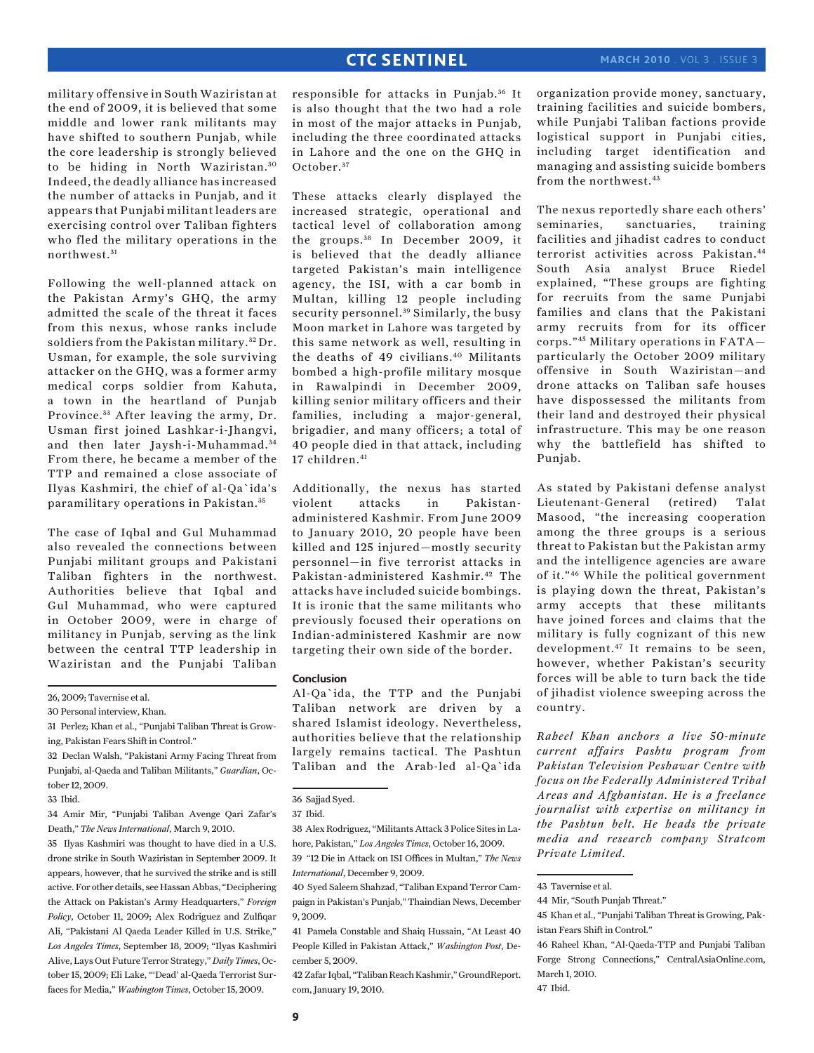military offensive in South Waziristan at the end of 2009, it is believed that some middle and lower rank militants may have shifted to southern Punjab, while the core leadership is strongly believed to be hiding in North Waziristan.[30] Indeed, the deadly alliance has increased the number of attacks in Punjab, and it appears that Punjabi militant leaders are exercising control over Taliban fighters who fled the military operations in the northwest.[31]

Following the well-planned attack on the Pakistan Army's GHQ, the army admitted the scale of the threat it faces from this nexus, whose ranks include soldiers from the Pakistan military.[32] Dr. Usman, for example, the sole surviving attacker on the GHQ, was a former army medical corps soldier from Kahuta, a town in the heartland of Punjab Province.[33] After leaving the army, Dr. Usman first joined Lashkar-i-Jhangvi, and then later Jaysh-i-Muhammad.[34] From there, he became a member of the TTP and remained a close associate of Ilyas Kashmiri, the chief of al-Qa`ida's paramilitary operations in Pakistan.[35]

The case of Iqbal and Gul Muhammad also revealed the connections between Punjabi militant groups and Pakistani Taliban fighters in the northwest. Authorities believe that Iqbal and Gul Muhammad, who were captured in October 2009, were in charge of militancy in Punjab, serving as the link between the central TTP leadership in Waziristan and the Punjabi Taliban responsible for attacks in Punjab.[36] It is also thought that the two had a role in most of the major attacks in Punjab, including the three coordinated attacks in Lahore and the one on the GHQ in October.[37]

These attacks clearly displayed the increased strategic, operational and tactical level of collaboration among the groups.[38] In December 2009, it is believed that the deadly alliance targeted Pakistan's main intelligence agency, the ISI, with a car bomb in Multan, killing 12 people including security personnel.[39] Similarly, the busy Moon market in Lahore was targeted by this same network as well, resulting in the deaths of 49 civilians.[40] Militants bombed a high-profile military mosque in Rawalpindi in December 2009, killing senior military officers and their families, including a major-general, brigadier, and many officers; a total of 40 people died in that attack, including 17 children.[41]

Additionally, the nexus has started violent attacks in Pakistan-administered Kashmir. From June 2009 to January 2010, 20 people have been killed and 125 injured—mostly security personnel—in five terrorist attacks in Pakistan-administered Kashmir.[42] The attacks have included suicide bombings. It is ironic that the same militants who previously focused their operations on Indian-administered Kashmir are now targeting their own side of the border.

### Conclusion

Al-Qa`ida, the TTP and the Punjabi Taliban network are driven by a shared Islamist ideology. Nevertheless, authorities believe that the relationship largely remains tactical. The Pashtun Taliban and the Arab-led al-Qa`ida organization provide money, sanctuary, training facilities and suicide bombers, while Punjabi Taliban factions provide logistical support in Punjabi cities, including target identification and managing and assisting suicide bombers from the northwest.[43]

The nexus reportedly share each others' seminaries, sanctuaries, training facilities and jihadist cadres to conduct terrorist activities across Pakistan.[44] South Asia analyst Bruce Riedel explained, "These groups are fighting for recruits from the same Punjabi families and clans that the Pakistani army recruits from for its officer corps."[45] Military operations in FATA—particularly the October 2009 military offensive in South Waziristan—and drone attacks on Taliban safe houses have dispossessed the militants from their land and destroyed their physical infrastructure. This may be one reason why the battlefield has shifted to Punjab.

As stated by Pakistani defense analyst Lieutenant-General (retired) Talat Masood, "the increasing cooperation among the three groups is a serious threat to Pakistan but the Pakistan army and the intelligence agencies are aware of it."[46] While the political government is playing down the threat, Pakistan's army accepts that these militants have joined forces and claims that the military is fully cognizant of this new development.[47] It remains to be seen, however, whether Pakistan's security forces will be able to turn back the tide of jihadist violence sweeping across the country.

*Raheel Khan anchors a live 50-minute current affairs Pashtu program from Pakistan Television Peshawar Centre with focus on the Federally Administered Tribal Areas and Afghanistan. He is a freelance journalist with expertise on militancy in the Pashtun belt. He heads the private media and research company Stratcom Private Limited.*

---

26, 2009; Tavernise et al.

30 Personal interview, Khan.

31 Perlez; Khan et al., "Punjabi Taliban Threat is Growing, Pakistan Fears Shift in Control."

32 Declan Walsh, "Pakistani Army Facing Threat from Punjabi, al-Qaeda and Taliban Militants," *Guardian*, October 12, 2009.

33 Ibid.

34 Amir Mir, "Punjabi Taliban Avenge Qari Zafar's Death," *The News International*, March 9, 2010.

35 Ilyas Kashmiri was thought to have died in a U.S. drone strike in South Waziristan in September 2009. It appears, however, that he survived the strike and is still active. For other details, see Hassan Abbas, "Deciphering the Attack on Pakistan's Army Headquarters," *Foreign Policy*, October 11, 2009; Alex Rodriguez and Zulfiqar Ali, "Pakistani Al Qaeda Leader Killed in U.S. Strike," *Los Angeles Times*, September 18, 2009; "Ilyas Kashmiri Alive, Lays Out Future Terror Strategy," *Daily Times*, October 15, 2009; Eli Lake, "'Dead' al-Qaeda Terrorist Surfaces for Media," *Washington Times*, October 15, 2009.

36 Sajjad Syed.

37 Ibid.

38 Alex Rodriguez, "Militants Attack 3 Police Sites in Lahore, Pakistan," *Los Angeles Times*, October 16, 2009.

39 "12 Die in Attack on ISI Offices in Multan," *The News International*, December 9, 2009.

40 Syed Saleem Shahzad, "Taliban Expand Terror Campaign in Pakistan's Punjab," Thaindian News, December 9, 2009.

41 Pamela Constable and Shaiq Hussain, "At Least 40 People Killed in Pakistan Attack," *Washington Post*, December 5, 2009.

42 Zafar Iqbal, "Taliban Reach Kashmir," GroundReport.com, January 19, 2010.

43 Tavernise et al.

44 Mir, "South Punjab Threat."

45 Khan et al., "Punjabi Taliban Threat is Growing, Pakistan Fears Shift in Control."

46 Raheel Khan, "Al-Qaeda-TTP and Punjabi Taliban Forge Strong Connections," CentralAsiaOnline.com, March 1, 2010.

47 Ibid.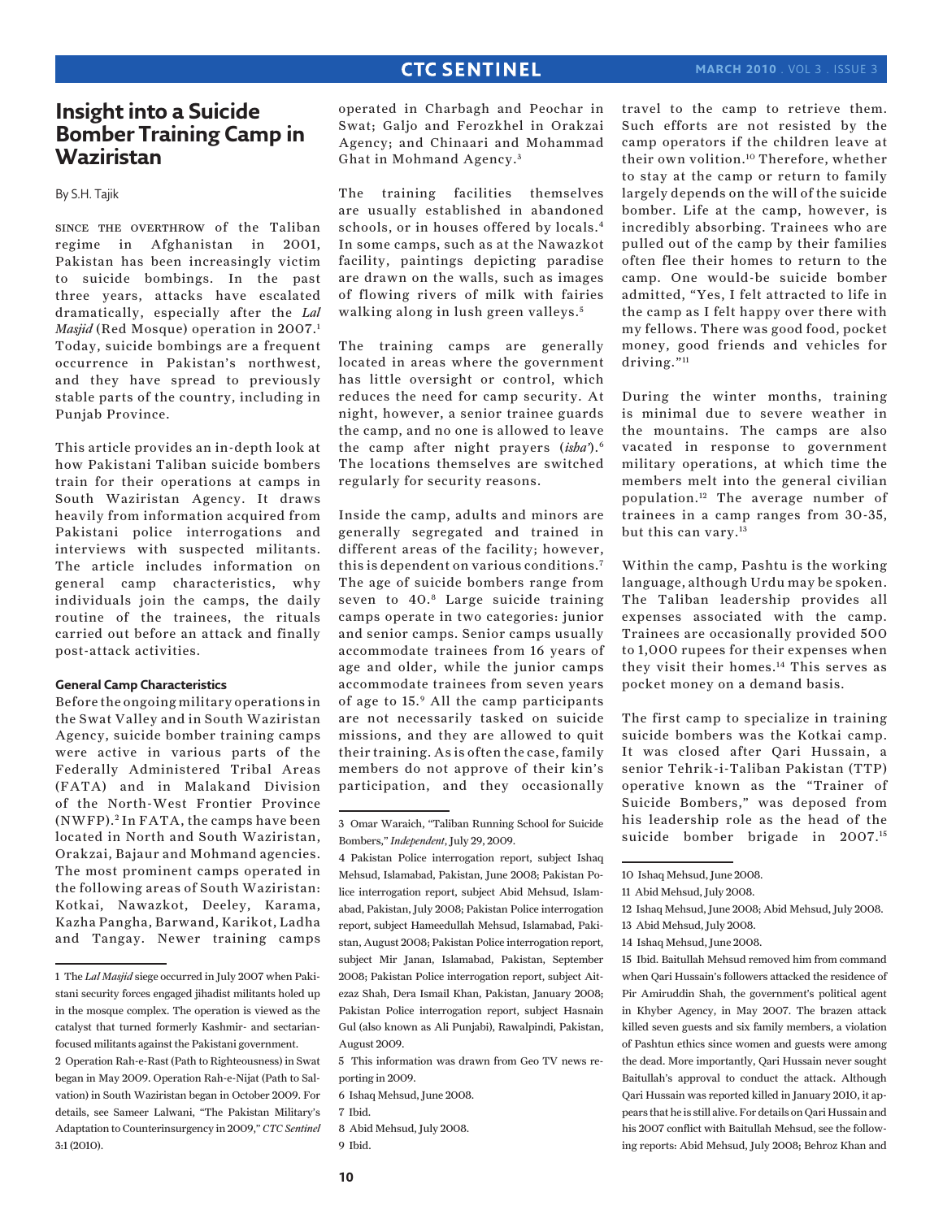# Insight into a Suicide Bomber Training Camp in Waziristan

By S.H. Tajik

Since the overthrow of the Taliban regime in Afghanistan in 2001, Pakistan has been increasingly victim to suicide bombings. In the past three years, attacks have escalated dramatically, especially after the *Lal Masjid* (Red Mosque) operation in 2007.[1] Today, suicide bombings are a frequent occurrence in Pakistan's northwest, and they have spread to previously stable parts of the country, including in Punjab Province.

This article provides an in-depth look at how Pakistani Taliban suicide bombers train for their operations at camps in South Waziristan Agency. It draws heavily from information acquired from Pakistani police interrogations and interviews with suspected militants. The article includes information on general camp characteristics, why individuals join the camps, the daily routine of the trainees, the rituals carried out before an attack and finally post-attack activities.

### General Camp Characteristics

Before the ongoing military operations in the Swat Valley and in South Waziristan Agency, suicide bomber training camps were active in various parts of the Federally Administered Tribal Areas (FATA) and in Malakand Division of the North-West Frontier Province (NWFP).[2] In FATA, the camps have been located in North and South Waziristan, Orakzai, Bajaur and Mohmand agencies. The most prominent camps operated in the following areas of South Waziristan: Kotkai, Nawazkot, Deeley, Karama, Kazha Pangha, Barwand, Karikot, Ladha and Tangay. Newer training camps operated in Charbagh and Peochar in Swat; Galjo and Ferozkhel in Orakzai Agency; and Chinaari and Mohammad Ghat in Mohmand Agency.[3]

The training facilities themselves are usually established in abandoned schools, or in houses offered by locals.[4] In some camps, such as at the Nawazkot facility, paintings depicting paradise are drawn on the walls, such as images of flowing rivers of milk with fairies walking along in lush green valleys.[5]

The training camps are generally located in areas where the government has little oversight or control, which reduces the need for camp security. At night, however, a senior trainee guards the camp, and no one is allowed to leave the camp after night prayers (*isha'*).[6] The locations themselves are switched regularly for security reasons.

Inside the camp, adults and minors are generally segregated and trained in different areas of the facility; however, this is dependent on various conditions.[7] The age of suicide bombers range from seven to 40.[8] Large suicide training camps operate in two categories: junior and senior camps. Senior camps usually accommodate trainees from 16 years of age and older, while the junior camps accommodate trainees from seven years of age to 15.[9] All the camp participants are not necessarily tasked on suicide missions, and they are allowed to quit their training. As is often the case, family members do not approve of their kin's participation, and they occasionally travel to the camp to retrieve them. Such efforts are not resisted by the camp operators if the children leave at their own volition.[10] Therefore, whether to stay at the camp or return to family largely depends on the will of the suicide bomber. Life at the camp, however, is incredibly absorbing. Trainees who are pulled out of the camp by their families often flee their homes to return to the camp. One would-be suicide bomber admitted, "Yes, I felt attracted to life in the camp as I felt happy over there with my fellows. There was good food, pocket money, good friends and vehicles for driving."[11]

During the winter months, training is minimal due to severe weather in the mountains. The camps are also vacated in response to government military operations, at which time the members melt into the general civilian population.[12] The average number of trainees in a camp ranges from 30-35, but this can vary.[13]

Within the camp, Pashtu is the working language, although Urdu may be spoken. The Taliban leadership provides all expenses associated with the camp. Trainees are occasionally provided 500 to 1,000 rupees for their expenses when they visit their homes.[14] This serves as pocket money on a demand basis.

The first camp to specialize in training suicide bombers was the Kotkai camp. It was closed after Qari Hussain, a senior Tehrik-i-Taliban Pakistan (TTP) operative known as the "Trainer of Suicide Bombers," was deposed from his leadership role as the head of the suicide bomber brigade in 2007.[15]

---

1 The *Lal Masjid* siege occurred in July 2007 when Pakistani security forces engaged jihadist militants holed up in the mosque complex. The operation is viewed as the catalyst that turned formerly Kashmir- and sectarian-focused militants against the Pakistani government.

2 Operation Rah-e-Rast (Path to Righteousness) in Swat began in May 2009. Operation Rah-e-Nijat (Path to Salvation) in South Waziristan began in October 2009. For details, see Sameer Lalwani, "The Pakistan Military's Adaptation to Counterinsurgency in 2009," *CTC Sentinel* 3:1 (2010).

3 Omar Waraich, "Taliban Running School for Suicide Bombers," *Independent*, July 29, 2009.

4 Pakistan Police interrogation report, subject Ishaq Mehsud, Islamabad, Pakistan, June 2008; Pakistan Police interrogation report, subject Abid Mehsud, Islamabad, Pakistan, July 2008; Pakistan Police interrogation report, subject Hameedullah Mehsud, Islamabad, Pakistan, August 2008; Pakistan Police interrogation report, subject Mir Janan, Islamabad, Pakistan, September 2008; Pakistan Police interrogation report, subject Aitezaz Shah, Dera Ismail Khan, Pakistan, January 2008; Pakistan Police interrogation report, subject Hasnain Gul (also known as Ali Punjabi), Rawalpindi, Pakistan, August 2009.

5 This information was drawn from Geo TV news reporting in 2009.

6 Ishaq Mehsud, June 2008.

7 Ibid.

8 Abid Mehsud, July 2008.

9 Ibid.

10 Ishaq Mehsud, June 2008.

11 Abid Mehsud, July 2008.

12 Ishaq Mehsud, June 2008; Abid Mehsud, July 2008.

13 Abid Mehsud, July 2008.

14 Ishaq Mehsud, June 2008.

15 Ibid. Baitullah Mehsud removed him from command when Qari Hussain's followers attacked the residence of Pir Amiruddin Shah, the government's political agent in Khyber Agency, in May 2007. The brazen attack killed seven guests and six family members, a violation of Pashtun ethics since women and guests were among the dead. More importantly, Qari Hussain never sought Baitullah's approval to conduct the attack. Although Qari Hussain was reported killed in January 2010, it appears that he is still alive. For details on Qari Hussain and his 2007 conflict with Baitullah Mehsud, see the following reports: Abid Mehsud, July 2008; Behroz Khan and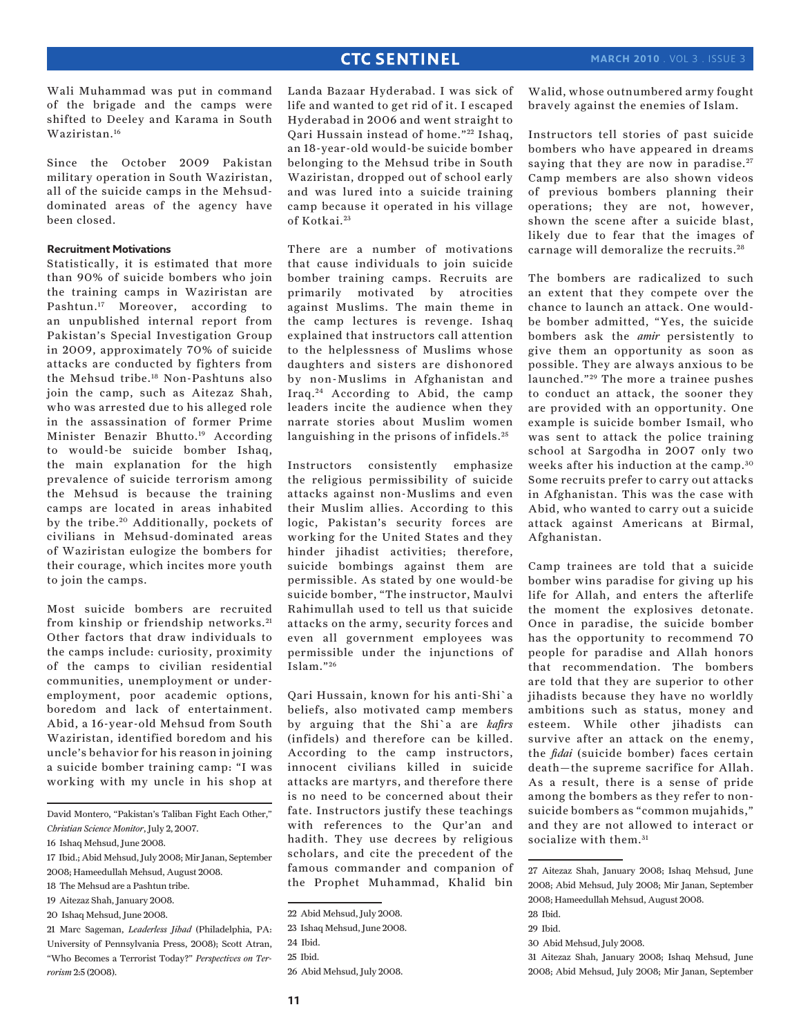Wali Muhammad was put in command of the brigade and the camps were shifted to Deeley and Karama in South Waziristan.[16]

Since the October 2009 Pakistan military operation in South Waziristan, all of the suicide camps in the Mehsud-dominated areas of the agency have been closed.

#### Recruitment Motivations

Statistically, it is estimated that more than 90% of suicide bombers who join the training camps in Waziristan are Pashtun.[17] Moreover, according to an unpublished internal report from Pakistan's Special Investigation Group in 2009, approximately 70% of suicide attacks are conducted by fighters from the Mehsud tribe.[18] Non-Pashtuns also join the camp, such as Aitezaz Shah, who was arrested due to his alleged role in the assassination of former Prime Minister Benazir Bhutto.[19] According to would-be suicide bomber Ishaq, the main explanation for the high prevalence of suicide terrorism among the Mehsud is because the training camps are located in areas inhabited by the tribe.[20] Additionally, pockets of civilians in Mehsud-dominated areas of Waziristan eulogize the bombers for their courage, which incites more youth to join the camps.

Most suicide bombers are recruited from kinship or friendship networks.[21] Other factors that draw individuals to the camps include: curiosity, proximity of the camps to civilian residential communities, unemployment or under-employment, poor academic options, boredom and lack of entertainment. Abid, a 16-year-old Mehsud from South Waziristan, identified boredom and his uncle's behavior for his reason in joining a suicide bomber training camp: "I was working with my uncle in his shop at Landa Bazaar Hyderabad. I was sick of life and wanted to get rid of it. I escaped Hyderabad in 2006 and went straight to Qari Hussain instead of home."[22] Ishaq, an 18-year-old would-be suicide bomber belonging to the Mehsud tribe in South Waziristan, dropped out of school early and was lured into a suicide training camp because it operated in his village of Kotkai.[23]

There are a number of motivations that cause individuals to join suicide bomber training camps. Recruits are primarily motivated by atrocities against Muslims. The main theme in the camp lectures is revenge. Ishaq explained that instructors call attention to the helplessness of Muslims whose daughters and sisters are dishonored by non-Muslims in Afghanistan and Iraq.[24] According to Abid, the camp leaders incite the audience when they narrate stories about Muslim women languishing in the prisons of infidels.[25]

Instructors consistently emphasize the religious permissibility of suicide attacks against non-Muslims and even their Muslim allies. According to this logic, Pakistan's security forces are working for the United States and they hinder jihadist activities; therefore, suicide bombings against them are permissible. As stated by one would-be suicide bomber, "The instructor, Maulvi Rahimullah used to tell us that suicide attacks on the army, security forces and even all government employees was permissible under the injunctions of Islam."[26]

Qari Hussain, known for his anti-Shi`a beliefs, also motivated camp members by arguing that the Shi`a are *kafirs* (infidels) and therefore can be killed. According to the camp instructors, innocent civilians killed in suicide attacks are martyrs, and therefore there is no need to be concerned about their fate. Instructors justify these teachings with references to the Qur'an and hadith. They use decrees by religious scholars, and cite the precedent of the famous commander and companion of the Prophet Muhammad, Khalid bin Walid, whose outnumbered army fought bravely against the enemies of Islam.

Instructors tell stories of past suicide bombers who have appeared in dreams saying that they are now in paradise.[27] Camp members are also shown videos of previous bombers planning their operations; they are not, however, shown the scene after a suicide blast, likely due to fear that the images of carnage will demoralize the recruits.[28]

The bombers are radicalized to such an extent that they compete over the chance to launch an attack. One would-be bomber admitted, "Yes, the suicide bombers ask the *amir* persistently to give them an opportunity as soon as possible. They are always anxious to be launched."[29] The more a trainee pushes to conduct an attack, the sooner they are provided with an opportunity. One example is suicide bomber Ismail, who was sent to attack the police training school at Sargodha in 2007 only two weeks after his induction at the camp.[30] Some recruits prefer to carry out attacks in Afghanistan. This was the case with Abid, who wanted to carry out a suicide attack against Americans at Birmal, Afghanistan.

Camp trainees are told that a suicide bomber wins paradise for giving up his life for Allah, and enters the afterlife the moment the explosives detonate. Once in paradise, the suicide bomber has the opportunity to recommend 70 people for paradise and Allah honors that recommendation. The bombers are told that they are superior to other jihadists because they have no worldly ambitions such as status, money and esteem. While other jihadists can survive after an attack on the enemy, the *fidai* (suicide bomber) faces certain death—the supreme sacrifice for Allah. As a result, there is a sense of pride among the bombers as they refer to non-suicide bombers as "common mujahids," and they are not allowed to interact or socialize with them.[31]

---

David Montero, "Pakistan's Taliban Fight Each Other," *Christian Science Monitor*, July 2, 2007.

16 Ishaq Mehsud, June 2008.

17 Ibid.; Abid Mehsud, July 2008; Mir Janan, September 2008; Hameedullah Mehsud, August 2008.

18 The Mehsud are a Pashtun tribe.

19 Aitezaz Shah, January 2008.

20 Ishaq Mehsud, June 2008.

21 Marc Sageman, *Leaderless Jihad* (Philadelphia, PA: University of Pennsylvania Press, 2008); Scott Atran, "Who Becomes a Terrorist Today?" *Perspectives on Terrorism* 2:5 (2008).

22 Abid Mehsud, July 2008.

23 Ishaq Mehsud, June 2008.

24 Ibid.

25 Ibid.

26 Abid Mehsud, July 2008.

27 Aitezaz Shah, January 2008; Ishaq Mehsud, June 2008; Abid Mehsud, July 2008; Mir Janan, September 2008; Hameedullah Mehsud, August 2008.

28 Ibid.

29 Ibid.

30 Abid Mehsud, July 2008.

31 Aitezaz Shah, January 2008; Ishaq Mehsud, June 2008; Abid Mehsud, July 2008; Mir Janan, September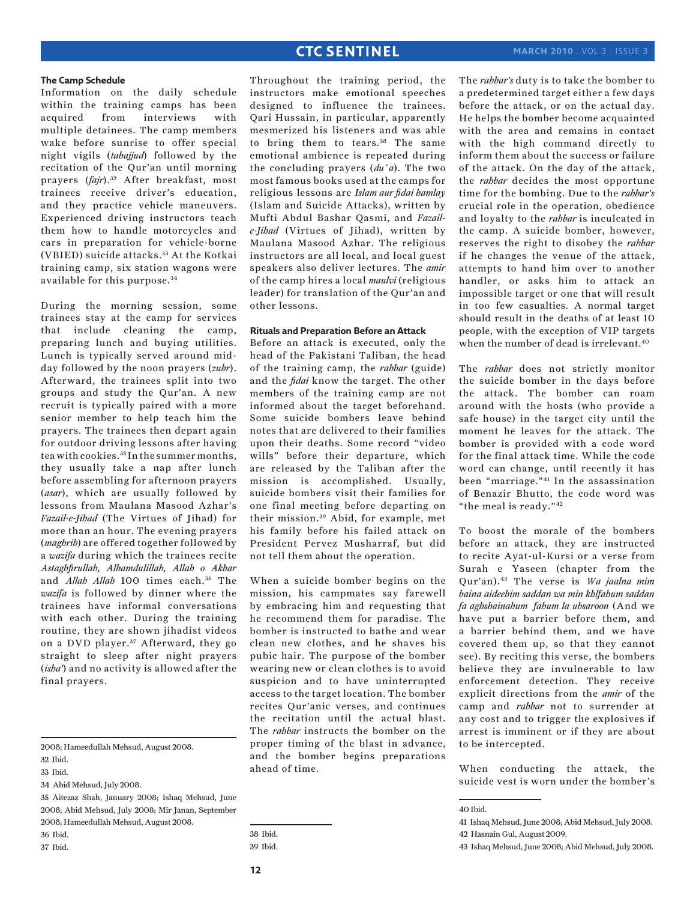### The Camp Schedule

Information on the daily schedule within the training camps has been acquired from interviews with multiple detainees. The camp members wake before sunrise to offer special night vigils (*tahajjud*) followed by the recitation of the Qur'an until morning prayers (*fajr*).[32] After breakfast, most trainees receive driver's education, and they practice vehicle maneuvers. Experienced driving instructors teach them how to handle motorcycles and cars in preparation for vehicle-borne (VBIED) suicide attacks.[33] At the Kotkai training camp, six station wagons were available for this purpose.[34]

During the morning session, some trainees stay at the camp for services that include cleaning the camp, preparing lunch and buying utilities. Lunch is typically served around mid-day followed by the noon prayers (*zuhr*). Afterward, the trainees split into two groups and study the Qur'an. A new recruit is typically paired with a more senior member to help teach him the prayers. The trainees then depart again for outdoor driving lessons after having tea with cookies.[35] In the summer months, they usually take a nap after lunch before assembling for afternoon prayers (*asar*), which are usually followed by lessons from Maulana Masood Azhar's *Fazail-e-Jihad* (The Virtues of Jihad) for more than an hour. The evening prayers (*maghrib*) are offered together followed by a *wazifa* during which the trainees recite *Astaghfirullah, Alhamdulillah, Allah o Akbar* and *Allah Allah* 100 times each.[36] The *wazifa* is followed by dinner where the trainees have informal conversations with each other. During the training routine, they are shown jihadist videos on a DVD player.[37] Afterward, they go straight to sleep after night prayers (*isha'*) and no activity is allowed after the final prayers.

Throughout the training period, the instructors make emotional speeches designed to influence the trainees. Qari Hussain, in particular, apparently mesmerized his listeners and was able to bring them to tears.[38] The same emotional ambience is repeated during the concluding prayers (*du`a*). The two most famous books used at the camps for religious lessons are *Islam aur fidai hamlay* (Islam and Suicide Attacks), written by Mufti Abdul Bashar Qasmi, and *Fazail-e-Jihad* (Virtues of Jihad), written by Maulana Masood Azhar. The religious instructors are all local, and local guest speakers also deliver lectures. The *amir* of the camp hires a local *maulvi* (religious leader) for translation of the Qur'an and other lessons.

### Rituals and Preparation Before an Attack

Before an attack is executed, only the head of the Pakistani Taliban, the head of the training camp, the *rahbar* (guide) and the *fidai* know the target. The other members of the training camp are not informed about the target beforehand. Some suicide bombers leave behind notes that are delivered to their families upon their deaths. Some record "video wills" before their departure, which are released by the Taliban after the mission is accomplished. Usually, suicide bombers visit their families for one final meeting before departing on their mission.[39] Abid, for example, met his family before his failed attack on President Pervez Musharraf, but did not tell them about the operation.

When a suicide bomber begins on the mission, his campmates say farewell by embracing him and requesting that he recommend them for paradise. The bomber is instructed to bathe and wear clean new clothes, and he shaves his pubic hair. The purpose of the bomber wearing new or clean clothes is to avoid suspicion and to have uninterrupted access to the target location. The bomber recites Qur'anic verses, and continues the recitation until the actual blast. The *rahbar* instructs the bomber on the proper timing of the blast in advance, and the bomber begins preparations ahead of time.

The *rahbar's* duty is to take the bomber to a predetermined target either a few days before the attack, or on the actual day. He helps the bomber become acquainted with the area and remains in contact with the high command directly to inform them about the success or failure of the attack. On the day of the attack, the *rahbar* decides the most opportune time for the bombing. Due to the *rahbar's* crucial role in the operation, obedience and loyalty to the *rahbar* is inculcated in the camp. A suicide bomber, however, reserves the right to disobey the *rahbar* if he changes the venue of the attack, attempts to hand him over to another handler, or asks him to attack an impossible target or one that will result in too few casualties. A normal target should result in the deaths of at least 10 people, with the exception of VIP targets when the number of dead is irrelevant.[40]

The *rahbar* does not strictly monitor the suicide bomber in the days before the attack. The bomber can roam around with the hosts (who provide a safe house) in the target city until the moment he leaves for the attack. The bomber is provided with a code word for the final attack time. While the code word can change, until recently it has been "marriage."[41] In the assassination of Benazir Bhutto, the code word was "the meal is ready."[42]

To boost the morale of the bombers before an attack, they are instructed to recite Ayat-ul-Kursi or a verse from Surah e Yaseen (chapter from the Qur'an).[43] The verse is *Wa jaalna mim baina aideehim saddan wa min khlfahum saddan fa aghshainahum fahum la ubsaroon* (And we have put a barrier before them, and a barrier behind them, and we have covered them up, so that they cannot see). By reciting this verse, the bombers believe they are invulnerable to law enforcement detection. They receive explicit directions from the *amir* of the camp and *rahbar* not to surrender at any cost and to trigger the explosives if arrest is imminent or if they are about to be intercepted.

When conducting the attack, the suicide vest is worn under the bomber's

---

2008; Hameedullah Mehsud, August 2008.

32 Ibid.

33 Ibid.

34 Abid Mehsud, July 2008.

35 Aitezaz Shah, January 2008; Ishaq Mehsud, June 2008; Abid Mehsud, July 2008; Mir Janan, September 2008; Hameedullah Mehsud, August 2008.

36 Ibid.

37 Ibid.

38 Ibid.

39 Ibid.

40 Ibid.

41 Ishaq Mehsud, June 2008; Abid Mehsud, July 2008.

42 Hasnain Gul, August 2009.

43 Ishaq Mehsud, June 2008; Abid Mehsud, July 2008.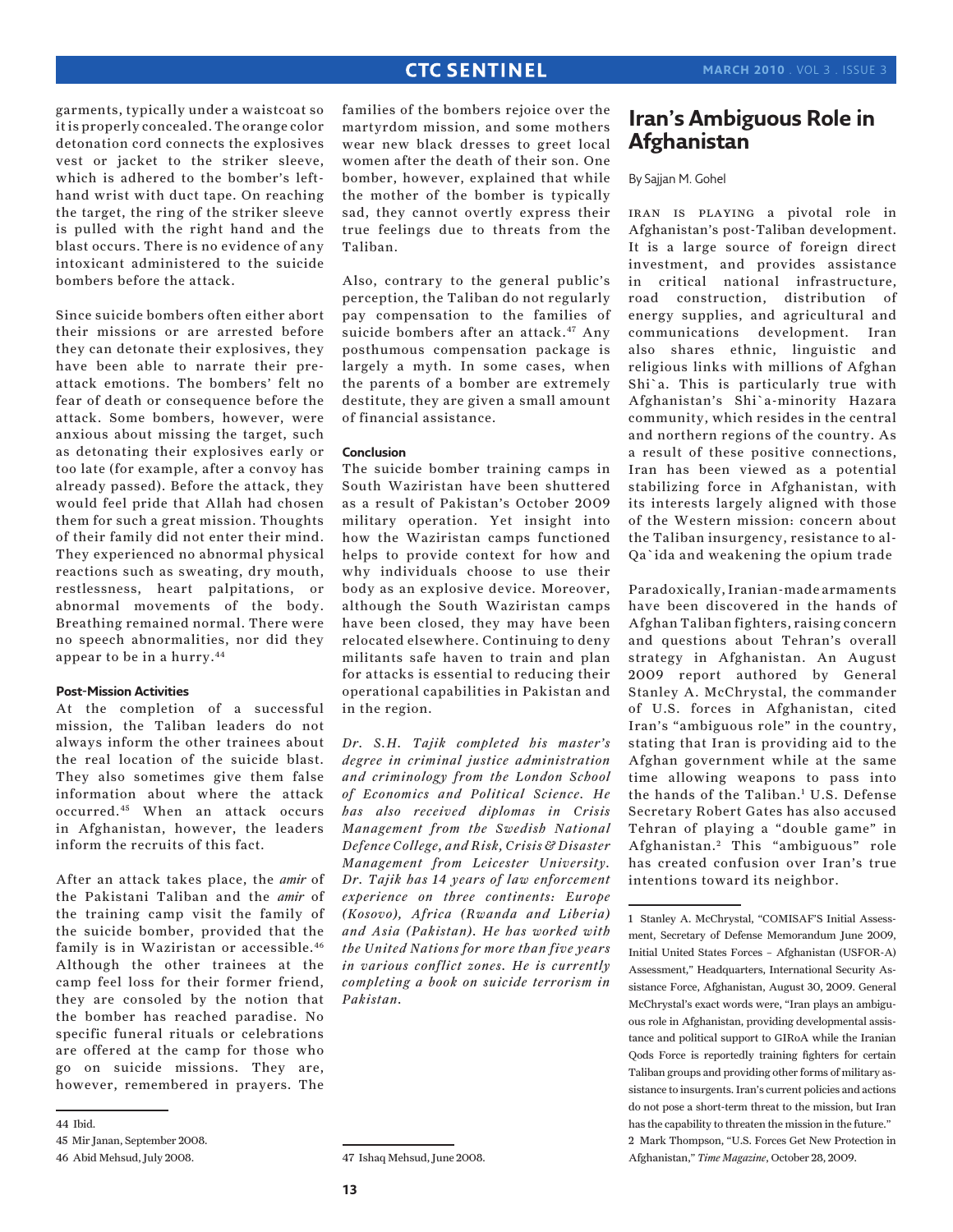garments, typically under a waistcoat so it is properly concealed. The orange color detonation cord connects the explosives vest or jacket to the striker sleeve, which is adhered to the bomber's left-hand wrist with duct tape. On reaching the target, the ring of the striker sleeve is pulled with the right hand and the blast occurs. There is no evidence of any intoxicant administered to the suicide bombers before the attack.

Since suicide bombers often either abort their missions or are arrested before they can detonate their explosives, they have been able to narrate their pre-attack emotions. The bombers' felt no fear of death or consequence before the attack. Some bombers, however, were anxious about missing the target, such as detonating their explosives early or too late (for example, after a convoy has already passed). Before the attack, they would feel pride that Allah had chosen them for such a great mission. Thoughts of their family did not enter their mind. They experienced no abnormal physical reactions such as sweating, dry mouth, restlessness, heart palpitations, or abnormal movements of the body. Breathing remained normal. There were no speech abnormalities, nor did they appear to be in a hurry.[44]

#### Post-Mission Activities

At the completion of a successful mission, the Taliban leaders do not always inform the other trainees about the real location of the suicide blast. They also sometimes give them false information about where the attack occurred.[45] When an attack occurs in Afghanistan, however, the leaders inform the recruits of this fact.

After an attack takes place, the *amir* of the Pakistani Taliban and the *amir* of the training camp visit the family of the suicide bomber, provided that the family is in Waziristan or accessible.[46] Although the other trainees at the camp feel loss for their former friend, they are consoled by the notion that the bomber has reached paradise. No specific funeral rituals or celebrations are offered at the camp for those who go on suicide missions. They are, however, remembered in prayers. The families of the bombers rejoice over the martyrdom mission, and some mothers wear new black dresses to greet local women after the death of their son. One bomber, however, explained that while the mother of the bomber is typically sad, they cannot overtly express their true feelings due to threats from the Taliban.

Also, contrary to the general public's perception, the Taliban do not regularly pay compensation to the families of suicide bombers after an attack.[47] Any posthumous compensation package is largely a myth. In some cases, when the parents of a bomber are extremely destitute, they are given a small amount of financial assistance.

#### Conclusion

The suicide bomber training camps in South Waziristan have been shuttered as a result of Pakistan's October 2009 military operation. Yet insight into how the Waziristan camps functioned helps to provide context for how and why individuals choose to use their body as an explosive device. Moreover, although the South Waziristan camps have been closed, they may have been relocated elsewhere. Continuing to deny militants safe haven to train and plan for attacks is essential to reducing their operational capabilities in Pakistan and in the region.

*Dr. S.H. Tajik completed his master's degree in criminal justice administration and criminology from the London School of Economics and Political Science. He has also received diplomas in Crisis Management from the Swedish National Defence College, and Risk, Crisis & Disaster Management from Leicester University. Dr. Tajik has 14 years of law enforcement experience on three continents: Europe (Kosovo), Africa (Rwanda and Liberia) and Asia (Pakistan). He has worked with the United Nations for more than five years in various conflict zones. He is currently completing a book on suicide terrorism in Pakistan.*

44 Ibid.

45 Mir Janan, September 2008.

46 Abid Mehsud, July 2008.

47 Ishaq Mehsud, June 2008.

# Iran's Ambiguous Role in Afghanistan

By Sajjan M. Gohel

Iran is playing a pivotal role in Afghanistan's post-Taliban development. It is a large source of foreign direct investment, and provides assistance in critical national infrastructure, road construction, distribution of energy supplies, and agricultural and communications development. Iran also shares ethnic, linguistic and religious links with millions of Afghan Shi`a. This is particularly true with Afghanistan's Shi`a-minority Hazara community, which resides in the central and northern regions of the country. As a result of these positive connections, Iran has been viewed as a potential stabilizing force in Afghanistan, with its interests largely aligned with those of the Western mission: concern about the Taliban insurgency, resistance to al-Qa`ida and weakening the opium trade

Paradoxically, Iranian-made armaments have been discovered in the hands of Afghan Taliban fighters, raising concern and questions about Tehran's overall strategy in Afghanistan. An August 2009 report authored by General Stanley A. McChrystal, the commander of U.S. forces in Afghanistan, cited Iran's "ambiguous role" in the country, stating that Iran is providing aid to the Afghan government while at the same time allowing weapons to pass into the hands of the Taliban.[1] U.S. Defense Secretary Robert Gates has also accused Tehran of playing a "double game" in Afghanistan.[2] This "ambiguous" role has created confusion over Iran's true intentions toward its neighbor.

1 Stanley A. McChrystal, "COMISAF'S Initial Assessment, Secretary of Defense Memorandum June 2009, Initial United States Forces – Afghanistan (USFOR-A) Assessment," Headquarters, International Security Assistance Force, Afghanistan, August 30, 2009. General McChrystal's exact words were, "Iran plays an ambiguous role in Afghanistan, providing developmental assistance and political support to GIRoA while the Iranian Qods Force is reportedly training fighters for certain Taliban groups and providing other forms of military assistance to insurgents. Iran's current policies and actions do not pose a short-term threat to the mission, but Iran has the capability to threaten the mission in the future."

2 Mark Thompson, "U.S. Forces Get New Protection in Afghanistan," *Time Magazine*, October 28, 2009.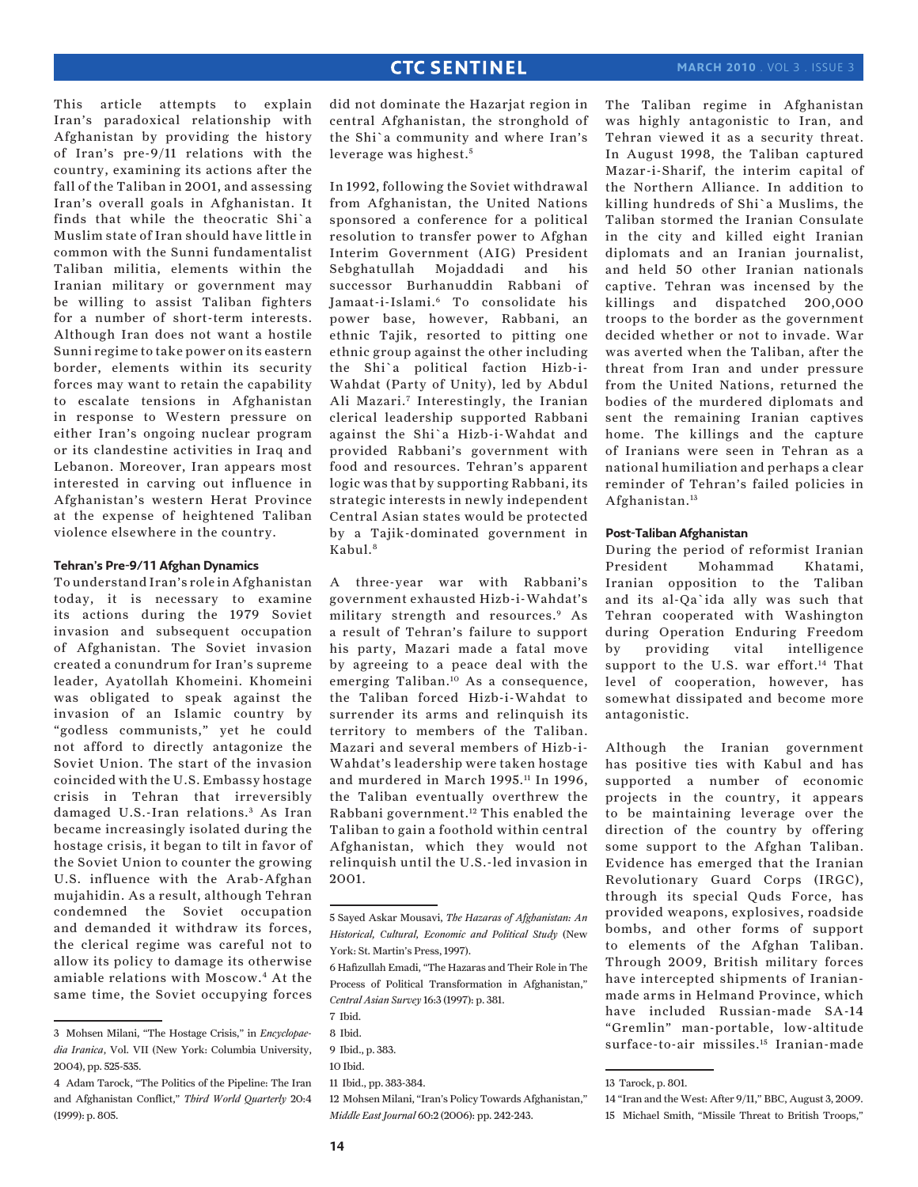This article attempts to explain Iran's paradoxical relationship with Afghanistan by providing the history of Iran's pre-9/11 relations with the country, examining its actions after the fall of the Taliban in 2001, and assessing Iran's overall goals in Afghanistan. It finds that while the theocratic Shi`a Muslim state of Iran should have little in common with the Sunni fundamentalist Taliban militia, elements within the Iranian military or government may be willing to assist Taliban fighters for a number of short-term interests. Although Iran does not want a hostile Sunni regime to take power on its eastern border, elements within its security forces may want to retain the capability to escalate tensions in Afghanistan in response to Western pressure on either Iran's ongoing nuclear program or its clandestine activities in Iraq and Lebanon. Moreover, Iran appears most interested in carving out influence in Afghanistan's western Herat Province at the expense of heightened Taliban violence elsewhere in the country.

#### Tehran's Pre-9/11 Afghan Dynamics

To understand Iran's role in Afghanistan today, it is necessary to examine its actions during the 1979 Soviet invasion and subsequent occupation of Afghanistan. The Soviet invasion created a conundrum for Iran's supreme leader, Ayatollah Khomeini. Khomeini was obligated to speak against the invasion of an Islamic country by "godless communists," yet he could not afford to directly antagonize the Soviet Union. The start of the invasion coincided with the U.S. Embassy hostage crisis in Tehran that irreversibly damaged U.S.-Iran relations.[3] As Iran became increasingly isolated during the hostage crisis, it began to tilt in favor of the Soviet Union to counter the growing U.S. influence with the Arab-Afghan mujahidin. As a result, although Tehran condemned the Soviet occupation and demanded it withdraw its forces, the clerical regime was careful not to allow its policy to damage its otherwise amiable relations with Moscow.[4] At the same time, the Soviet occupying forces did not dominate the Hazarjat region in central Afghanistan, the stronghold of the Shi`a community and where Iran's leverage was highest.[5]

In 1992, following the Soviet withdrawal from Afghanistan, the United Nations sponsored a conference for a political resolution to transfer power to Afghan Interim Government (AIG) President Sebghatullah Mojaddadi and his successor Burhanuddin Rabbani of Jamaat-i-Islami.[6] To consolidate his power base, however, Rabbani, an ethnic Tajik, resorted to pitting one ethnic group against the other including the Shi`a political faction Hizb-i-Wahdat (Party of Unity), led by Abdul Ali Mazari.[7] Interestingly, the Iranian clerical leadership supported Rabbani against the Shi`a Hizb-i-Wahdat and provided Rabbani's government with food and resources. Tehran's apparent logic was that by supporting Rabbani, its strategic interests in newly independent Central Asian states would be protected by a Tajik-dominated government in Kabul.[8]

A three-year war with Rabbani's government exhausted Hizb-i-Wahdat's military strength and resources.[9] As a result of Tehran's failure to support his party, Mazari made a fatal move by agreeing to a peace deal with the emerging Taliban.[10] As a consequence, the Taliban forced Hizb-i-Wahdat to surrender its arms and relinquish its territory to members of the Taliban. Mazari and several members of Hizb-i-Wahdat's leadership were taken hostage and murdered in March 1995.[11] In 1996, the Taliban eventually overthrew the Rabbani government.[12] This enabled the Taliban to gain a foothold within central Afghanistan, which they would not relinquish until the U.S.-led invasion in 2001.

The Taliban regime in Afghanistan was highly antagonistic to Iran, and Tehran viewed it as a security threat. In August 1998, the Taliban captured Mazar-i-Sharif, the interim capital of the Northern Alliance. In addition to killing hundreds of Shi`a Muslims, the Taliban stormed the Iranian Consulate in the city and killed eight Iranian diplomats and an Iranian journalist, and held 50 other Iranian nationals captive. Tehran was incensed by the killings and dispatched 200,000 troops to the border as the government decided whether or not to invade. War was averted when the Taliban, after the threat from Iran and under pressure from the United Nations, returned the bodies of the murdered diplomats and sent the remaining Iranian captives home. The killings and the capture of Iranians were seen in Tehran as a national humiliation and perhaps a clear reminder of Tehran's failed policies in Afghanistan.[13]

#### Post-Taliban Afghanistan

During the period of reformist Iranian President Mohammad Khatami, Iranian opposition to the Taliban and its al-Qa`ida ally was such that Tehran cooperated with Washington during Operation Enduring Freedom by providing vital intelligence support to the U.S. war effort.[14] That level of cooperation, however, has somewhat dissipated and become more antagonistic.

Although the Iranian government has positive ties with Kabul and has supported a number of economic projects in the country, it appears to be maintaining leverage over the direction of the country by offering some support to the Afghan Taliban. Evidence has emerged that the Iranian Revolutionary Guard Corps (IRGC), through its special Quds Force, has provided weapons, explosives, roadside bombs, and other forms of support to elements of the Afghan Taliban. Through 2009, British military forces have intercepted shipments of Iranian-made arms in Helmand Province, which have included Russian-made SA-14 "Gremlin" man-portable, low-altitude surface-to-air missiles.[15] Iranian-made

---

3 Mohsen Milani, "The Hostage Crisis," in *Encyclopaedia Iranica*, Vol. VII (New York: Columbia University, 2004), pp. 525-535.

4 Adam Tarock, "The Politics of the Pipeline: The Iran and Afghanistan Conflict," *Third World Quarterly* 20:4 (1999): p. 805.

5 Sayed Askar Mousavi, *The Hazaras of Afghanistan: An Historical, Cultural, Economic and Political Study* (New York: St. Martin's Press, 1997).

6 Hafizullah Emadi, "The Hazaras and Their Role in The Process of Political Transformation in Afghanistan," *Central Asian Survey* 16:3 (1997): p. 381.

7 Ibid.

8 Ibid.

9 Ibid., p. 383.

10 Ibid.

11 Ibid., pp. 383-384.

12 Mohsen Milani, "Iran's Policy Towards Afghanistan," *Middle East Journal* 60:2 (2006): pp. 242-243.

13 Tarock, p. 801.

14 "Iran and the West: After 9/11," BBC, August 3, 2009.

15 Michael Smith, "Missile Threat to British Troops,"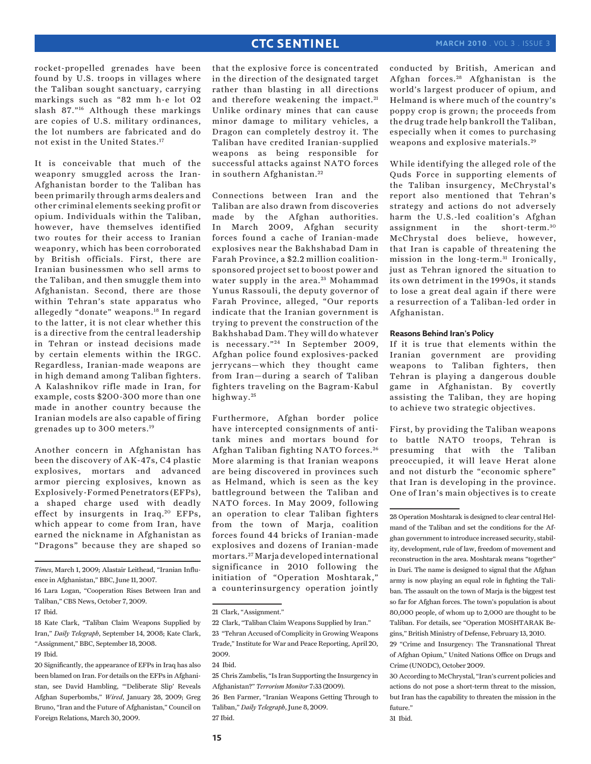rocket-propelled grenades have been found by U.S. troops in villages where the Taliban sought sanctuary, carrying markings such as "82 mm h-e lot 02 slash 87."[16] Although these markings are copies of U.S. military ordinances, the lot numbers are fabricated and do not exist in the United States.[17]

It is conceivable that much of the weaponry smuggled across the Iran-Afghanistan border to the Taliban has been primarily through arms dealers and other criminal elements seeking profit or opium. Individuals within the Taliban, however, have themselves identified two routes for their access to Iranian weaponry, which has been corroborated by British officials. First, there are Iranian businessmen who sell arms to the Taliban, and then smuggle them into Afghanistan. Second, there are those within Tehran's state apparatus who allegedly "donate" weapons.[18] In regard to the latter, it is not clear whether this is a directive from the central leadership in Tehran or instead decisions made by certain elements within the IRGC. Regardless, Iranian-made weapons are in high demand among Taliban fighters. A Kalashnikov rifle made in Iran, for example, costs $200-300 more than one made in another country because the Iranian models are also capable of firing grenades up to 300 meters.[19]

Another concern in Afghanistan has been the discovery of AK-47s, C4 plastic explosives, mortars and advanced armor piercing explosives, known as Explosively-Formed Penetrators (EFPs), a shaped charge used with deadly effect by insurgents in Iraq.[20] EFPs, which appear to come from Iran, have earned the nickname in Afghanistan as "Dragons" because they are shaped so that the explosive force is concentrated in the direction of the designated target rather than blasting in all directions and therefore weakening the impact.[21] Unlike ordinary mines that can cause minor damage to military vehicles, a Dragon can completely destroy it. The Taliban have credited Iranian-supplied weapons as being responsible for successful attacks against NATO forces in southern Afghanistan.[22]

Connections between Iran and the Taliban are also drawn from discoveries made by the Afghan authorities. In March 2009, Afghan security forces found a cache of Iranian-made explosives near the Bakhshabad Dam in Farah Province, a $2.2 million coalition-sponsored project set to boost power and water supply in the area.[23] Mohammad Yunus Rassouli, the deputy governor of Farah Province, alleged, "Our reports indicate that the Iranian government is trying to prevent the construction of the Bakhshabad Dam. They will do whatever is necessary."[24] In September 2009, Afghan police found explosives-packed jerrycans—which they thought came from Iran—during a search of Taliban fighters traveling on the Bagram-Kabul highway.[25]

Furthermore, Afghan border police have intercepted consignments of anti-tank mines and mortars bound for Afghan Taliban fighting NATO forces.[26] More alarming is that Iranian weapons are being discovered in provinces such as Helmand, which is seen as the key battleground between the Taliban and NATO forces. In May 2009, following an operation to clear Taliban fighters from the town of Marja, coalition forces found 44 bricks of Iranian-made explosives and dozens of Iranian-made mortars.[27] Marja developed international significance in 2010 following the initiation of "Operation Moshtarak," a counterinsurgency operation jointly conducted by British, American and Afghan forces.[28] Afghanistan is the world's largest producer of opium, and Helmand is where much of the country's poppy crop is grown; the proceeds from the drug trade help bankroll the Taliban, especially when it comes to purchasing weapons and explosive materials.[29]

While identifying the alleged role of the Quds Force in supporting elements of the Taliban insurgency, McChrystal's report also mentioned that Tehran's strategy and actions do not adversely harm the U.S.-led coalition's Afghan assignment in the short-term.[30] McChrystal does believe, however, that Iran is capable of threatening the mission in the long-term.[31] Ironically, just as Tehran ignored the situation to its own detriment in the 1990s, it stands to lose a great deal again if there were a resurrection of a Taliban-led order in Afghanistan.

### Reasons Behind Iran's Policy

If it is true that elements within the Iranian government are providing weapons to Taliban fighters, then Tehran is playing a dangerous double game in Afghanistan. By covertly assisting the Taliban, they are hoping to achieve two strategic objectives.

First, by providing the Taliban weapons to battle NATO troops, Tehran is presuming that with the Taliban preoccupied, it will leave Herat alone and not disturb the "economic sphere" that Iran is developing in the province. One of Iran's main objectives is to create

---

*Times*, March 1, 2009; Alastair Leithead, "Iranian Influence in Afghanistan," BBC, June 11, 2007.

16 Lara Logan, "Cooperation Rises Between Iran and Taliban," CBS News, October 7, 2009.

17 Ibid.

18 Kate Clark, "Taliban Claim Weapons Supplied by Iran," *Daily Telegraph*, September 14, 2008; Kate Clark, "Assignment," BBC, September 18, 2008.

19 Ibid.

20 Significantly, the appearance of EFPs in Iraq has also been blamed on Iran. For details on the EFPs in Afghanistan, see David Hambling, "'Deliberate Slip' Reveals Afghan Superbombs," *Wired*, January 28, 2009; Greg Bruno, "Iran and the Future of Afghanistan," Council on Foreign Relations, March 30, 2009.

21 Clark, "Assignment."

22 Clark, "Taliban Claim Weapons Supplied by Iran."

23 "Tehran Accused of Complicity in Growing Weapons Trade," Institute for War and Peace Reporting, April 20, 2009.

24 Ibid.

25 Chris Zambelis, "Is Iran Supporting the Insurgency in Afghanistan?" *Terrorism Monitor* 7:33 (2009).

26 Ben Farmer, "Iranian Weapons Getting Through to Taliban," *Daily Telegraph*, June 8, 2009.

27 Ibid.

28 Operation Moshtarak is designed to clear central Helmand of the Taliban and set the conditions for the Afghan government to introduce increased security, stability, development, rule of law, freedom of movement and reconstruction in the area. Moshtarak means "together" in Dari. The name is designed to signal that the Afghan army is now playing an equal role in fighting the Taliban. The assault on the town of Marja is the biggest test so far for Afghan forces. The town's population is about 80,000 people, of whom up to 2,000 are thought to be Taliban. For details, see "Operation MOSHTARAK Begins," British Ministry of Defense, February 13, 2010.

29 "Crime and Insurgency: The Transnational Threat of Afghan Opium," United Nations Office on Drugs and Crime (UNODC), October 2009.

30 According to McChrystal, "Iran's current policies and actions do not pose a short-term threat to the mission, but Iran has the capability to threaten the mission in the future."

31 Ibid.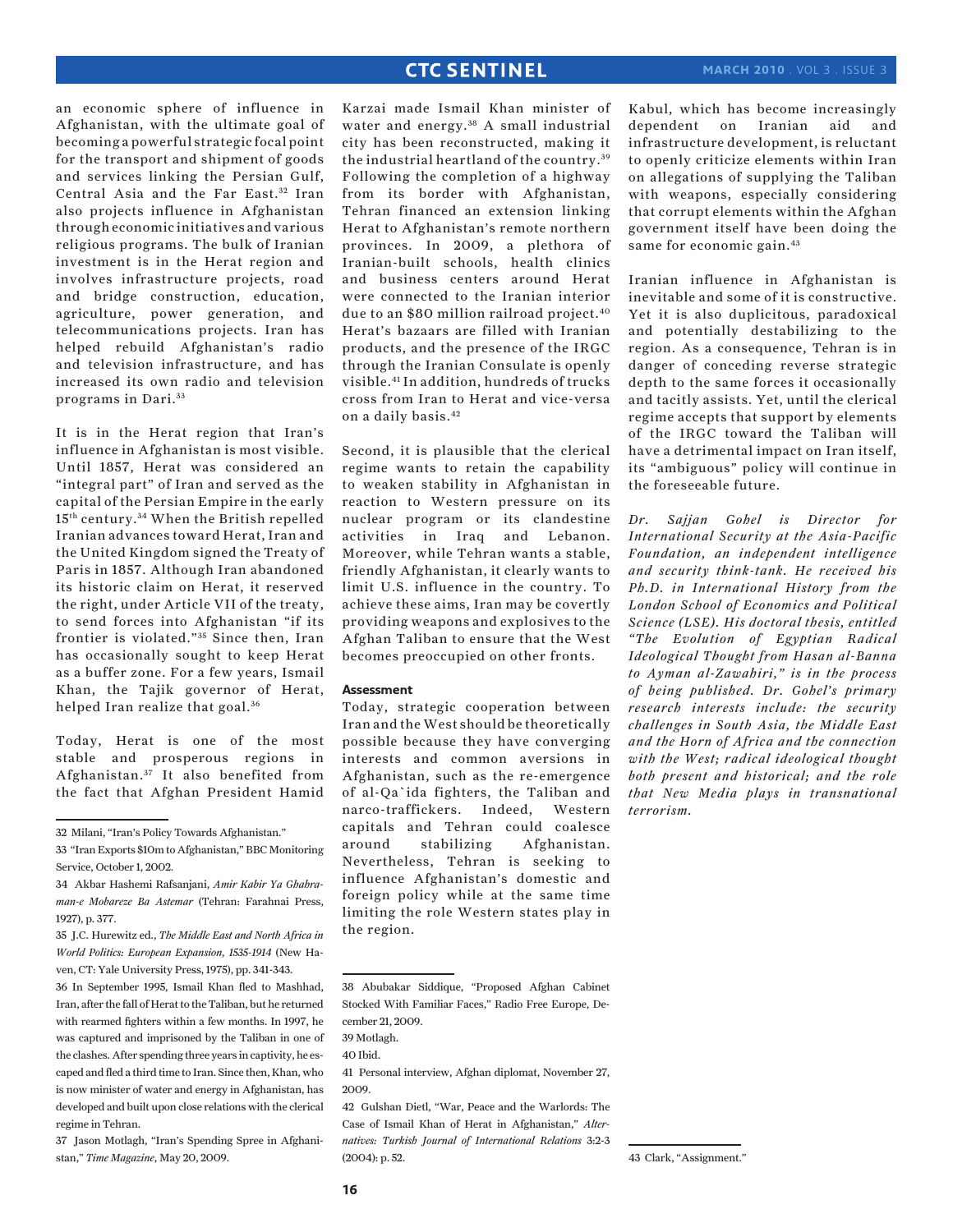an economic sphere of influence in Afghanistan, with the ultimate goal of becoming a powerful strategic focal point for the transport and shipment of goods and services linking the Persian Gulf, Central Asia and the Far East.[32] Iran also projects influence in Afghanistan through economic initiatives and various religious programs. The bulk of Iranian investment is in the Herat region and involves infrastructure projects, road and bridge construction, education, agriculture, power generation, and telecommunications projects. Iran has helped rebuild Afghanistan's radio and television infrastructure, and has increased its own radio and television programs in Dari.[33]

It is in the Herat region that Iran's influence in Afghanistan is most visible. Until 1857, Herat was considered an "integral part" of Iran and served as the capital of the Persian Empire in the early 15th century.[34] When the British repelled Iranian advances toward Herat, Iran and the United Kingdom signed the Treaty of Paris in 1857. Although Iran abandoned its historic claim on Herat, it reserved the right, under Article VII of the treaty, to send forces into Afghanistan "if its frontier is violated."[35] Since then, Iran has occasionally sought to keep Herat as a buffer zone. For a few years, Ismail Khan, the Tajik governor of Herat, helped Iran realize that goal.[36]

Today, Herat is one of the most stable and prosperous regions in Afghanistan.[37] It also benefited from the fact that Afghan President Hamid Karzai made Ismail Khan minister of water and energy.[38] A small industrial city has been reconstructed, making it the industrial heartland of the country.[39] Following the completion of a highway from its border with Afghanistan, Tehran financed an extension linking Herat to Afghanistan's remote northern provinces. In 2009, a plethora of Iranian-built schools, health clinics and business centers around Herat were connected to the Iranian interior due to an $80 million railroad project.[40] Herat's bazaars are filled with Iranian products, and the presence of the IRGC through the Iranian Consulate is openly visible.[41] In addition, hundreds of trucks cross from Iran to Herat and vice-versa on a daily basis.[42]

Second, it is plausible that the clerical regime wants to retain the capability to weaken stability in Afghanistan in reaction to Western pressure on its nuclear program or its clandestine activities in Iraq and Lebanon. Moreover, while Tehran wants a stable, friendly Afghanistan, it clearly wants to limit U.S. influence in the country. To achieve these aims, Iran may be covertly providing weapons and explosives to the Afghan Taliban to ensure that the West becomes preoccupied on other fronts.

### Assessment

Today, strategic cooperation between Iran and the West should be theoretically possible because they have converging interests and common aversions in Afghanistan, such as the re-emergence of al-Qa`ida fighters, the Taliban and narco-traffickers. Indeed, Western capitals and Tehran could coalesce around stabilizing Afghanistan. Nevertheless, Tehran is seeking to influence Afghanistan's domestic and foreign policy while at the same time limiting the role Western states play in the region.

Kabul, which has become increasingly dependent on Iranian aid and infrastructure development, is reluctant to openly criticize elements within Iran on allegations of supplying the Taliban with weapons, especially considering that corrupt elements within the Afghan government itself have been doing the same for economic gain.[43]

Iranian influence in Afghanistan is inevitable and some of it is constructive. Yet it is also duplicitous, paradoxical and potentially destabilizing to the region. As a consequence, Tehran is in danger of conceding reverse strategic depth to the same forces it occasionally and tacitly assists. Yet, until the clerical regime accepts that support by elements of the IRGC toward the Taliban will have a detrimental impact on Iran itself, its "ambiguous" policy will continue in the foreseeable future.

*Dr. Sajjan Gohel is Director for International Security at the Asia-Pacific Foundation, an independent intelligence and security think-tank. He received his Ph.D. in International History from the London School of Economics and Political Science (LSE). His doctoral thesis, entitled "The Evolution of Egyptian Radical Ideological Thought from Hasan al-Banna to Ayman al-Zawahiri," is in the process of being published. Dr. Gohel's primary research interests include: the security challenges in South Asia, the Middle East and the Horn of Africa and the connection with the West; radical ideological thought both present and historical; and the role that New Media plays in transnational terrorism.*

---

32 Milani, "Iran's Policy Towards Afghanistan."

33 "Iran Exports $10m to Afghanistan," BBC Monitoring Service, October 1, 2002.

34 Akbar Hashemi Rafsanjani, *Amir Kabir Ya Ghahraman-e Mobareze Ba Astemar* (Tehran: Farahnai Press, 1927), p. 377.

35 J.C. Hurewitz ed., *The Middle East and North Africa in World Politics: European Expansion, 1535-1914* (New Haven, CT: Yale University Press, 1975), pp. 341-343.

36 In September 1995, Ismail Khan fled to Mashhad, Iran, after the fall of Herat to the Taliban, but he returned with rearmed fighters within a few months. In 1997, he was captured and imprisoned by the Taliban in one of the clashes. After spending three years in captivity, he escaped and fled a third time to Iran. Since then, Khan, who is now minister of water and energy in Afghanistan, has developed and built upon close relations with the clerical regime in Tehran.

37 Jason Motlagh, "Iran's Spending Spree in Afghanistan," *Time Magazine*, May 20, 2009.

38 Abubakar Siddique, "Proposed Afghan Cabinet Stocked With Familiar Faces," Radio Free Europe, December 21, 2009.

39 Motlagh.

40 Ibid.

41 Personal interview, Afghan diplomat, November 27, 2009.

42 Gulshan Dietl, "War, Peace and the Warlords: The Case of Ismail Khan of Herat in Afghanistan," *Alternatives: Turkish Journal of International Relations* 3:2-3 (2004): p. 52.

43 Clark, "Assignment."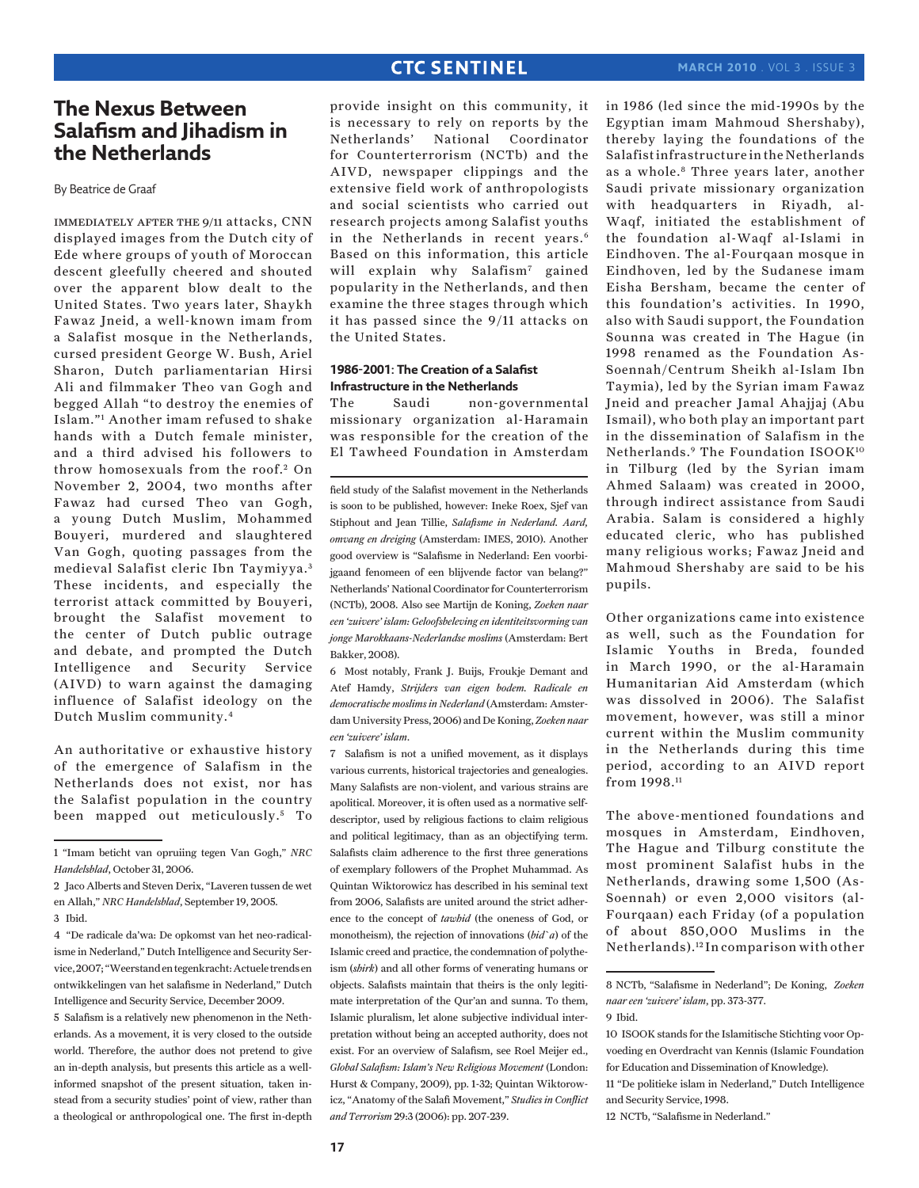# The Nexus Between Salafism and Jihadism in the Netherlands

By Beatrice de Graaf

IMMEDIATELY AFTER THE 9/11 attacks, CNN displayed images from the Dutch city of Ede where groups of youth of Moroccan descent gleefully cheered and shouted over the apparent blow dealt to the United States. Two years later, Shaykh Fawaz Jneid, a well-known imam from a Salafist mosque in the Netherlands, cursed president George W. Bush, Ariel Sharon, Dutch parliamentarian Hirsi Ali and filmmaker Theo van Gogh and begged Allah "to destroy the enemies of Islam."[1] Another imam refused to shake hands with a Dutch female minister, and a third advised his followers to throw homosexuals from the roof.[2] On November 2, 2004, two months after Fawaz had cursed Theo van Gogh, a young Dutch Muslim, Mohammed Bouyeri, murdered and slaughtered Van Gogh, quoting passages from the medieval Salafist cleric Ibn Taymiyya.[3] These incidents, and especially the terrorist attack committed by Bouyeri, brought the Salafist movement to the center of Dutch public outrage and debate, and prompted the Dutch Intelligence and Security Service (AIVD) to warn against the damaging influence of Salafist ideology on the Dutch Muslim community.[4]

An authoritative or exhaustive history of the emergence of Salafism in the Netherlands does not exist, nor has the Salafist population in the country been mapped out meticulously.[5] To provide insight on this community, it is necessary to rely on reports by the Netherlands' National Coordinator for Counterterrorism (NCTb) and the AIVD, newspaper clippings and the extensive field work of anthropologists and social scientists who carried out research projects among Salafist youths in the Netherlands in recent years.[6] Based on this information, this article will explain why Salafism[7] gained popularity in the Netherlands, and then examine the three stages through which it has passed since the 9/11 attacks on the United States.

### 1986-2001: The Creation of a Salafist Infrastructure in the Netherlands

The Saudi non-governmental missionary organization al-Haramain was responsible for the creation of the El Tawheed Foundation in Amsterdam in 1986 (led since the mid-1990s by the Egyptian imam Mahmoud Shershaby), thereby laying the foundations of the Salafist infrastructure in the Netherlands as a whole.[8] Three years later, another Saudi private missionary organization with headquarters in Riyadh, al-Waqf, initiated the establishment of the foundation al-Waqf al-Islami in Eindhoven. The al-Fourqaan mosque in Eindhoven, led by the Sudanese imam Eisha Bersham, became the center of this foundation's activities. In 1990, also with Saudi support, the Foundation Sounna was created in The Hague (in 1998 renamed as the Foundation As-Soennah/Centrum Sheikh al-Islam Ibn Taymia), led by the Syrian imam Fawaz Jneid and preacher Jamal Ahajjaj (Abu Ismail), who both play an important part in the dissemination of Salafism in the Netherlands.[9] The Foundation ISOOK[10] in Tilburg (led by the Syrian imam Ahmed Salaam) was created in 2000, through indirect assistance from Saudi Arabia. Salam is considered a highly educated cleric, who has published many religious works; Fawaz Jneid and Mahmoud Shershaby are said to be his pupils.

Other organizations came into existence as well, such as the Foundation for Islamic Youths in Breda, founded in March 1990, or the al-Haramain Humanitarian Aid Amsterdam (which was dissolved in 2006). The Salafist movement, however, was still a minor current within the Muslim community in the Netherlands during this time period, according to an AIVD report from 1998.[11]

The above-mentioned foundations and mosques in Amsterdam, Eindhoven, The Hague and Tilburg constitute the most prominent Salafist hubs in the Netherlands, drawing some 1,500 (As-Soennah) or even 2,000 visitors (al-Fourqaan) each Friday (of a population of about 850,000 Muslims in the Netherlands).[12] In comparison with other

---

1 "Imam beticht van opruiing tegen Van Gogh," *NRC Handelsblad*, October 31, 2006.

2 Jaco Alberts and Steven Derix, "Laveren tussen de wet en Allah," *NRC Handelsblad*, September 19, 2005.

3 Ibid.

4 "De radicale da'wa: De opkomst van het neo-radicalisme in Nederland," Dutch Intelligence and Security Service, 2007; "Weerstand en tegenkracht: Actuele trends en ontwikkelingen van het salafisme in Nederland," Dutch Intelligence and Security Service, December 2009.

5 Salafism is a relatively new phenomenon in the Netherlands. As a movement, it is very closed to the outside world. Therefore, the author does not pretend to give an in-depth analysis, but presents this article as a well-informed snapshot of the present situation, taken instead from a security studies' point of view, rather than a theological or anthropological one. The first in-depth field study of the Salafist movement in the Netherlands is soon to be published, however: Ineke Roex, Sjef van Stiphout and Jean Tillie, *Salafisme in Nederland. Aard, omvang en dreiging* (Amsterdam: IMES, 2010). Another good overview is "Salafisme in Nederland: Een voorbijgaand fenomeen of een blijvende factor van belang?" Netherlands' National Coordinator for Counterterrorism (NCTb), 2008. Also see Martijn de Koning, *Zoeken naar een 'zuivere' islam: Geloofsbeleving en identiteitsvorming van jonge Marokkaans-Nederlandse moslims* (Amsterdam: Bert Bakker, 2008).

6 Most notably, Frank J. Buijs, Froukje Demant and Atef Hamdy, *Strijders van eigen bodem. Radicale en democratische moslims in Nederland* (Amsterdam: Amsterdam University Press, 2006) and De Koning, *Zoeken naar een 'zuivere' islam*.

7 Salafism is not a unified movement, as it displays various currents, historical trajectories and genealogies. Many Salafists are non-violent, and various strains are apolitical. Moreover, it is often used as a normative self-descriptor, used by religious factions to claim religious and political legitimacy, than as an objectifying term. Salafists claim adherence to the first three generations of exemplary followers of the Prophet Muhammad. As Quintan Wiktorowicz has described in his seminal text from 2006, Salafists are united around the strict adherence to the concept of *tawhid* (the oneness of God, or monotheism), the rejection of innovations (*bid`a*) of the Islamic creed and practice, the condemnation of polytheism (*shirk*) and all other forms of venerating humans or objects. Salafists maintain that theirs is the only legitimate interpretation of the Qur'an and sunna. To them, Islamic pluralism, let alone subjective individual interpretation without being an accepted authority, does not exist. For an overview of Salafism, see Roel Meijer ed., *Global Salafism: Islam's New Religious Movement* (London: Hurst & Company, 2009), pp. 1-32; Quintan Wiktorowicz, "Anatomy of the Salafi Movement," *Studies in Conflict and Terrorism* 29:3 (2006): pp. 207-239.

8 NCTb, "Salafisme in Nederland"; De Koning, *Zoeken naar een 'zuivere' islam*, pp. 373-377.

9 Ibid.

10 ISOOK stands for the Islamitische Stichting voor Opvoeding en Overdracht van Kennis (Islamic Foundation for Education and Dissemination of Knowledge).

11 "De politieke islam in Nederland," Dutch Intelligence and Security Service, 1998.

12 NCTb, "Salafisme in Nederland."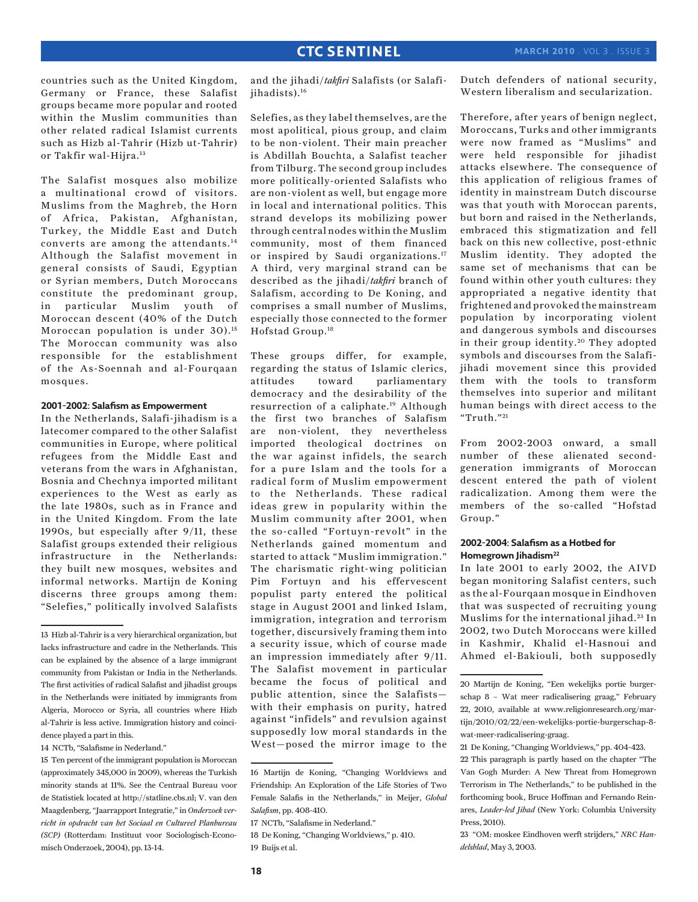countries such as the United Kingdom, Germany or France, these Salafist groups became more popular and rooted within the Muslim communities than other related radical Islamist currents such as Hizb al-Tahrir (Hizb ut-Tahrir) or Takfir wal-Hijra.[13]

The Salafist mosques also mobilize a multinational crowd of visitors. Muslims from the Maghreb, the Horn of Africa, Pakistan, Afghanistan, Turkey, the Middle East and Dutch converts are among the attendants.[14] Although the Salafist movement in general consists of Saudi, Egyptian or Syrian members, Dutch Moroccans constitute the predominant group, in particular Muslim youth of Moroccan descent (40% of the Dutch Moroccan population is under 30).[15] The Moroccan community was also responsible for the establishment of the As-Soennah and al-Fourqaan mosques.

#### 2001-2002: Salafism as Empowerment

In the Netherlands, Salafi-jihadism is a latecomer compared to the other Salafist communities in Europe, where political refugees from the Middle East and veterans from the wars in Afghanistan, Bosnia and Chechnya imported militant experiences to the West as early as the late 1980s, such as in France and in the United Kingdom. From the late 1990s, but especially after 9/11, these Salafist groups extended their religious infrastructure in the Netherlands: they built new mosques, websites and informal networks. Martijn de Koning discerns three groups among them: "Selefies," politically involved Salafists and the jihadi/*takfiri* Salafists (or Salafi-jihadists).[16]

Selefies, as they label themselves, are the most apolitical, pious group, and claim to be non-violent. Their main preacher is Abdillah Bouchta, a Salafist teacher from Tilburg. The second group includes more politically-oriented Salafists who are non-violent as well, but engage more in local and international politics. This strand develops its mobilizing power through central nodes within the Muslim community, most of them financed or inspired by Saudi organizations.[17] A third, very marginal strand can be described as the jihadi/*takfiri* branch of Salafism, according to De Koning, and comprises a small number of Muslims, especially those connected to the former Hofstad Group.[18]

These groups differ, for example, regarding the status of Islamic clerics, attitudes toward parliamentary democracy and the desirability of the resurrection of a caliphate.[19] Although the first two branches of Salafism are non-violent, they nevertheless imported theological doctrines on the war against infidels, the search for a pure Islam and the tools for a radical form of Muslim empowerment to the Netherlands. These radical ideas grew in popularity within the Muslim community after 2001, when the so-called "Fortuyn-revolt" in the Netherlands gained momentum and started to attack "Muslim immigration." The charismatic right-wing politician Pim Fortuyn and his effervescent populist party entered the political stage in August 2001 and linked Islam, immigration, integration and terrorism together, discursively framing them into a security issue, which of course made an impression immediately after 9/11. The Salafist movement in particular became the focus of political and public attention, since the Salafists—with their emphasis on purity, hatred against "infidels" and revulsion against supposedly low moral standards in the West—posed the mirror image to the Dutch defenders of national security, Western liberalism and secularization.

Therefore, after years of benign neglect, Moroccans, Turks and other immigrants were now framed as "Muslims" and were held responsible for jihadist attacks elsewhere. The consequence of this application of religious frames of identity in mainstream Dutch discourse was that youth with Moroccan parents, but born and raised in the Netherlands, embraced this stigmatization and fell back on this new collective, post-ethnic Muslim identity. They adopted the same set of mechanisms that can be found within other youth cultures: they appropriated a negative identity that frightened and provoked the mainstream population by incorporating violent and dangerous symbols and discourses in their group identity.[20] They adopted symbols and discourses from the Salafi-jihadi movement since this provided them with the tools to transform themselves into superior and militant human beings with direct access to the "Truth."[21]

From 2002-2003 onward, a small number of these alienated second-generation immigrants of Moroccan descent entered the path of violent radicalization. Among them were the members of the so-called "Hofstad Group."

#### 2002-2004: Salafism as a Hotbed for Homegrown Jihadism[22]

In late 2001 to early 2002, the AIVD began monitoring Salafist centers, such as the al-Fourqaan mosque in Eindhoven that was suspected of recruiting young Muslims for the international jihad.[23] In 2002, two Dutch Moroccans were killed in Kashmir, Khalid el-Hasnoui and Ahmed el-Bakiouli, both supposedly

---

13 Hizb al-Tahrir is a very hierarchical organization, but lacks infrastructure and cadre in the Netherlands. This can be explained by the absence of a large immigrant community from Pakistan or India in the Netherlands. The first activities of radical Salafist and jihadist groups in the Netherlands were initiated by immigrants from Algeria, Morocco or Syria, all countries where Hizb al-Tahrir is less active. Immigration history and coincidence played a part in this.

14 NCTb, "Salafisme in Nederland."

15 Ten percent of the immigrant population is Moroccan (approximately 345,000 in 2009), whereas the Turkish minority stands at 11%. See the Centraal Bureau voor de Statistiek located at http://statline.cbs.nl; V. van den Maagdenberg, "Jaarrapport Integratie," in *Onderzoek verricht in opdracht van het Sociaal en Cultureel Planbureau (SCP)* (Rotterdam: Instituut voor Sociologisch-Economisch Onderzoek, 2004), pp. 13-14.

16 Martijn de Koning, "Changing Worldviews and Friendship: An Exploration of the Life Stories of Two Female Salafis in the Netherlands," in Meijer, *Global Salafism*, pp. 408-410.

17 NCTb, "Salafisme in Nederland."

18 De Koning, "Changing Worldviews," p. 410.

19 Buijs et al.

20 Martijn de Koning, "Een wekelijks portie burgerschap 8 – Wat meer radicalisering graag," February 22, 2010, available at www.religionresearch.org/martijn/2010/02/22/een-wekelijks-portie-burgerschap-8-wat-meer-radicalisering-graag.

21 De Koning, "Changing Worldviews," pp. 404-423.

22 This paragraph is partly based on the chapter "The Van Gogh Murder: A New Threat from Homegrown Terrorism in The Netherlands," to be published in the forthcoming book, Bruce Hoffman and Fernando Reinares, *Leader-led Jihad* (New York: Columbia University Press, 2010).

23 "OM: moskee Eindhoven werft strijders," *NRC Handelsblad*, May 3, 2003.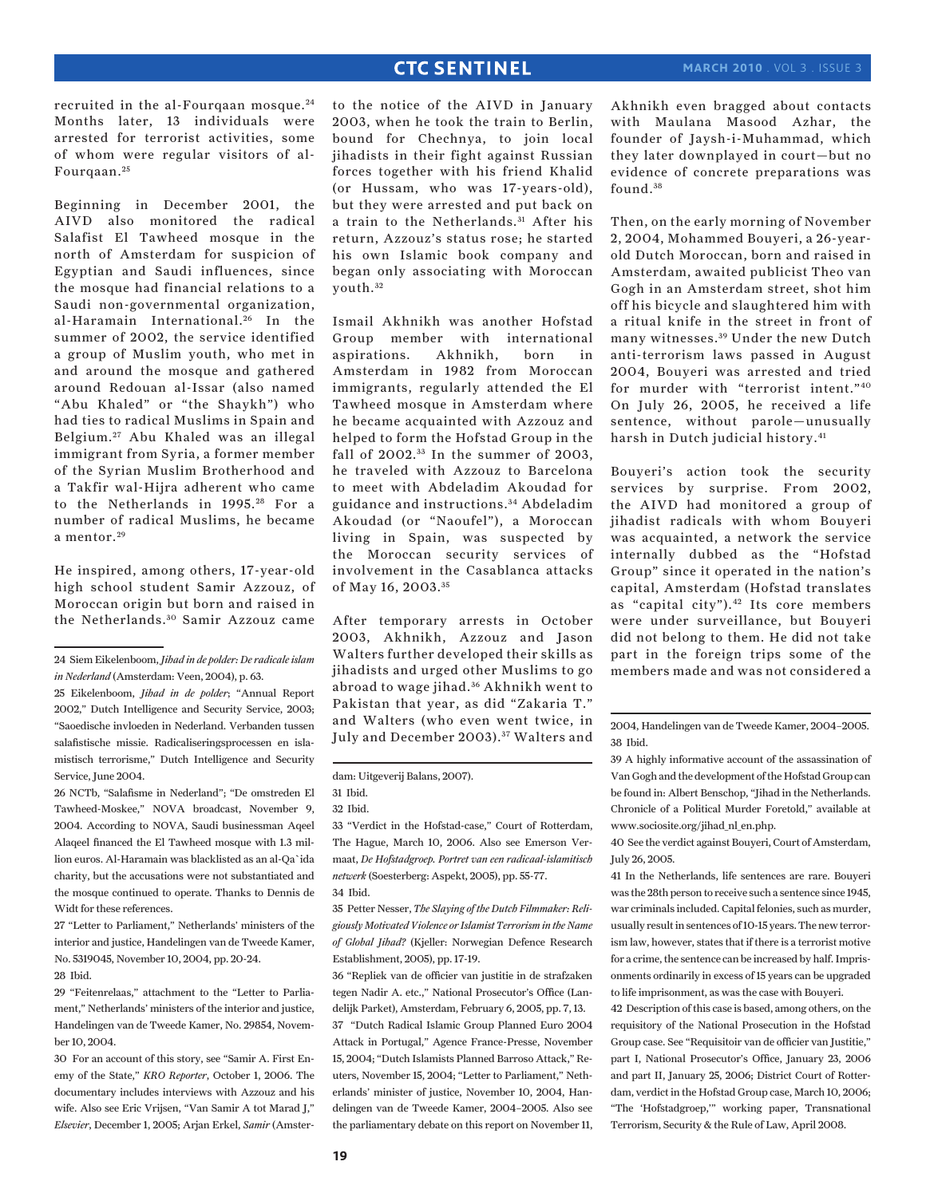recruited in the al-Fourqaan mosque.[24] Months later, 13 individuals were arrested for terrorist activities, some of whom were regular visitors of al-Fourqaan.[25]

Beginning in December 2001, the AIVD also monitored the radical Salafist El Tawheed mosque in the north of Amsterdam for suspicion of Egyptian and Saudi influences, since the mosque had financial relations to a Saudi non-governmental organization, al-Haramain International.[26] In the summer of 2002, the service identified a group of Muslim youth, who met in and around the mosque and gathered around Redouan al-Issar (also named "Abu Khaled" or "the Shaykh") who had ties to radical Muslims in Spain and Belgium.[27] Abu Khaled was an illegal immigrant from Syria, a former member of the Syrian Muslim Brotherhood and a Takfir wal-Hijra adherent who came to the Netherlands in 1995.[28] For a number of radical Muslims, he became a mentor.[29]

He inspired, among others, 17-year-old high school student Samir Azzouz, of Moroccan origin but born and raised in the Netherlands.[30] Samir Azzouz came to the notice of the AIVD in January 2003, when he took the train to Berlin, bound for Chechnya, to join local jihadists in their fight against Russian forces together with his friend Khalid (or Hussam, who was 17-years-old), but they were arrested and put back on a train to the Netherlands.[31] After his return, Azzouz's status rose; he started his own Islamic book company and began only associating with Moroccan youth.[32]

Ismail Akhnikh was another Hofstad Group member with international aspirations. Akhnikh, born in Amsterdam in 1982 from Moroccan immigrants, regularly attended the El Tawheed mosque in Amsterdam where he became acquainted with Azzouz and helped to form the Hofstad Group in the fall of 2002.[33] In the summer of 2003, he traveled with Azzouz to Barcelona to meet with Abdeladim Akoudad for guidance and instructions.[34] Abdeladim Akoudad (or "Naoufel"), a Moroccan living in Spain, was suspected by the Moroccan security services of involvement in the Casablanca attacks of May 16, 2003.[35]

After temporary arrests in October 2003, Akhnikh, Azzouz and Jason Walters further developed their skills as jihadists and urged other Muslims to go abroad to wage jihad.[36] Akhnikh went to Pakistan that year, as did "Zakaria T." and Walters (who even went twice, in July and December 2003).[37] Walters and Akhnikh even bragged about contacts with Maulana Masood Azhar, the founder of Jaysh-i-Muhammad, which they later downplayed in court—but no evidence of concrete preparations was found.[38]

Then, on the early morning of November 2, 2004, Mohammed Bouyeri, a 26-year-old Dutch Moroccan, born and raised in Amsterdam, awaited publicist Theo van Gogh in an Amsterdam street, shot him off his bicycle and slaughtered him with a ritual knife in the street in front of many witnesses.[39] Under the new Dutch anti-terrorism laws passed in August 2004, Bouyeri was arrested and tried for murder with "terrorist intent."[40] On July 26, 2005, he received a life sentence, without parole—unusually harsh in Dutch judicial history.[41]

Bouyeri's action took the security services by surprise. From 2002, the AIVD had monitored a group of jihadist radicals with whom Bouyeri was acquainted, a network the service internally dubbed as the "Hofstad Group" since it operated in the nation's capital, Amsterdam (Hofstad translates as "capital city").[42] Its core members were under surveillance, but Bouyeri did not belong to them. He did not take part in the foreign trips some of the members made and was not considered a

---

24 Siem Eikelenboom, *Jihad in de polder: De radicale islam in Nederland* (Amsterdam: Veen, 2004), p. 63.

25 Eikelenboom, *Jihad in de polder*; "Annual Report 2002," Dutch Intelligence and Security Service, 2003; "Saoedische invloeden in Nederland. Verbanden tussen salafistische missie. Radicaliseringsprocessen en islamistisch terrorisme," Dutch Intelligence and Security Service, June 2004.

26 NCTb, "Salafisme in Nederland"; "De omstreden El Tawheed-Moskee," NOVA broadcast, November 9, 2004. According to NOVA, Saudi businessman Aqeel Alaqeel financed the El Tawheed mosque with 1.3 million euros. Al-Haramain was blacklisted as an al-Qa`ida charity, but the accusations were not substantiated and the mosque continued to operate. Thanks to Dennis de Widt for these references.

27 "Letter to Parliament," Netherlands' ministers of the interior and justice, Handelingen van de Tweede Kamer, No. 5319045, November 10, 2004, pp. 20-24.

28 Ibid.

29 "Feitenrelaas," attachment to the "Letter to Parliament," Netherlands' ministers of the interior and justice, Handelingen van de Tweede Kamer, No. 29854, November 10, 2004.

30 For an account of this story, see "Samir A. First Enemy of the State," *KRO Reporter*, October 1, 2006. The documentary includes interviews with Azzouz and his wife. Also see Eric Vrijsen, "Van Samir A tot Marad J," *Elsevier*, December 1, 2005; Arjan Erkel, *Samir* (Amsterdam: Uitgeverij Balans, 2007).

31 Ibid.

32 Ibid.

33 "Verdict in the Hofstad-case," Court of Rotterdam, The Hague, March 10, 2006. Also see Emerson Vermaat, *De Hofstadgroep. Portret van een radicaal-islamitisch netwerk* (Soesterberg: Aspekt, 2005), pp. 55-77.

34 Ibid.

35 Petter Nesser, *The Slaying of the Dutch Filmmaker: Religiously Motivated Violence or Islamist Terrorism in the Name of Global Jihad?* (Kjeller: Norwegian Defence Research Establishment, 2005), pp. 17-19.

36 "Repliek van de officier van justitie in de strafzaken tegen Nadir A. etc.," National Prosecutor's Office (Landelijk Parket), Amsterdam, February 6, 2005, pp. 7, 13.

37 "Dutch Radical Islamic Group Planned Euro 2004 Attack in Portugal," Agence France-Presse, November 15, 2004; "Dutch Islamists Planned Barroso Attack," Reuters, November 15, 2004; "Letter to Parliament," Netherlands' minister of justice, November 10, 2004, Handelingen van de Tweede Kamer, 2004–2005. Also see the parliamentary debate on this report on November 11, 2004, Handelingen van de Tweede Kamer, 2004–2005.

38 Ibid.

39 A highly informative account of the assassination of Van Gogh and the development of the Hofstad Group can be found in: Albert Benschop, "Jihad in the Netherlands. Chronicle of a Political Murder Foretold," available at www.sociosite.org/jihad_nl_en.php.

40 See the verdict against Bouyeri, Court of Amsterdam, July 26, 2005.

41 In the Netherlands, life sentences are rare. Bouyeri was the 28th person to receive such a sentence since 1945, war criminals included. Capital felonies, such as murder, usually result in sentences of 10-15 years. The new terrorism law, however, states that if there is a terrorist motive for a crime, the sentence can be increased by half. Imprisonments ordinarily in excess of 15 years can be upgraded to life imprisonment, as was the case with Bouyeri.

42 Description of this case is based, among others, on the requisitory of the National Prosecution in the Hofstad Group case. See "Requisitoir van de officier van Justitie," part I, National Prosecutor's Office, January 23, 2006 and part II, January 25, 2006; District Court of Rotterdam, verdict in the Hofstad Group case, March 10, 2006; "The 'Hofstadgroep,'" working paper, Transnational Terrorism, Security & the Rule of Law, April 2008.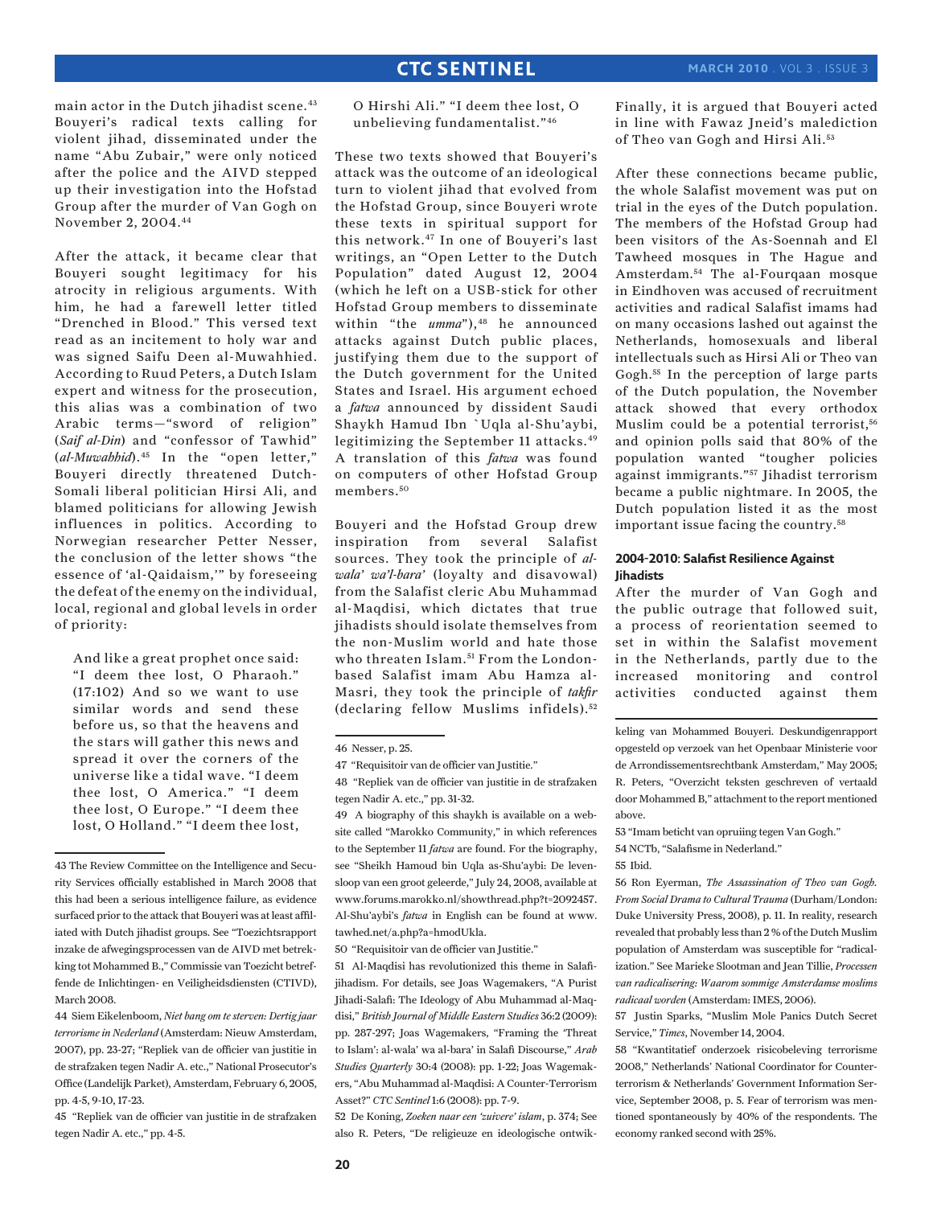main actor in the Dutch jihadist scene.[43] Bouyeri's radical texts calling for violent jihad, disseminated under the name "Abu Zubair," were only noticed after the police and the AIVD stepped up their investigation into the Hofstad Group after the murder of Van Gogh on November 2, 2004.[44]

After the attack, it became clear that Bouyeri sought legitimacy for his atrocity in religious arguments. With him, he had a farewell letter titled "Drenched in Blood." This versed text read as an incitement to holy war and was signed Saifu Deen al-Muwahhied. According to Ruud Peters, a Dutch Islam expert and witness for the prosecution, this alias was a combination of two Arabic terms—"sword of religion" (*Saif al-Din*) and "confessor of Tawhid" (*al-Muwahhid*).[45] In the "open letter," Bouyeri directly threatened Dutch-Somali liberal politician Hirsi Ali, and blamed politicians for allowing Jewish influences in politics. According to Norwegian researcher Petter Nesser, the conclusion of the letter shows "the essence of 'al-Qaidaism,'" by foreseeing the defeat of the enemy on the individual, local, regional and global levels in order of priority:

> And like a great prophet once said: "I deem thee lost, O Pharaoh." (17:102) And so we want to use similar words and send these before us, so that the heavens and the stars will gather this news and spread it over the corners of the universe like a tidal wave. "I deem thee lost, O America." "I deem thee lost, O Europe." "I deem thee lost, O Holland." "I deem thee lost, O Hirshi Ali." "I deem thee lost, O unbelieving fundamentalist."[46]

These two texts showed that Bouyeri's attack was the outcome of an ideological turn to violent jihad that evolved from the Hofstad Group, since Bouyeri wrote these texts in spiritual support for this network.[47] In one of Bouyeri's last writings, an "Open Letter to the Dutch Population" dated August 12, 2004 (which he left on a USB-stick for other Hofstad Group members to disseminate within "the *umma*"),[48] he announced attacks against Dutch public places, justifying them due to the support of the Dutch government for the United States and Israel. His argument echoed a *fatwa* announced by dissident Saudi Shaykh Hamud Ibn `Uqla al-Shu'aybi, legitimizing the September 11 attacks.[49] A translation of this *fatwa* was found on computers of other Hofstad Group members.[50]

Bouyeri and the Hofstad Group drew inspiration from several Salafist sources. They took the principle of *al-wala' wa'l-bara'* (loyalty and disavowal) from the Salafist cleric Abu Muhammad al-Maqdisi, which dictates that true jihadists should isolate themselves from the non-Muslim world and hate those who threaten Islam.[51] From the London-based Salafist imam Abu Hamza al-Masri, they took the principle of *takfir* (declaring fellow Muslims infidels).[52] Finally, it is argued that Bouyeri acted in line with Fawaz Jneid's malediction of Theo van Gogh and Hirsi Ali.[53]

After these connections became public, the whole Salafist movement was put on trial in the eyes of the Dutch population. The members of the Hofstad Group had been visitors of the As-Soennah and El Tawheed mosques in The Hague and Amsterdam.[54] The al-Fourqaan mosque in Eindhoven was accused of recruitment activities and radical Salafist imams had on many occasions lashed out against the Netherlands, homosexuals and liberal intellectuals such as Hirsi Ali or Theo van Gogh.[55] In the perception of large parts of the Dutch population, the November attack showed that every orthodox Muslim could be a potential terrorist,[56] and opinion polls said that 80% of the population wanted "tougher policies against immigrants."[57] Jihadist terrorism became a public nightmare. In 2005, the Dutch population listed it as the most important issue facing the country.[58]

### 2004-2010: Salafist Resilience Against Jihadists

After the murder of Van Gogh and the public outrage that followed suit, a process of reorientation seemed to set in within the Salafist movement in the Netherlands, partly due to the increased monitoring and control activities conducted against them

---

43 The Review Committee on the Intelligence and Security Services officially established in March 2008 that this had been a serious intelligence failure, as evidence surfaced prior to the attack that Bouyeri was at least affiliated with Dutch jihadist groups. See "Toezichtsrapport inzake de afwegingsprocessen van de AIVD met betrekking tot Mohammed B.," Commissie van Toezicht betreffende de Inlichtingen- en Veiligheidsdiensten (CTIVD), March 2008.

44 Siem Eikelenboom, *Niet bang om te sterven: Dertig jaar terrorisme in Nederland* (Amsterdam: Nieuw Amsterdam, 2007), pp. 23-27; "Repliek van de officier van justitie in de strafzaken tegen Nadir A. etc.," National Prosecutor's Office (Landelijk Parket), Amsterdam, February 6, 2005, pp. 4-5, 9-10, 17-23.

45 "Repliek van de officier van justitie in de strafzaken tegen Nadir A. etc.," pp. 4-5.

46 Nesser, p. 25.

47 "Requisitoir van de officier van Justitie."

48 "Repliek van de officier van justitie in de strafzaken tegen Nadir A. etc.," pp. 31-32.

49 A biography of this shaykh is available on a website called "Marokko Community," in which references to the September 11 *fatwa* are found. For the biography, see "Sheikh Hamoud bin Uqla as-Shu'aybi: De levensloop van een groot geleerde," July 24, 2008, available at www.forums.marokko.nl/showthread.php?t=2092457. Al-Shu'aybi's *fatwa* in English can be found at www.tawhed.net/a.php?a=hmodUkla.

50 "Requisitoir van de officier van Justitie."

51 Al-Maqdisi has revolutionized this theme in Salafi-jihadism. For details, see Joas Wagemakers, "A Purist Jihadi-Salafi: The Ideology of Abu Muhammad al-Maqdisi," *British Journal of Middle Eastern Studies* 36:2 (2009): pp. 287-297; Joas Wagemakers, "Framing the 'Threat to Islam': al-wala' wa al-bara' in Salafi Discourse," *Arab Studies Quarterly* 30:4 (2008): pp. 1-22; Joas Wagemakers, "Abu Muhammad al-Maqdisi: A Counter-Terrorism Asset?" *CTC Sentinel* 1:6 (2008): pp. 7-9.

52 De Koning, *Zoeken naar een 'zuivere' islam*, p. 374; See also R. Peters, "De religieuze en ideologische ontwikkeling van Mohammed Bouyeri. Deskundigenrapport opgesteld op verzoek van het Openbaar Ministerie voor de Arrondissementsrechtbank Amsterdam," May 2005; R. Peters, "Overzicht teksten geschreven of vertaald door Mohammed B," attachment to the report mentioned above.

53 "Imam beticht van opruiing tegen Van Gogh."

54 NCTb, "Salafisme in Nederland."

55 Ibid.

56 Ron Eyerman, *The Assassination of Theo van Gogh. From Social Drama to Cultural Trauma* (Durham/London: Duke University Press, 2008), p. 11. In reality, research revealed that probably less than 2% of the Dutch Muslim population of Amsterdam was susceptible for "radicalization." See Marieke Slootman and Jean Tillie, *Processen van radicalisering: Waarom sommige Amsterdamse moslims radicaal worden* (Amsterdam: IMES, 2006).

57 Justin Sparks, "Muslim Mole Panics Dutch Secret Service," *Times*, November 14, 2004.

58 "Kwantitatief onderzoek risicobeleving terrorisme 2008," Netherlands' National Coordinator for Counterterrorism & Netherlands' Government Information Service, September 2008, p. 5. Fear of terrorism was mentioned spontaneously by 40% of the respondents. The economy ranked second with 25%.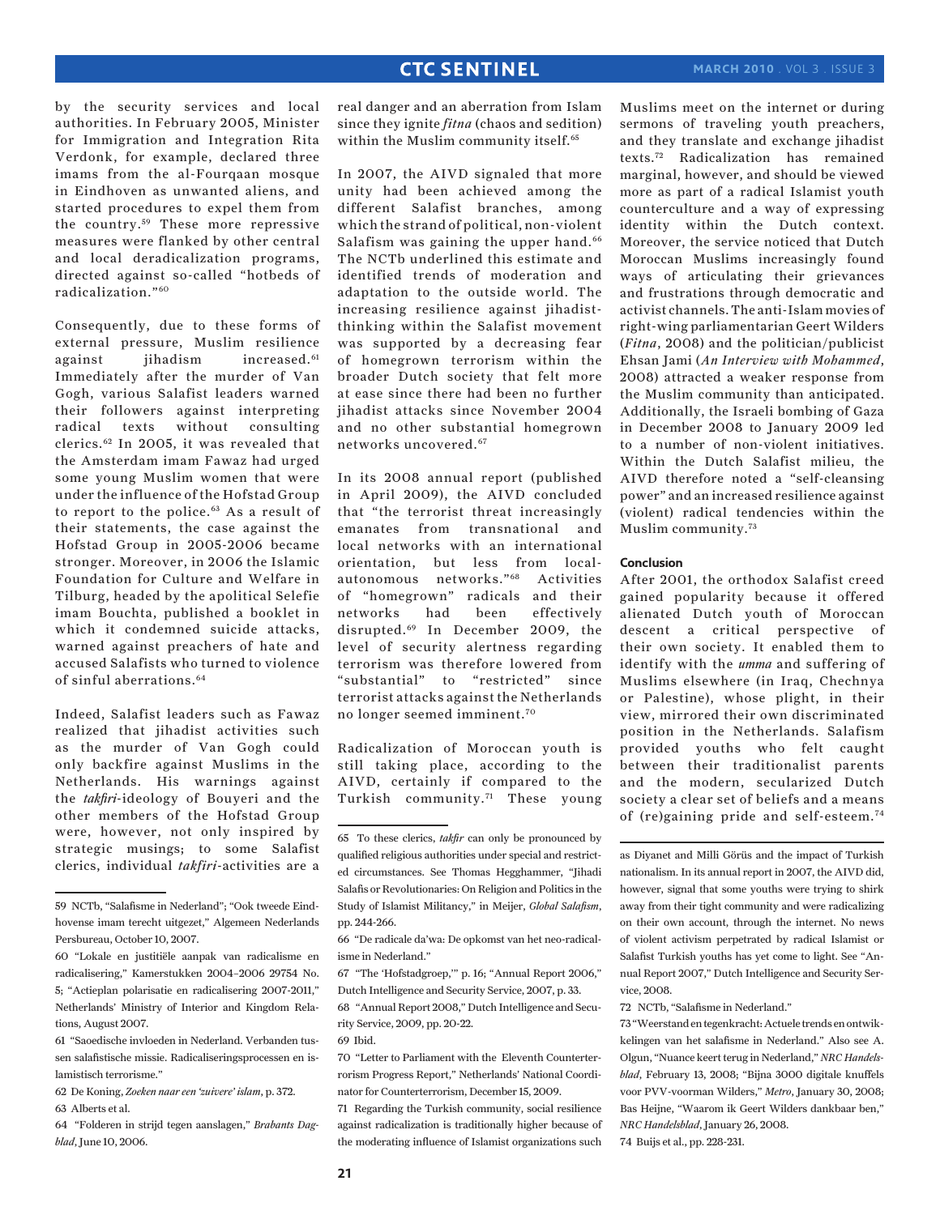by the security services and local authorities. In February 2005, Minister for Immigration and Integration Rita Verdonk, for example, declared three imams from the al-Fourqaan mosque in Eindhoven as unwanted aliens, and started procedures to expel them from the country.[59] These more repressive measures were flanked by other central and local deradicalization programs, directed against so-called "hotbeds of radicalization."[60]

Consequently, due to these forms of external pressure, Muslim resilience against jihadism increased.[61] Immediately after the murder of Van Gogh, various Salafist leaders warned their followers against interpreting radical texts without consulting clerics.[62] In 2005, it was revealed that the Amsterdam imam Fawaz had urged some young Muslim women that were under the influence of the Hofstad Group to report to the police.[63] As a result of their statements, the case against the Hofstad Group in 2005-2006 became stronger. Moreover, in 2006 the Islamic Foundation for Culture and Welfare in Tilburg, headed by the apolitical Selefie imam Bouchta, published a booklet in which it condemned suicide attacks, warned against preachers of hate and accused Salafists who turned to violence of sinful aberrations.[64]

Indeed, Salafist leaders such as Fawaz realized that jihadist activities such as the murder of Van Gogh could only backfire against Muslims in the Netherlands. His warnings against the *takfiri*-ideology of Bouyeri and the other members of the Hofstad Group were, however, not only inspired by strategic musings; to some Salafist clerics, individual *takfiri*-activities are a real danger and an aberration from Islam since they ignite *fitna* (chaos and sedition) within the Muslim community itself.[65]

In 2007, the AIVD signaled that more unity had been achieved among the different Salafist branches, among which the strand of political, non-violent Salafism was gaining the upper hand.[66] The NCTb underlined this estimate and identified trends of moderation and adaptation to the outside world. The increasing resilience against jihadist-thinking within the Salafist movement was supported by a decreasing fear of homegrown terrorism within the broader Dutch society that felt more at ease since there had been no further jihadist attacks since November 2004 and no other substantial homegrown networks uncovered.[67]

In its 2008 annual report (published in April 2009), the AIVD concluded that "the terrorist threat increasingly emanates from transnational and local networks with an international orientation, but less from local-autonomous networks."[68] Activities of "homegrown" radicals and their networks had been effectively disrupted.[69] In December 2009, the level of security alertness regarding terrorism was therefore lowered from "substantial" to "restricted" since terrorist attacks against the Netherlands no longer seemed imminent.[70]

Radicalization of Moroccan youth is still taking place, according to the AIVD, certainly if compared to the Turkish community.[71] These young Muslims meet on the internet or during sermons of traveling youth preachers, and they translate and exchange jihadist texts.[72] Radicalization has remained marginal, however, and should be viewed more as part of a radical Islamist youth counterculture and a way of expressing identity within the Dutch context. Moreover, the service noticed that Dutch Moroccan Muslims increasingly found ways of articulating their grievances and frustrations through democratic and activist channels. The anti-Islam movies of right-wing parliamentarian Geert Wilders (*Fitna*, 2008) and the politician/publicist Ehsan Jami (*An Interview with Mohammed*, 2008) attracted a weaker response from the Muslim community than anticipated. Additionally, the Israeli bombing of Gaza in December 2008 to January 2009 led to a number of non-violent initiatives. Within the Dutch Salafist milieu, the AIVD therefore noted a "self-cleansing power" and an increased resilience against (violent) radical tendencies within the Muslim community.[73]

## Conclusion

After 2001, the orthodox Salafist creed gained popularity because it offered alienated Dutch youth of Moroccan descent a critical perspective of their own society. It enabled them to identify with the *umma* and suffering of Muslims elsewhere (in Iraq, Chechnya or Palestine), whose plight, in their view, mirrored their own discriminated position in the Netherlands. Salafism provided youths who felt caught between their traditionalist parents and the modern, secularized Dutch society a clear set of beliefs and a means of (re)gaining pride and self-esteem.[74]

---

59 NCTb, "Salafisme in Nederland"; "Ook tweede Eindhovense imam terecht uitgezet," Algemeen Nederlands Persbureau, October 10, 2007.

60 "Lokale en justitiële aanpak van radicalisme en radicalisering," Kamerstukken 2004–2006 29754 No. 5; "Actieplan polarisatie en radicalisering 2007-2011," Netherlands' Ministry of Interior and Kingdom Relations, August 2007.

61 "Saoedische invloeden in Nederland. Verbanden tussen salafistische missie. Radicaliseringsprocessen en islamistisch terrorisme."

62 De Koning, *Zoeken naar een 'zuivere' islam*, p. 372.

63 Alberts et al.

64 "Folderen in strijd tegen aanslagen," *Brabants Dagblad*, June 10, 2006.

65 To these clerics, *takfir* can only be pronounced by qualified religious authorities under special and restricted circumstances. See Thomas Hegghammer, "Jihadi Salafis or Revolutionaries: On Religion and Politics in the Study of Islamist Militancy," in Meijer, *Global Salafism*, pp. 244-266.

66 "De radicale da'wa: De opkomst van het neo-radicalisme in Nederland."

67 "The 'Hofstadgroep,'" p. 16; "Annual Report 2006," Dutch Intelligence and Security Service, 2007, p. 33.

68 "Annual Report 2008," Dutch Intelligence and Security Service, 2009, pp. 20-22.

69 Ibid.

70 "Letter to Parliament with the Eleventh Counterterrorism Progress Report," Netherlands' National Coordinator for Counterterrorism, December 15, 2009.

71 Regarding the Turkish community, social resilience against radicalization is traditionally higher because of the moderating influence of Islamist organizations such as Diyanet and Milli Görüs and the impact of Turkish nationalism. In its annual report in 2007, the AIVD did, however, signal that some youths were trying to shirk away from their tight community and were radicalizing on their own account, through the internet. No news of violent activism perpetrated by radical Islamist or Salafist Turkish youths has yet come to light. See "Annual Report 2007," Dutch Intelligence and Security Service, 2008.

72 NCTb, "Salafisme in Nederland."

73 "Weerstand en tegenkracht: Actuele trends en ontwikkelingen van het salafisme in Nederland." Also see A. Olgun, "Nuance keert terug in Nederland," *NRC Handelsblad*, February 13, 2008; "Bijna 3000 digitale knuffels voor PVV-voorman Wilders," *Metro*, January 30, 2008; Bas Heijne, "Waarom ik Geert Wilders dankbaar ben," *NRC Handelsblad*, January 26, 2008.

74 Buijs et al., pp. 228-231.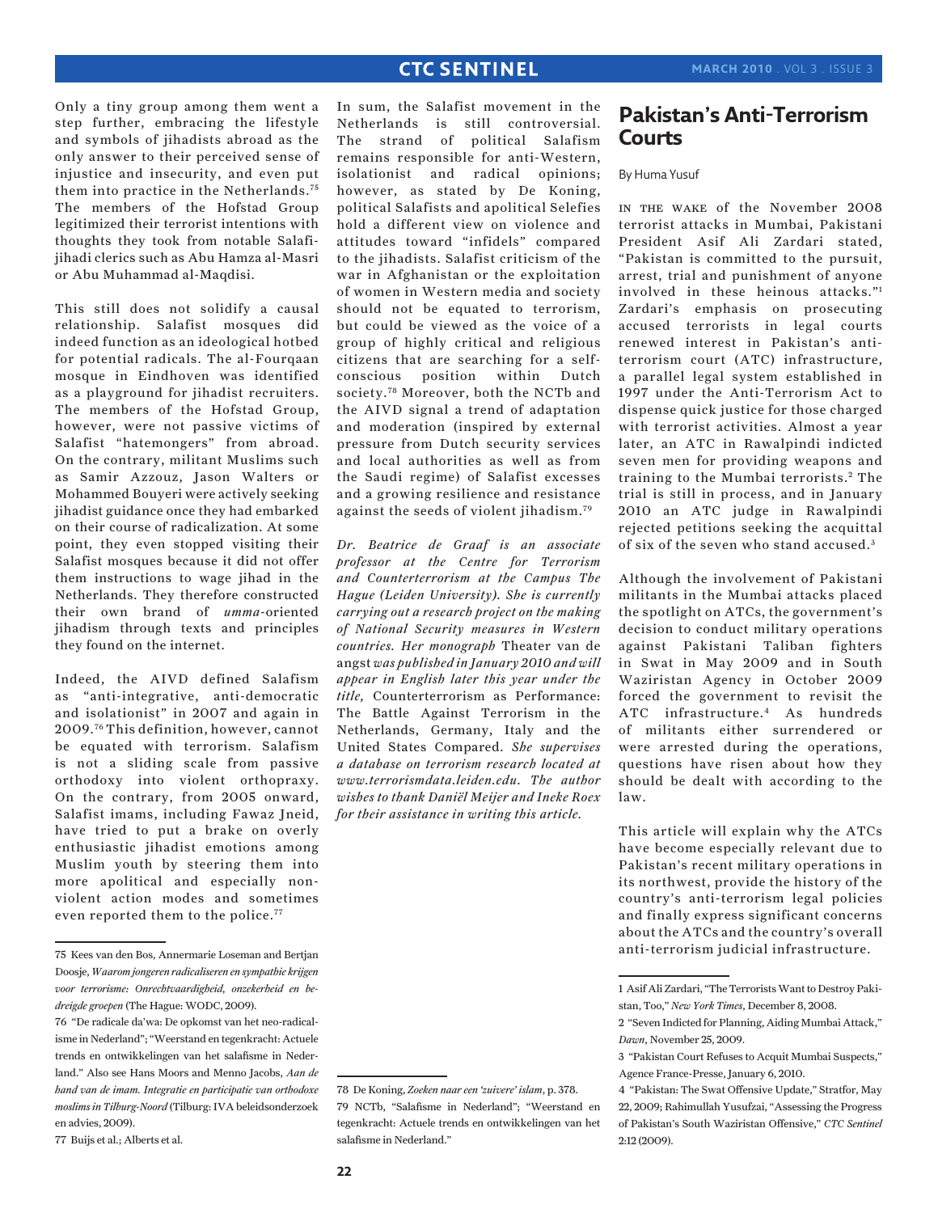Only a tiny group among them went a step further, embracing the lifestyle and symbols of jihadists abroad as the only answer to their perceived sense of injustice and insecurity, and even put them into practice in the Netherlands.[75] The members of the Hofstad Group legitimized their terrorist intentions with thoughts they took from notable Salafi-jihadi clerics such as Abu Hamza al-Masri or Abu Muhammad al-Maqdisi.

This still does not solidify a causal relationship. Salafist mosques did indeed function as an ideological hotbed for potential radicals. The al-Fourqaan mosque in Eindhoven was identified as a playground for jihadist recruiters. The members of the Hofstad Group, however, were not passive victims of Salafist "hatemongers" from abroad. On the contrary, militant Muslims such as Samir Azzouz, Jason Walters or Mohammed Bouyeri were actively seeking jihadist guidance once they had embarked on their course of radicalization. At some point, they even stopped visiting their Salafist mosques because it did not offer them instructions to wage jihad in the Netherlands. They therefore constructed their own brand of *umma*-oriented jihadism through texts and principles they found on the internet.

Indeed, the AIVD defined Salafism as "anti-integrative, anti-democratic and isolationist" in 2007 and again in 2009.[76] This definition, however, cannot be equated with terrorism. Salafism is not a sliding scale from passive orthodoxy into violent orthopraxy. On the contrary, from 2005 onward, Salafist imams, including Fawaz Jneid, have tried to put a brake on overly enthusiastic jihadist emotions among Muslim youth by steering them into more apolitical and especially non-violent action modes and sometimes even reported them to the police.[77]

In sum, the Salafist movement in the Netherlands is still controversial. The strand of political Salafism remains responsible for anti-Western, isolationist and radical opinions; however, as stated by De Koning, political Salafists and apolitical Selefies hold a different view on violence and attitudes toward "infidels" compared to the jihadists. Salafist criticism of the war in Afghanistan or the exploitation of women in Western media and society should not be equated to terrorism, but could be viewed as the voice of a group of highly critical and religious citizens that are searching for a self-conscious position within Dutch society.[78] Moreover, both the NCTb and the AIVD signal a trend of adaptation and moderation (inspired by external pressure from Dutch security services and local authorities as well as from the Saudi regime) of Salafist excesses and a growing resilience and resistance against the seeds of violent jihadism.[79]

*Dr. Beatrice de Graaf is an associate professor at the Centre for Terrorism and Counterterrorism at the Campus The Hague (Leiden University). She is currently carrying out a research project on the making of National Security measures in Western countries. Her monograph* Theater van de angst *was published in January 2010 and will appear in English later this year under the title,* Counterterrorism as Performance: The Battle Against Terrorism in the Netherlands, Germany, Italy and the United States Compared. *She supervises a database on terrorism research located at www.terrorismdata.leiden.edu. The author wishes to thank Daniël Meijer and Ineke Roex for their assistance in writing this article.*

75 Kees van den Bos, Annermarie Loseman and Bertjan Doosje, *Waarom jongeren radicaliseren en sympathie krijgen voor terrorisme: Onrechtvaardigheid, onzekerheid en bedreigde groepen* (The Hague: WODC, 2009).

76 "De radicale da'wa: De opkomst van het neo-radicalisme in Nederland"; "Weerstand en tegenkracht: Actuele trends en ontwikkelingen van het salafisme in Nederland." Also see Hans Moors and Menno Jacobs, *Aan de hand van de imam. Integratie en participatie van orthodoxe moslims in Tilburg-Noord* (Tilburg: IVA beleidsonderzoek en advies, 2009).

77 Buijs et al.; Alberts et al.

78 De Koning, *Zoeken naar een 'zuivere' islam*, p. 378.

79 NCTb, "Salafisme in Nederland"; "Weerstand en tegenkracht: Actuele trends en ontwikkelingen van het salafisme in Nederland."

# Pakistan's Anti-Terrorism Courts

By Huma Yusuf

In the wake of the November 2008 terrorist attacks in Mumbai, Pakistani President Asif Ali Zardari stated, "Pakistan is committed to the pursuit, arrest, trial and punishment of anyone involved in these heinous attacks."[1] Zardari's emphasis on prosecuting accused terrorists in legal courts renewed interest in Pakistan's anti-terrorism court (ATC) infrastructure, a parallel legal system established in 1997 under the Anti-Terrorism Act to dispense quick justice for those charged with terrorist activities. Almost a year later, an ATC in Rawalpindi indicted seven men for providing weapons and training to the Mumbai terrorists.[2] The trial is still in process, and in January 2010 an ATC judge in Rawalpindi rejected petitions seeking the acquittal of six of the seven who stand accused.[3]

Although the involvement of Pakistani militants in the Mumbai attacks placed the spotlight on ATCs, the government's decision to conduct military operations against Pakistani Taliban fighters in Swat in May 2009 and in South Waziristan Agency in October 2009 forced the government to revisit the ATC infrastructure.[4] As hundreds of militants either surrendered or were arrested during the operations, questions have risen about how they should be dealt with according to the law.

This article will explain why the ATCs have become especially relevant due to Pakistan's recent military operations in its northwest, provide the history of the country's anti-terrorism legal policies and finally express significant concerns about the ATCs and the country's overall anti-terrorism judicial infrastructure.

1 Asif Ali Zardari, "The Terrorists Want to Destroy Pakistan, Too," *New York Times*, December 8, 2008.

2 "Seven Indicted for Planning, Aiding Mumbai Attack," *Dawn*, November 25, 2009.

3 "Pakistan Court Refuses to Acquit Mumbai Suspects," Agence France-Presse, January 6, 2010.

4 "Pakistan: The Swat Offensive Update," Stratfor, May 22, 2009; Rahimullah Yusufzai, "Assessing the Progress of Pakistan's South Waziristan Offensive," *CTC Sentinel* 2:12 (2009).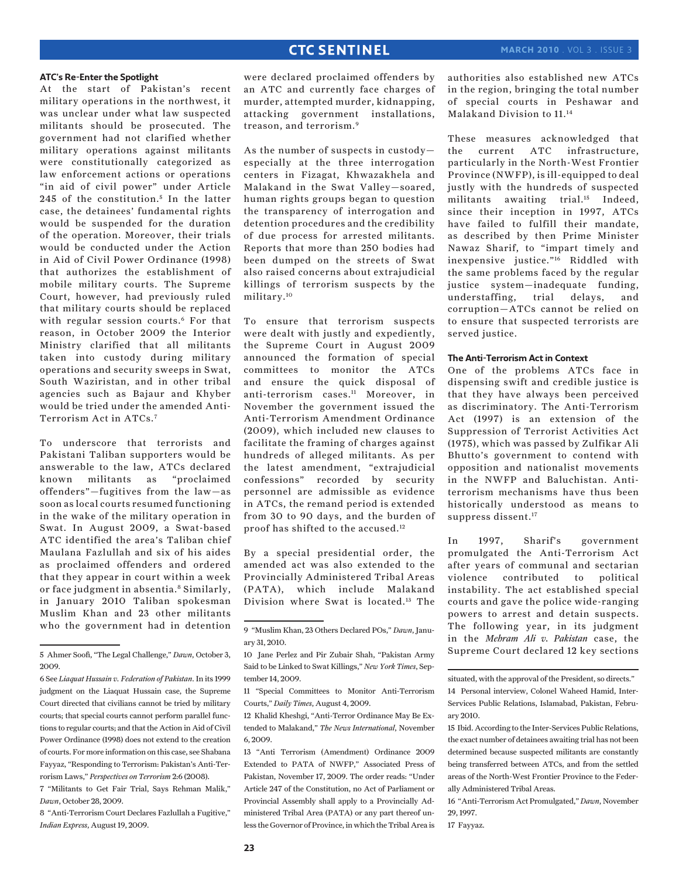### ATC's Re-Enter the Spotlight

At the start of Pakistan's recent military operations in the northwest, it was unclear under what law suspected militants should be prosecuted. The government had not clarified whether military operations against militants were constitutionally categorized as law enforcement actions or operations "in aid of civil power" under Article 245 of the constitution.[5] In the latter case, the detainees' fundamental rights would be suspended for the duration of the operation. Moreover, their trials would be conducted under the Action in Aid of Civil Power Ordinance (1998) that authorizes the establishment of mobile military courts. The Supreme Court, however, had previously ruled that military courts should be replaced with regular session courts.[6] For that reason, in October 2009 the Interior Ministry clarified that all militants taken into custody during military operations and security sweeps in Swat, South Waziristan, and in other tribal agencies such as Bajaur and Khyber would be tried under the amended Anti-Terrorism Act in ATCs.[7]

To underscore that terrorists and Pakistani Taliban supporters would be answerable to the law, ATCs declared known militants as "proclaimed offenders"—fugitives from the law—as soon as local courts resumed functioning in the wake of the military operation in Swat. In August 2009, a Swat-based ATC identified the area's Taliban chief Maulana Fazlullah and six of his aides as proclaimed offenders and ordered that they appear in court within a week or face judgment in absentia.[8] Similarly, in January 2010 Taliban spokesman Muslim Khan and 23 other militants who the government had in detention were declared proclaimed offenders by an ATC and currently face charges of murder, attempted murder, kidnapping, attacking government installations, treason, and terrorism.[9]

As the number of suspects in custody—especially at the three interrogation centers in Fizagat, Khwazakhela and Malakand in the Swat Valley—soared, human rights groups began to question the transparency of interrogation and detention procedures and the credibility of due process for arrested militants. Reports that more than 250 bodies had been dumped on the streets of Swat also raised concerns about extrajudicial killings of terrorism suspects by the military.[10]

To ensure that terrorism suspects were dealt with justly and expediently, the Supreme Court in August 2009 announced the formation of special committees to monitor the ATCs and ensure the quick disposal of anti-terrorism cases.[11] Moreover, in November the government issued the Anti-Terrorism Amendment Ordinance (2009), which included new clauses to facilitate the framing of charges against hundreds of alleged militants. As per the latest amendment, "extrajudicial confessions" recorded by security personnel are admissible as evidence in ATCs, the remand period is extended from 30 to 90 days, and the burden of proof has shifted to the accused.[12]

By a special presidential order, the amended act was also extended to the Provincially Administered Tribal Areas (PATA), which include Malakand Division where Swat is located.[13] The authorities also established new ATCs in the region, bringing the total number of special courts in Peshawar and Malakand Division to 11.[14]

These measures acknowledged that the current ATC infrastructure, particularly in the North-West Frontier Province (NWFP), is ill-equipped to deal justly with the hundreds of suspected militants awaiting trial.[15] Indeed, since their inception in 1997, ATCs have failed to fulfill their mandate, as described by then Prime Minister Nawaz Sharif, to "impart timely and inexpensive justice."[16] Riddled with the same problems faced by the regular justice system—inadequate funding, understaffing, trial delays, and corruption—ATCs cannot be relied on to ensure that suspected terrorists are served justice.

### The Anti-Terrorism Act in Context

One of the problems ATCs face in dispensing swift and credible justice is that they have always been perceived as discriminatory. The Anti-Terrorism Act (1997) is an extension of the Suppression of Terrorist Activities Act (1975), which was passed by Zulfikar Ali Bhutto's government to contend with opposition and nationalist movements in the NWFP and Baluchistan. Anti-terrorism mechanisms have thus been historically understood as means to suppress dissent.[17]

In 1997, Sharif's government promulgated the Anti-Terrorism Act after years of communal and sectarian violence contributed to political instability. The act established special courts and gave the police wide-ranging powers to arrest and detain suspects. The following year, in its judgment in the *Mehram Ali v. Pakistan* case, the Supreme Court declared 12 key sections

---

5 Ahmer Soofi, "The Legal Challenge," *Dawn*, October 3, 2009.

6 See *Liaquat Hussain v. Federation of Pakistan*. In its 1999 judgment on the Liaqat Hussain case, the Supreme Court directed that civilians cannot be tried by military courts; that special courts cannot perform parallel functions to regular courts; and that the Action in Aid of Civil Power Ordinance (1998) does not extend to the creation of courts. For more information on this case, see Shabana Fayyaz, "Responding to Terrorism: Pakistan's Anti-Terrorism Laws," *Perspectives on Terrorism* 2:6 (2008).

7 "Militants to Get Fair Trial, Says Rehman Malik," *Dawn*, October 28, 2009.

8 "Anti-Terrorism Court Declares Fazlullah a Fugitive," *Indian Express*, August 19, 2009.

9 "Muslim Khan, 23 Others Declared POs," *Dawn*, January 31, 2010.

10 Jane Perlez and Pir Zubair Shah, "Pakistan Army Said to be Linked to Swat Killings," *New York Times*, September 14, 2009.

11 "Special Committees to Monitor Anti-Terrorism Courts," *Daily Times*, August 4, 2009.

12 Khalid Kheshgi, "Anti-Terror Ordinance May Be Extended to Malakand," *The News International*, November 6, 2009.

13 "Anti Terrorism (Amendment) Ordinance 2009 Extended to PATA of NWFP," Associated Press of Pakistan, November 17, 2009. The order reads: "Under Article 247 of the Constitution, no Act of Parliament or Provincial Assembly shall apply to a Provincially Administered Tribal Area (PATA) or any part thereof unless the Governor of Province, in which the Tribal Area is situated, with the approval of the President, so directs."

14 Personal interview, Colonel Waheed Hamid, Inter-Services Public Relations, Islamabad, Pakistan, February 2010.

15 Ibid. According to the Inter-Services Public Relations, the exact number of detainees awaiting trial has not been determined because suspected militants are constantly being transferred between ATCs, and from the settled areas of the North-West Frontier Province to the Federally Administered Tribal Areas.

16 "Anti-Terrorism Act Promulgated," *Dawn*, November 29, 1997.

17 Fayyaz.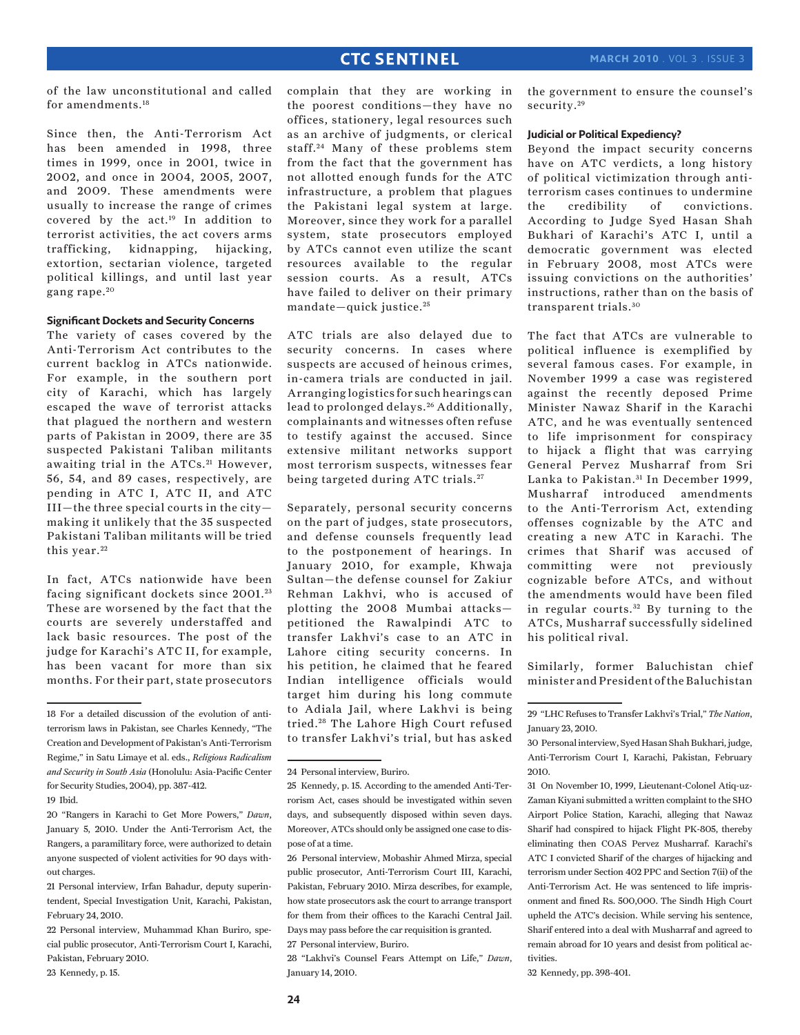of the law unconstitutional and called for amendments.[18]

Since then, the Anti-Terrorism Act has been amended in 1998, three times in 1999, once in 2001, twice in 2002, and once in 2004, 2005, 2007, and 2009. These amendments were usually to increase the range of crimes covered by the act.[19] In addition to terrorist activities, the act covers arms trafficking, kidnapping, hijacking, extortion, sectarian violence, targeted political killings, and until last year gang rape.[20]

#### Significant Dockets and Security Concerns

The variety of cases covered by the Anti-Terrorism Act contributes to the current backlog in ATCs nationwide. For example, in the southern port city of Karachi, which has largely escaped the wave of terrorist attacks that plagued the northern and western parts of Pakistan in 2009, there are 35 suspected Pakistani Taliban militants awaiting trial in the ATCs.[21] However, 56, 54, and 89 cases, respectively, are pending in ATC I, ATC II, and ATC III—the three special courts in the city—making it unlikely that the 35 suspected Pakistani Taliban militants will be tried this year.[22]

In fact, ATCs nationwide have been facing significant dockets since 2001.[23] These are worsened by the fact that the courts are severely understaffed and lack basic resources. The post of the judge for Karachi's ATC II, for example, has been vacant for more than six months. For their part, state prosecutors complain that they are working in the poorest conditions—they have no offices, stationery, legal resources such as an archive of judgments, or clerical staff.[24] Many of these problems stem from the fact that the government has not allotted enough funds for the ATC infrastructure, a problem that plagues the Pakistani legal system at large. Moreover, since they work for a parallel system, state prosecutors employed by ATCs cannot even utilize the scant resources available to the regular session courts. As a result, ATCs have failed to deliver on their primary mandate—quick justice.[25]

ATC trials are also delayed due to security concerns. In cases where suspects are accused of heinous crimes, in-camera trials are conducted in jail. Arranging logistics for such hearings can lead to prolonged delays.[26] Additionally, complainants and witnesses often refuse to testify against the accused. Since extensive militant networks support most terrorism suspects, witnesses fear being targeted during ATC trials.[27]

Separately, personal security concerns on the part of judges, state prosecutors, and defense counsels frequently lead to the postponement of hearings. In January 2010, for example, Khwaja Sultan—the defense counsel for Zakiur Rehman Lakhvi, who is accused of plotting the 2008 Mumbai attacks—petitioned the Rawalpindi ATC to transfer Lakhvi's case to an ATC in Lahore citing security concerns. In his petition, he claimed that he feared Indian intelligence officials would target him during his long commute to Adiala Jail, where Lakhvi is being tried.[28] The Lahore High Court refused to transfer Lakhvi's trial, but has asked the government to ensure the counsel's security.[29]

#### Judicial or Political Expediency?

Beyond the impact security concerns have on ATC verdicts, a long history of political victimization through anti-terrorism cases continues to undermine the credibility of convictions. According to Judge Syed Hasan Shah Bukhari of Karachi's ATC I, until a democratic government was elected in February 2008, most ATCs were issuing convictions on the authorities' instructions, rather than on the basis of transparent trials.[30]

The fact that ATCs are vulnerable to political influence is exemplified by several famous cases. For example, in November 1999 a case was registered against the recently deposed Prime Minister Nawaz Sharif in the Karachi ATC, and he was eventually sentenced to life imprisonment for conspiracy to hijack a flight that was carrying General Pervez Musharraf from Sri Lanka to Pakistan.[31] In December 1999, Musharraf introduced amendments to the Anti-Terrorism Act, extending offenses cognizable by the ATC and creating a new ATC in Karachi. The crimes that Sharif was accused of committing were not previously cognizable before ATCs, and without the amendments would have been filed in regular courts.[32] By turning to the ATCs, Musharraf successfully sidelined his political rival.

Similarly, former Baluchistan chief minister and President of the Baluchistan

---

18 For a detailed discussion of the evolution of anti-terrorism laws in Pakistan, see Charles Kennedy, "The Creation and Development of Pakistan's Anti-Terrorism Regime," in Satu Limaye et al. eds., *Religious Radicalism and Security in South Asia* (Honolulu: Asia-Pacific Center for Security Studies, 2004), pp. 387-412.

19 Ibid.

20 "Rangers in Karachi to Get More Powers," *Dawn*, January 5, 2010. Under the Anti-Terrorism Act, the Rangers, a paramilitary force, were authorized to detain anyone suspected of violent activities for 90 days without charges.

21 Personal interview, Irfan Bahadur, deputy superintendent, Special Investigation Unit, Karachi, Pakistan, February 24, 2010.

22 Personal interview, Muhammad Khan Buriro, special public prosecutor, Anti-Terrorism Court I, Karachi, Pakistan, February 2010.

23 Kennedy, p. 15.

24 Personal interview, Buriro.

25 Kennedy, p. 15. According to the amended Anti-Terrorism Act, cases should be investigated within seven days, and subsequently disposed within seven days. Moreover, ATCs should only be assigned one case to dispose of at a time.

26 Personal interview, Mobashir Ahmed Mirza, special public prosecutor, Anti-Terrorism Court III, Karachi, Pakistan, February 2010. Mirza describes, for example, how state prosecutors ask the court to arrange transport for them from their offices to the Karachi Central Jail. Days may pass before the car requisition is granted.

27 Personal interview, Buriro.

28 "Lakhvi's Counsel Fears Attempt on Life," *Dawn*, January 14, 2010.

29 "LHC Refuses to Transfer Lakhvi's Trial," *The Nation*, January 23, 2010.

30 Personal interview, Syed Hasan Shah Bukhari, judge, Anti-Terrorism Court I, Karachi, Pakistan, February 2010.

31 On November 10, 1999, Lieutenant-Colonel Atiq-uz-Zaman Kiyani submitted a written complaint to the SHO Airport Police Station, Karachi, alleging that Nawaz Sharif had conspired to hijack Flight PK-805, thereby eliminating then COAS Pervez Musharraf. Karachi's ATC I convicted Sharif of the charges of hijacking and terrorism under Section 402 PPC and Section 7(ii) of the Anti-Terrorism Act. He was sentenced to life imprisonment and fined Rs. 500,000. The Sindh High Court upheld the ATC's decision. While serving his sentence, Sharif entered into a deal with Musharraf and agreed to remain abroad for 10 years and desist from political activities.

32 Kennedy, pp. 398-401.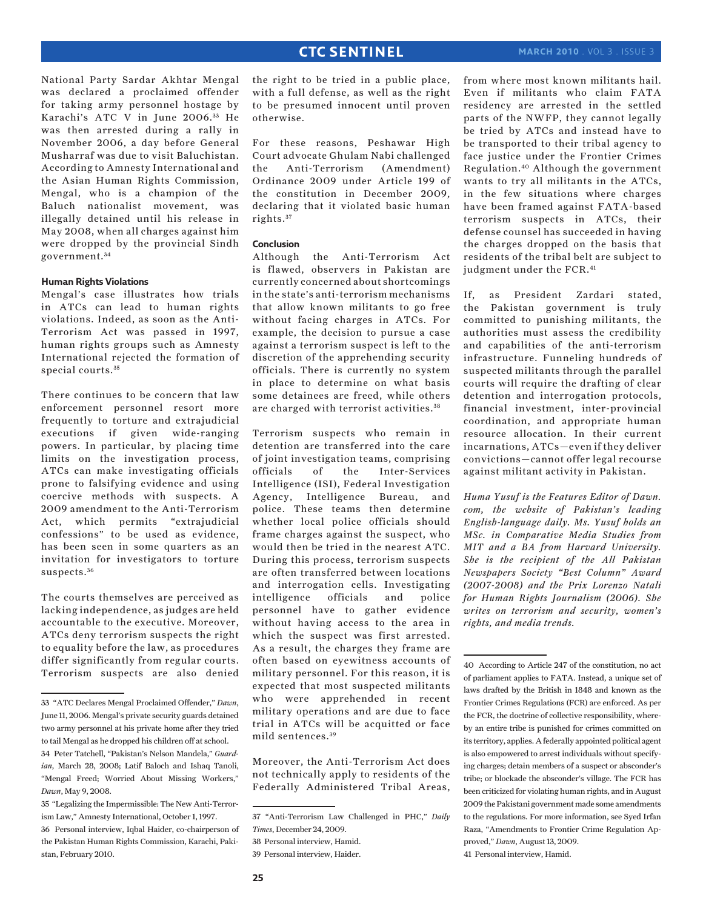National Party Sardar Akhtar Mengal was declared a proclaimed offender for taking army personnel hostage by Karachi's ATC V in June 2006.[33] He was then arrested during a rally in November 2006, a day before General Musharraf was due to visit Baluchistan. According to Amnesty International and the Asian Human Rights Commission, Mengal, who is a champion of the Baluch nationalist movement, was illegally detained until his release in May 2008, when all charges against him were dropped by the provincial Sindh government.[34]

#### Human Rights Violations

Mengal's case illustrates how trials in ATCs can lead to human rights violations. Indeed, as soon as the Anti-Terrorism Act was passed in 1997, human rights groups such as Amnesty International rejected the formation of special courts.[35]

There continues to be concern that law enforcement personnel resort more frequently to torture and extrajudicial executions if given wide-ranging powers. In particular, by placing time limits on the investigation process, ATCs can make investigating officials prone to falsifying evidence and using coercive methods with suspects. A 2009 amendment to the Anti-Terrorism Act, which permits "extrajudicial confessions" to be used as evidence, has been seen in some quarters as an invitation for investigators to torture suspects.[36]

The courts themselves are perceived as lacking independence, as judges are held accountable to the executive. Moreover, ATCs deny terrorism suspects the right to equality before the law, as procedures differ significantly from regular courts. Terrorism suspects are also denied the right to be tried in a public place, with a full defense, as well as the right to be presumed innocent until proven otherwise.

For these reasons, Peshawar High Court advocate Ghulam Nabi challenged the Anti-Terrorism (Amendment) Ordinance 2009 under Article 199 of the constitution in December 2009, declaring that it violated basic human rights.[37]

#### Conclusion

Although the Anti-Terrorism Act is flawed, observers in Pakistan are currently concerned about shortcomings in the state's anti-terrorism mechanisms that allow known militants to go free without facing charges in ATCs. For example, the decision to pursue a case against a terrorism suspect is left to the discretion of the apprehending security officials. There is currently no system in place to determine on what basis some detainees are freed, while others are charged with terrorist activities.[38]

Terrorism suspects who remain in detention are transferred into the care of joint investigation teams, comprising officials of the Inter-Services Intelligence (ISI), Federal Investigation Agency, Intelligence Bureau, and police. These teams then determine whether local police officials should frame charges against the suspect, who would then be tried in the nearest ATC. During this process, terrorism suspects are often transferred between locations and interrogation cells. Investigating intelligence officials and police personnel have to gather evidence without having access to the area in which the suspect was first arrested. As a result, the charges they frame are often based on eyewitness accounts of military personnel. For this reason, it is expected that most suspected militants who were apprehended in recent military operations and are due to face trial in ATCs will be acquitted or face mild sentences.[39]

Moreover, the Anti-Terrorism Act does not technically apply to residents of the Federally Administered Tribal Areas, from where most known militants hail. Even if militants who claim FATA residency are arrested in the settled parts of the NWFP, they cannot legally be tried by ATCs and instead have to be transported to their tribal agency to face justice under the Frontier Crimes Regulation.[40] Although the government wants to try all militants in the ATCs, in the few situations where charges have been framed against FATA-based terrorism suspects in ATCs, their defense counsel has succeeded in having the charges dropped on the basis that residents of the tribal belt are subject to judgment under the FCR.[41]

If, as President Zardari stated, the Pakistan government is truly committed to punishing militants, the authorities must assess the credibility and capabilities of the anti-terrorism infrastructure. Funneling hundreds of suspected militants through the parallel courts will require the drafting of clear detention and interrogation protocols, financial investment, inter-provincial coordination, and appropriate human resource allocation. In their current incarnations, ATCs—even if they deliver convictions—cannot offer legal recourse against militant activity in Pakistan.

*Huma Yusuf is the Features Editor of Dawn.com, the website of Pakistan's leading English-language daily. Ms. Yusuf holds an MSc. in Comparative Media Studies from MIT and a BA from Harvard University. She is the recipient of the All Pakistan Newspapers Society "Best Column" Award (2007-2008) and the Prix Lorenzo Natali for Human Rights Journalism (2006). She writes on terrorism and security, women's rights, and media trends.*

---

33 "ATC Declares Mengal Proclaimed Offender," *Dawn*, June 11, 2006. Mengal's private security guards detained two army personnel at his private home after they tried to tail Mengal as he dropped his children off at school.

34 Peter Tatchell, "Pakistan's Nelson Mandela," *Guardian*, March 28, 2008; Latif Baloch and Ishaq Tanoli, "Mengal Freed; Worried About Missing Workers," *Dawn*, May 9, 2008.

35 "Legalizing the Impermissible: The New Anti-Terrorism Law," Amnesty International, October 1, 1997.

36 Personal interview, Iqbal Haider, co-chairperson of the Pakistan Human Rights Commission, Karachi, Pakistan, February 2010.

37 "Anti-Terrorism Law Challenged in PHC," *Daily Times*, December 24, 2009.

38 Personal interview, Hamid.

39 Personal interview, Haider.

40 According to Article 247 of the constitution, no act of parliament applies to FATA. Instead, a unique set of laws drafted by the British in 1848 and known as the Frontier Crimes Regulations (FCR) are enforced. As per the FCR, the doctrine of collective responsibility, whereby an entire tribe is punished for crimes committed on its territory, applies. A federally appointed political agent is also empowered to arrest individuals without specifying charges; detain members of a suspect or absconder's tribe; or blockade the absconder's village. The FCR has been criticized for violating human rights, and in August 2009 the Pakistani government made some amendments to the regulations. For more information, see Syed Irfan Raza, "Amendments to Frontier Crime Regulation Approved," *Dawn*, August 13, 2009.

41 Personal interview, Hamid.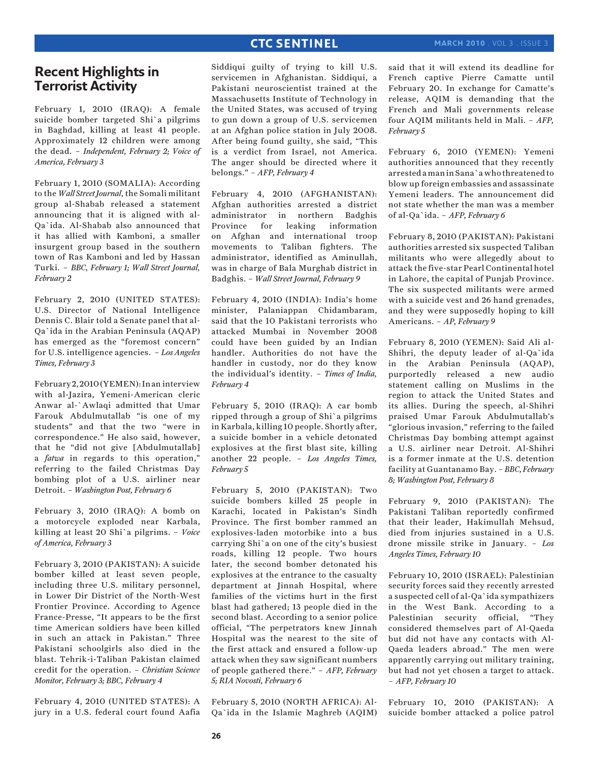## Recent Highlights in Terrorist Activity

February 1, 2010 (IRAQ): A female suicide bomber targeted Shi`a pilgrims in Baghdad, killing at least 41 people. Approximately 12 children were among the dead. – *Independent, February 2; Voice of America, February 3*

February 1, 2010 (SOMALIA): According to the *Wall Street Journal*, the Somali militant group al-Shabab released a statement announcing that it is aligned with al-Qa`ida. Al-Shabab also announced that it has allied with Kamboni, a smaller insurgent group based in the southern town of Ras Kamboni and led by Hassan Turki. – *BBC, February 1; Wall Street Journal, February 2*

February 2, 2010 (UNITED STATES): U.S. Director of National Intelligence Dennis C. Blair told a Senate panel that al-Qa`ida in the Arabian Peninsula (AQAP) has emerged as the "foremost concern" for U.S. intelligence agencies. – *Los Angeles Times, February 3*

February 2, 2010 (YEMEN): In an interview with al-Jazira, Yemeni-American cleric Anwar al-`Awlaqi admitted that Umar Farouk Abdulmutallab "is one of my students" and that the two "were in correspondence." He also said, however, that he "did not give [Abdulmutallab] a *fatwa* in regards to this operation," referring to the failed Christmas Day bombing plot of a U.S. airliner near Detroit. – *Washington Post, February 6*

February 3, 2010 (IRAQ): A bomb on a motorcycle exploded near Karbala, killing at least 20 Shi`a pilgrims. – *Voice of America, February 3*

February 3, 2010 (PAKISTAN): A suicide bomber killed at least seven people, including three U.S. military personnel, in Lower Dir District of the North-West Frontier Province. According to Agence France-Presse, "It appears to be the first time American soldiers have been killed in such an attack in Pakistan." Three Pakistani schoolgirls also died in the blast. Tehrik-i-Taliban Pakistan claimed credit for the operation. – *Christian Science Monitor, February 3; BBC, February 4*

February 4, 2010 (UNITED STATES): A jury in a U.S. federal court found Aafia Siddiqui guilty of trying to kill U.S. servicemen in Afghanistan. Siddiqui, a Pakistani neuroscientist trained at the Massachusetts Institute of Technology in the United States, was accused of trying to gun down a group of U.S. servicemen at an Afghan police station in July 2008. After being found guilty, she said, "This is a verdict from Israel, not America. The anger should be directed where it belongs." – *AFP, February 4*

February 4, 2010 (AFGHANISTAN): Afghan authorities arrested a district administrator in northern Badghis Province for leaking information on Afghan and international troop movements to Taliban fighters. The administrator, identified as Aminullah, was in charge of Bala Murghab district in Badghis. – *Wall Street Journal, February 9*

February 4, 2010 (INDIA): India's home minister, Palaniappan Chidambaram, said that the 10 Pakistani terrorists who attacked Mumbai in November 2008 could have been guided by an Indian handler. Authorities do not have the handler in custody, nor do they know the individual's identity. – *Times of India, February 4*

February 5, 2010 (IRAQ): A car bomb ripped through a group of Shi`a pilgrims in Karbala, killing 10 people. Shortly after, a suicide bomber in a vehicle detonated explosives at the first blast site, killing another 22 people. – *Los Angeles Times, February 5*

February 5, 2010 (PAKISTAN): Two suicide bombers killed 25 people in Karachi, located in Pakistan's Sindh Province. The first bomber rammed an explosives-laden motorbike into a bus carrying Shi`a on one of the city's busiest roads, killing 12 people. Two hours later, the second bomber detonated his explosives at the entrance to the casualty department at Jinnah Hospital, where families of the victims hurt in the first blast had gathered; 13 people died in the second blast. According to a senior police official, "The perpetrators knew Jinnah Hospital was the nearest to the site of the first attack and ensured a follow-up attack when they saw significant numbers of people gathered there." – *AFP, February 5; RIA Novosti, February 6*

February 5, 2010 (NORTH AFRICA): Al-Qa`ida in the Islamic Maghreb (AQIM) said that it will extend its deadline for French captive Pierre Camatte until February 20. In exchange for Camatte's release, AQIM is demanding that the French and Mali governments release four AQIM militants held in Mali. – *AFP, February 5*

February 6, 2010 (YEMEN): Yemeni authorities announced that they recently arrested a man in Sana`a who threatened to blow up foreign embassies and assassinate Yemeni leaders. The announcement did not state whether the man was a member of al-Qa`ida. – *AFP, February 6*

February 8, 2010 (PAKISTAN): Pakistani authorities arrested six suspected Taliban militants who were allegedly about to attack the five-star Pearl Continental hotel in Lahore, the capital of Punjab Province. The six suspected militants were armed with a suicide vest and 26 hand grenades, and they were supposedly hoping to kill Americans. – *AP, February 9*

February 8, 2010 (YEMEN): Said Ali al-Shihri, the deputy leader of al-Qa`ida in the Arabian Peninsula (AQAP), purportedly released a new audio statement calling on Muslims in the region to attack the United States and its allies. During the speech, al-Shihri praised Umar Farouk Abdulmutallab's "glorious invasion," referring to the failed Christmas Day bombing attempt against a U.S. airliner near Detroit. Al-Shihri is a former inmate at the U.S. detention facility at Guantanamo Bay. – *BBC, February 8; Washington Post, February 8*

February 9, 2010 (PAKISTAN): The Pakistani Taliban reportedly confirmed that their leader, Hakimullah Mehsud, died from injuries sustained in a U.S. drone missile strike in January. – *Los Angeles Times, February 10*

February 10, 2010 (ISRAEL): Palestinian security forces said they recently arrested a suspected cell of al-Qa`ida sympathizers in the West Bank. According to a Palestinian security official, "They considered themselves part of Al-Qaeda but did not have any contacts with Al-Qaeda leaders abroad." The men were apparently carrying out military training, but had not yet chosen a target to attack. – *AFP, February 10*

February 10, 2010 (PAKISTAN): A suicide bomber attacked a police patrol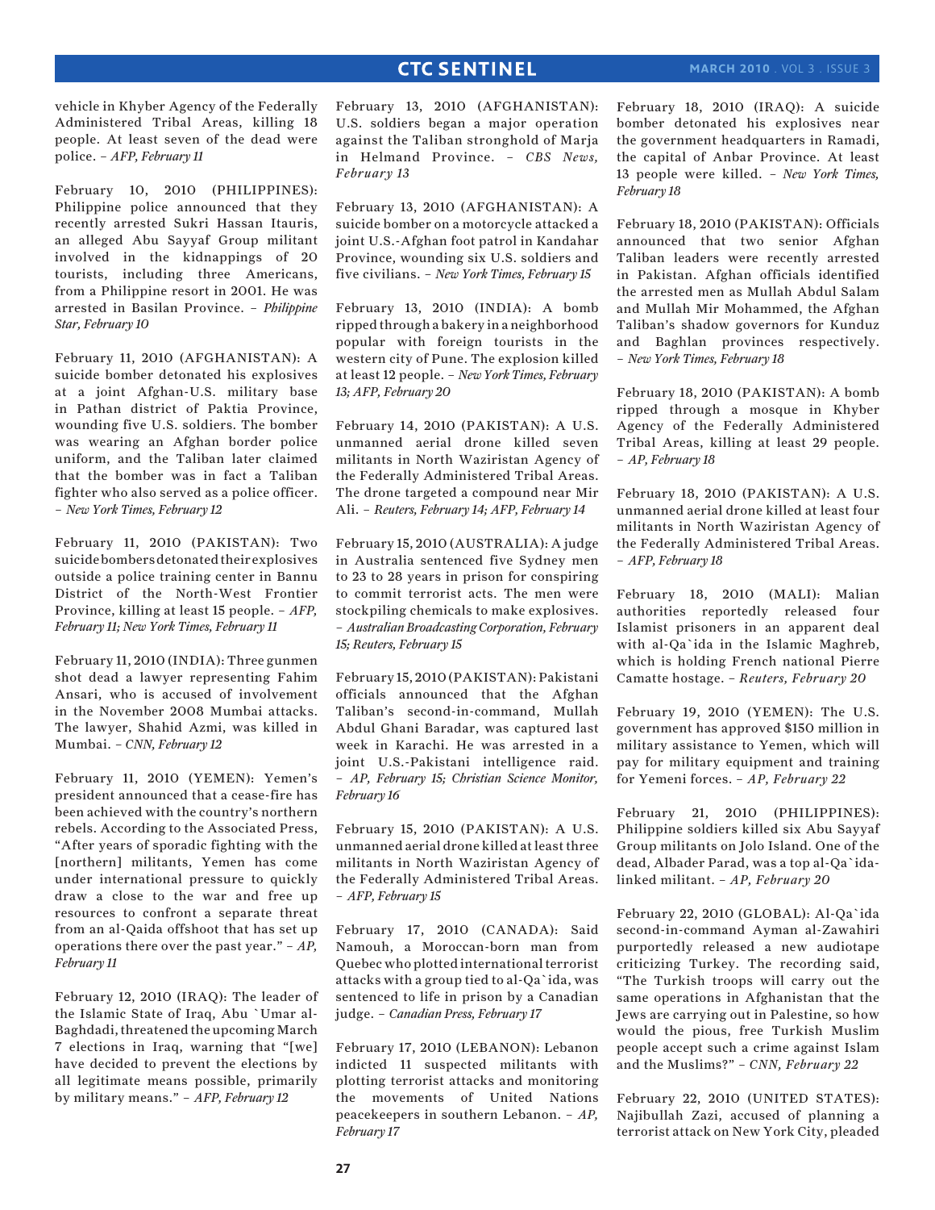vehicle in Khyber Agency of the Federally Administered Tribal Areas, killing 18 people. At least seven of the dead were police. – *AFP, February 11*

February 10, 2010 (PHILIPPINES): Philippine police announced that they recently arrested Sukri Hassan Itauris, an alleged Abu Sayyaf Group militant involved in the kidnappings of 20 tourists, including three Americans, from a Philippine resort in 2001. He was arrested in Basilan Province. – *Philippine Star, February 10*

February 11, 2010 (AFGHANISTAN): A suicide bomber detonated his explosives at a joint Afghan-U.S. military base in Pathan district of Paktia Province, wounding five U.S. soldiers. The bomber was wearing an Afghan border police uniform, and the Taliban later claimed that the bomber was in fact a Taliban fighter who also served as a police officer. – *New York Times, February 12*

February 11, 2010 (PAKISTAN): Two suicide bombers detonated their explosives outside a police training center in Bannu District of the North-West Frontier Province, killing at least 15 people. – *AFP, February 11; New York Times, February 11*

February 11, 2010 (INDIA): Three gunmen shot dead a lawyer representing Fahim Ansari, who is accused of involvement in the November 2008 Mumbai attacks. The lawyer, Shahid Azmi, was killed in Mumbai. – *CNN, February 12*

February 11, 2010 (YEMEN): Yemen's president announced that a cease-fire has been achieved with the country's northern rebels. According to the Associated Press, "After years of sporadic fighting with the [northern] militants, Yemen has come under international pressure to quickly draw a close to the war and free up resources to confront a separate threat from an al-Qaida offshoot that has set up operations there over the past year." – *AP, February 11*

February 12, 2010 (IRAQ): The leader of the Islamic State of Iraq, Abu `Umar al-Baghdadi, threatened the upcoming March 7 elections in Iraq, warning that "[we] have decided to prevent the elections by all legitimate means possible, primarily by military means." – *AFP, February 12*

February 13, 2010 (AFGHANISTAN): U.S. soldiers began a major operation against the Taliban stronghold of Marja in Helmand Province. – *CBS News, February 13*

February 13, 2010 (AFGHANISTAN): A suicide bomber on a motorcycle attacked a joint U.S.-Afghan foot patrol in Kandahar Province, wounding six U.S. soldiers and five civilians. – *New York Times, February 15*

February 13, 2010 (INDIA): A bomb ripped through a bakery in a neighborhood popular with foreign tourists in the western city of Pune. The explosion killed at least 12 people. – *New York Times, February 13; AFP, February 20*

February 14, 2010 (PAKISTAN): A U.S. unmanned aerial drone killed seven militants in North Waziristan Agency of the Federally Administered Tribal Areas. The drone targeted a compound near Mir Ali. – *Reuters, February 14; AFP, February 14*

February 15, 2010 (AUSTRALIA): A judge in Australia sentenced five Sydney men to 23 to 28 years in prison for conspiring to commit terrorist acts. The men were stockpiling chemicals to make explosives. – *Australian Broadcasting Corporation, February 15; Reuters, February 15*

February 15, 2010 (PAKISTAN): Pakistani officials announced that the Afghan Taliban's second-in-command, Mullah Abdul Ghani Baradar, was captured last week in Karachi. He was arrested in a joint U.S.-Pakistani intelligence raid. – *AP, February 15; Christian Science Monitor, February 16*

February 15, 2010 (PAKISTAN): A U.S. unmanned aerial drone killed at least three militants in North Waziristan Agency of the Federally Administered Tribal Areas. – *AFP, February 15*

February 17, 2010 (CANADA): Said Namouh, a Moroccan-born man from Quebec who plotted international terrorist attacks with a group tied to al-Qa`ida, was sentenced to life in prison by a Canadian judge. – *Canadian Press, February 17*

February 17, 2010 (LEBANON): Lebanon indicted 11 suspected militants with plotting terrorist attacks and monitoring the movements of United Nations peacekeepers in southern Lebanon. – *AP, February 17*

February 18, 2010 (IRAQ): A suicide bomber detonated his explosives near the government headquarters in Ramadi, the capital of Anbar Province. At least 13 people were killed. – *New York Times, February 18*

February 18, 2010 (PAKISTAN): Officials announced that two senior Afghan Taliban leaders were recently arrested in Pakistan. Afghan officials identified the arrested men as Mullah Abdul Salam and Mullah Mir Mohammed, the Afghan Taliban's shadow governors for Kunduz and Baghlan provinces respectively. – *New York Times, February 18*

February 18, 2010 (PAKISTAN): A bomb ripped through a mosque in Khyber Agency of the Federally Administered Tribal Areas, killing at least 29 people. – *AP, February 18*

February 18, 2010 (PAKISTAN): A U.S. unmanned aerial drone killed at least four militants in North Waziristan Agency of the Federally Administered Tribal Areas. – *AFP, February 18*

February 18, 2010 (MALI): Malian authorities reportedly released four Islamist prisoners in an apparent deal with al-Qa`ida in the Islamic Maghreb, which is holding French national Pierre Camatte hostage. – *Reuters, February 20*

February 19, 2010 (YEMEN): The U.S. government has approved $150 million in military assistance to Yemen, which will pay for military equipment and training for Yemeni forces. – *AP, February 22*

February 21, 2010 (PHILIPPINES): Philippine soldiers killed six Abu Sayyaf Group militants on Jolo Island. One of the dead, Albader Parad, was a top al-Qa`ida-linked militant. – *AP, February 20*

February 22, 2010 (GLOBAL): Al-Qa`ida second-in-command Ayman al-Zawahiri purportedly released a new audiotape criticizing Turkey. The recording said, "The Turkish troops will carry out the same operations in Afghanistan that the Jews are carrying out in Palestine, so how would the pious, free Turkish Muslim people accept such a crime against Islam and the Muslims?" – *CNN, February 22*

February 22, 2010 (UNITED STATES): Najibullah Zazi, accused of planning a terrorist attack on New York City, pleaded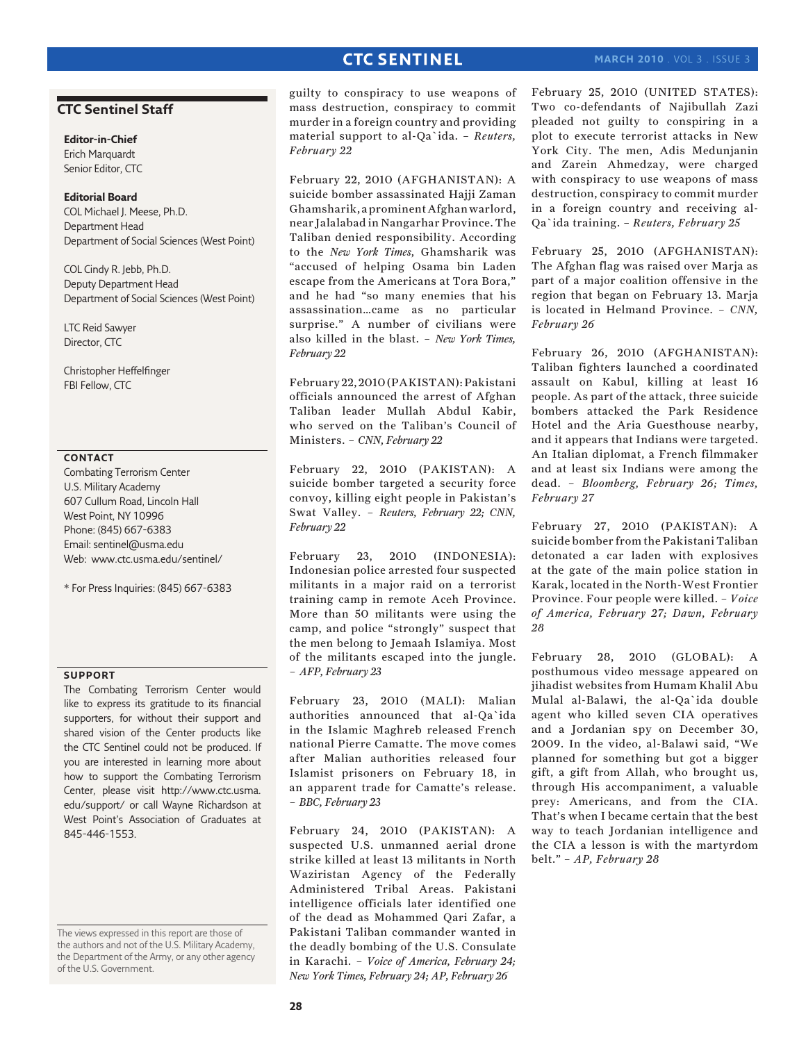## CTC Sentinel Staff

**Editor-in-Chief**
Erich Marquardt
Senior Editor, CTC

**Editorial Board**
COL Michael J. Meese, Ph.D.
Department Head
Department of Social Sciences (West Point)

COL Cindy R. Jebb, Ph.D.
Deputy Department Head
Department of Social Sciences (West Point)

LTC Reid Sawyer
Director, CTC

Christopher Heffelfinger
FBI Fellow, CTC

### CONTACT

Combating Terrorism Center
U.S. Military Academy
607 Cullum Road, Lincoln Hall
West Point, NY 10996
Phone: (845) 667-6383
Email: sentinel@usma.edu
Web: www.ctc.usma.edu/sentinel/

* For Press Inquiries: (845) 667-6383

### SUPPORT

The Combating Terrorism Center would like to express its gratitude to its financial supporters, for without their support and shared vision of the Center products like the CTC Sentinel could not be produced. If you are interested in learning more about how to support the Combating Terrorism Center, please visit http://www.ctc.usma.edu/support/ or call Wayne Richardson at West Point's Association of Graduates at 845-446-1553.

The views expressed in this report are those of the authors and not of the U.S. Military Academy, the Department of the Army, or any other agency of the U.S. Government.

guilty to conspiracy to use weapons of mass destruction, conspiracy to commit murder in a foreign country and providing material support to al-Qa`ida. – *Reuters, February 22*

February 22, 2010 (AFGHANISTAN): A suicide bomber assassinated Hajji Zaman Ghamsharik, a prominent Afghan warlord, near Jalalabad in Nangarhar Province. The Taliban denied responsibility. According to the *New York Times*, Ghamsharik was "accused of helping Osama bin Laden escape from the Americans at Tora Bora," and he had "so many enemies that his assassination…came as no particular surprise." A number of civilians were also killed in the blast. – *New York Times, February 22*

February 22, 2010 (PAKISTAN): Pakistani officials announced the arrest of Afghan Taliban leader Mullah Abdul Kabir, who served on the Taliban's Council of Ministers. – *CNN, February 22*

February 22, 2010 (PAKISTAN): A suicide bomber targeted a security force convoy, killing eight people in Pakistan's Swat Valley. – *Reuters, February 22; CNN, February 22*

February 23, 2010 (INDONESIA): Indonesian police arrested four suspected militants in a major raid on a terrorist training camp in remote Aceh Province. More than 50 militants were using the camp, and police "strongly" suspect that the men belong to Jemaah Islamiya. Most of the militants escaped into the jungle. – *AFP, February 23*

February 23, 2010 (MALI): Malian authorities announced that al-Qa`ida in the Islamic Maghreb released French national Pierre Camatte. The move comes after Malian authorities released four Islamist prisoners on February 18, in an apparent trade for Camatte's release. – *BBC, February 23*

February 24, 2010 (PAKISTAN): A suspected U.S. unmanned aerial drone strike killed at least 13 militants in North Waziristan Agency of the Federally Administered Tribal Areas. Pakistani intelligence officials later identified one of the dead as Mohammed Qari Zafar, a Pakistani Taliban commander wanted in the deadly bombing of the U.S. Consulate in Karachi. – *Voice of America, February 24; New York Times, February 24; AP, February 26*

February 25, 2010 (UNITED STATES): Two co-defendants of Najibullah Zazi pleaded not guilty to conspiring in a plot to execute terrorist attacks in New York City. The men, Adis Medunjanin and Zarein Ahmedzay, were charged with conspiracy to use weapons of mass destruction, conspiracy to commit murder in a foreign country and receiving al-Qa`ida training. – *Reuters, February 25*

February 25, 2010 (AFGHANISTAN): The Afghan flag was raised over Marja as part of a major coalition offensive in the region that began on February 13. Marja is located in Helmand Province. – *CNN, February 26*

February 26, 2010 (AFGHANISTAN): Taliban fighters launched a coordinated assault on Kabul, killing at least 16 people. As part of the attack, three suicide bombers attacked the Park Residence Hotel and the Aria Guesthouse nearby, and it appears that Indians were targeted. An Italian diplomat, a French filmmaker and at least six Indians were among the dead. – *Bloomberg, February 26; Times, February 27*

February 27, 2010 (PAKISTAN): A suicide bomber from the Pakistani Taliban detonated a car laden with explosives at the gate of the main police station in Karak, located in the North-West Frontier Province. Four people were killed. – *Voice of America, February 27; Dawn, February 28*

February 28, 2010 (GLOBAL): A posthumous video message appeared on jihadist websites from Humam Khalil Abu Mulal al-Balawi, the al-Qa`ida double agent who killed seven CIA operatives and a Jordanian spy on December 30, 2009. In the video, al-Balawi said, "We planned for something but got a bigger gift, a gift from Allah, who brought us, through His accompaniment, a valuable prey: Americans, and from the CIA. That's when I became certain that the best way to teach Jordanian intelligence and the CIA a lesson is with the martyrdom belt." – *AP, February 28*